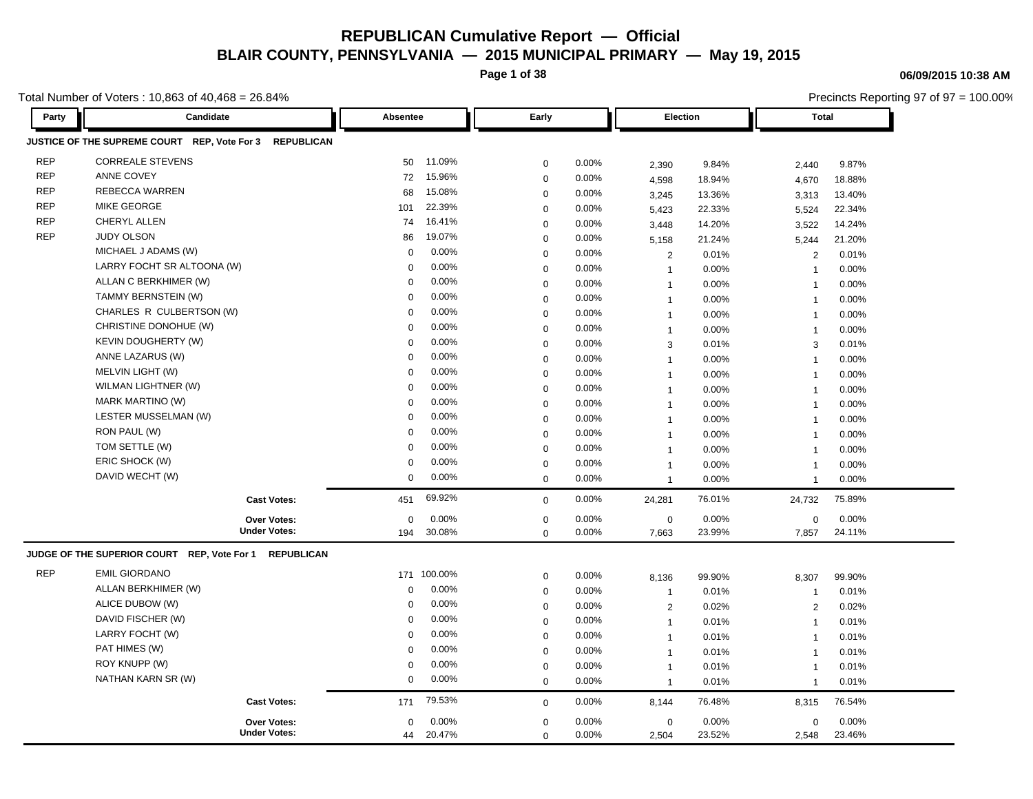# REPUBLICAN Cumulative Report — Official

## BLAIR COUNTY, PENNSYLVANIA — 2015 MUNICIPAL PRIMARY — May 19, 2015

06/09/2015 10:38 AM

Total Number of Voters : 10,863 of 40,468 = 26.84%

Precincts Reporting 97 of 97 = 100.00%

### JUSTICE OF THE SUPREME COURT REP, Vote For 3 REPUBLICAN

| Party | Candidate | Absentee | | Early | | Election | | Total | |
|---|---|---|---|---|---|---|---|---|---|
| REP | CORREALE STEVENS | 50 | 11.09% | 0 | 0.00% | 2,390 | 9.84% | 2,440 | 9.87% |
| REP | ANNE COVEY | 72 | 15.96% | 0 | 0.00% | 4,598 | 18.94% | 4,670 | 18.88% |
| REP | REBECCA WARREN | 68 | 15.08% | 0 | 0.00% | 3,245 | 13.36% | 3,313 | 13.40% |
| REP | MIKE GEORGE | 101 | 22.39% | 0 | 0.00% | 5,423 | 22.33% | 5,524 | 22.34% |
| REP | CHERYL ALLEN | 74 | 16.41% | 0 | 0.00% | 3,448 | 14.20% | 3,522 | 14.24% |
| REP | JUDY OLSON | 86 | 19.07% | 0 | 0.00% | 5,158 | 21.24% | 5,244 | 21.20% |
| | MICHAEL J ADAMS (W) | 0 | 0.00% | 0 | 0.00% | 2 | 0.01% | 2 | 0.01% |
| | LARRY FOCHT SR ALTOONA (W) | 0 | 0.00% | 0 | 0.00% | 1 | 0.00% | 1 | 0.00% |
| | ALLAN C BERKHIMER (W) | 0 | 0.00% | 0 | 0.00% | 1 | 0.00% | 1 | 0.00% |
| | TAMMY BERNSTEIN (W) | 0 | 0.00% | 0 | 0.00% | 1 | 0.00% | 1 | 0.00% |
| | CHARLES R CULBERTSON (W) | 0 | 0.00% | 0 | 0.00% | 1 | 0.00% | 1 | 0.00% |
| | CHRISTINE DONOHUE (W) | 0 | 0.00% | 0 | 0.00% | 1 | 0.00% | 1 | 0.00% |
| | KEVIN DOUGHERTY (W) | 0 | 0.00% | 0 | 0.00% | 3 | 0.01% | 3 | 0.01% |
| | ANNE LAZARUS (W) | 0 | 0.00% | 0 | 0.00% | 1 | 0.00% | 1 | 0.00% |
| | MELVIN LIGHT (W) | 0 | 0.00% | 0 | 0.00% | 1 | 0.00% | 1 | 0.00% |
| | WILMAN LIGHTNER (W) | 0 | 0.00% | 0 | 0.00% | 1 | 0.00% | 1 | 0.00% |
| | MARK MARTINO (W) | 0 | 0.00% | 0 | 0.00% | 1 | 0.00% | 1 | 0.00% |
| | LESTER MUSSELMAN (W) | 0 | 0.00% | 0 | 0.00% | 1 | 0.00% | 1 | 0.00% |
| | RON PAUL (W) | 0 | 0.00% | 0 | 0.00% | 1 | 0.00% | 1 | 0.00% |
| | TOM SETTLE (W) | 0 | 0.00% | 0 | 0.00% | 1 | 0.00% | 1 | 0.00% |
| | ERIC SHOCK (W) | 0 | 0.00% | 0 | 0.00% | 1 | 0.00% | 1 | 0.00% |
| | DAVID WECHT (W) | 0 | 0.00% | 0 | 0.00% | 1 | 0.00% | 1 | 0.00% |
| | **Cast Votes:** | 451 | 69.92% | 0 | 0.00% | 24,281 | 76.01% | 24,732 | 75.89% |
| | **Over Votes:** | 0 | 0.00% | 0 | 0.00% | 0 | 0.00% | 0 | 0.00% |
| | **Under Votes:** | 194 | 30.08% | 0 | 0.00% | 7,663 | 23.99% | 7,857 | 24.11% |

### JUDGE OF THE SUPERIOR COURT REP, Vote For 1 REPUBLICAN

| Party | Candidate | Absentee | | Early | | Election | | Total | |
|---|---|---|---|---|---|---|---|---|---|
| REP | EMIL GIORDANO | 171 | 100.00% | 0 | 0.00% | 8,136 | 99.90% | 8,307 | 99.90% |
| | ALLAN BERKHIMER (W) | 0 | 0.00% | 0 | 0.00% | 1 | 0.01% | 1 | 0.01% |
| | ALICE DUBOW (W) | 0 | 0.00% | 0 | 0.00% | 2 | 0.02% | 2 | 0.02% |
| | DAVID FISCHER (W) | 0 | 0.00% | 0 | 0.00% | 1 | 0.01% | 1 | 0.01% |
| | LARRY FOCHT (W) | 0 | 0.00% | 0 | 0.00% | 1 | 0.01% | 1 | 0.01% |
| | PAT HIMES (W) | 0 | 0.00% | 0 | 0.00% | 1 | 0.01% | 1 | 0.01% |
| | ROY KNUPP (W) | 0 | 0.00% | 0 | 0.00% | 1 | 0.01% | 1 | 0.01% |
| | NATHAN KARN SR (W) | 0 | 0.00% | 0 | 0.00% | 1 | 0.01% | 1 | 0.01% |
| | **Cast Votes:** | 171 | 79.53% | 0 | 0.00% | 8,144 | 76.48% | 8,315 | 76.54% |
| | **Over Votes:** | 0 | 0.00% | 0 | 0.00% | 0 | 0.00% | 0 | 0.00% |
| | **Under Votes:** | 44 | 20.47% | 0 | 0.00% | 2,504 | 23.52% | 2,548 | 23.46% |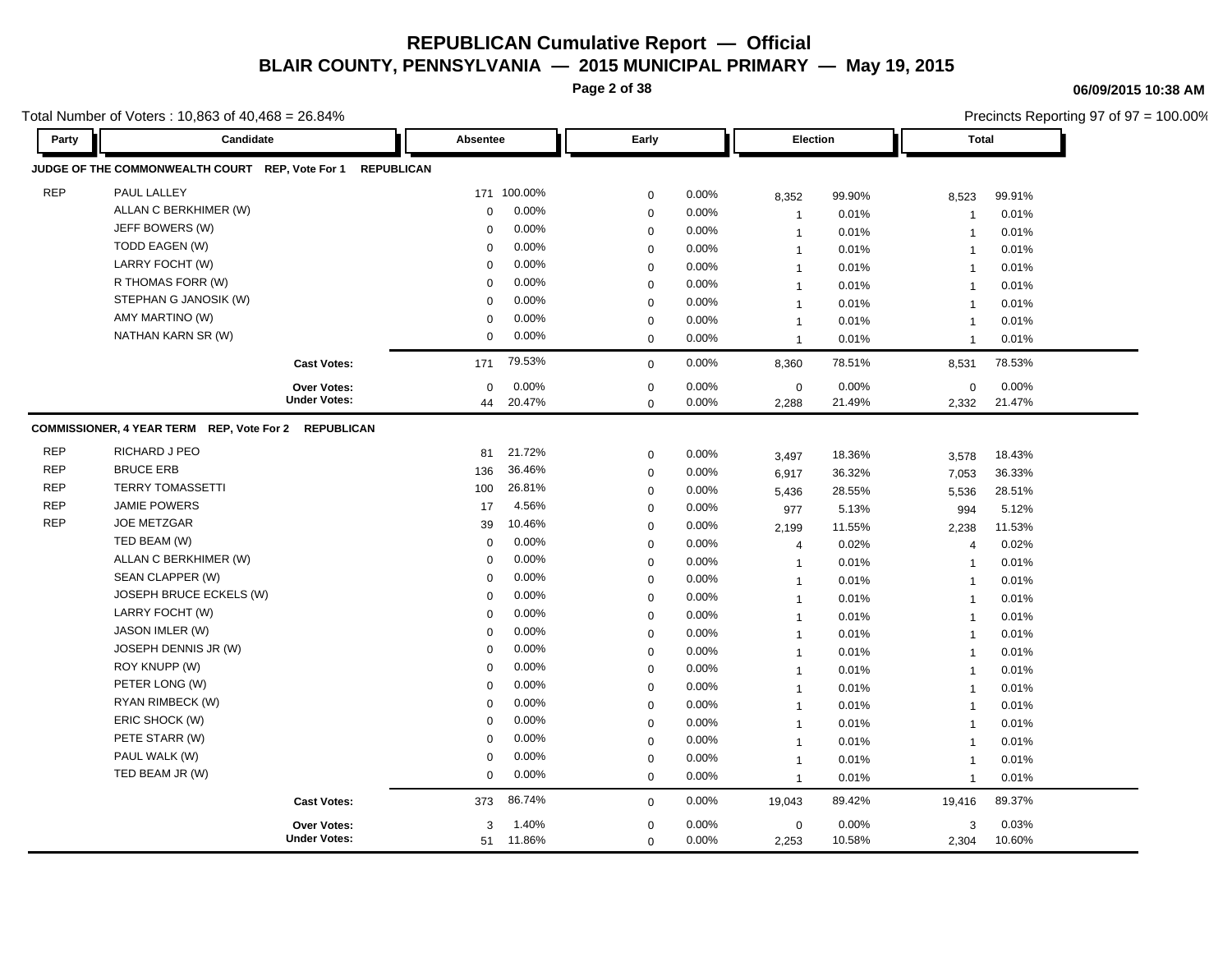# REPUBLICAN Cumulative Report — Official

## BLAIR COUNTY, PENNSYLVANIA — 2015 MUNICIPAL PRIMARY — May 19, 2015

06/09/2015 10:38 AM

Total Number of Voters : 10,863 of 40,468 = 26.84%

Precincts Reporting 97 of 97 = 100.00%

| Party | Candidate | Absentee | | Early | | Election | | Total | |
|---|---|---|---|---|---|---|---|---|---|
| **JUDGE OF THE COMMONWEALTH COURT REP, Vote For 1 REPUBLICAN** | | | | | | | | | |
| REP | PAUL LALLEY | 171 | 100.00% | 0 | 0.00% | 8,352 | 99.90% | 8,523 | 99.91% |
| | ALLAN C BERKHIMER (W) | 0 | 0.00% | 0 | 0.00% | 1 | 0.01% | 1 | 0.01% |
| | JEFF BOWERS (W) | 0 | 0.00% | 0 | 0.00% | 1 | 0.01% | 1 | 0.01% |
| | TODD EAGEN (W) | 0 | 0.00% | 0 | 0.00% | 1 | 0.01% | 1 | 0.01% |
| | LARRY FOCHT (W) | 0 | 0.00% | 0 | 0.00% | 1 | 0.01% | 1 | 0.01% |
| | R THOMAS FORR (W) | 0 | 0.00% | 0 | 0.00% | 1 | 0.01% | 1 | 0.01% |
| | STEPHAN G JANOSIK (W) | 0 | 0.00% | 0 | 0.00% | 1 | 0.01% | 1 | 0.01% |
| | AMY MARTINO (W) | 0 | 0.00% | 0 | 0.00% | 1 | 0.01% | 1 | 0.01% |
| | NATHAN KARN SR (W) | 0 | 0.00% | 0 | 0.00% | 1 | 0.01% | 1 | 0.01% |
| | **Cast Votes:** | 171 | 79.53% | 0 | 0.00% | 8,360 | 78.51% | 8,531 | 78.53% |
| | **Over Votes:** | 0 | 0.00% | 0 | 0.00% | 0 | 0.00% | 0 | 0.00% |
| | **Under Votes:** | 44 | 20.47% | 0 | 0.00% | 2,288 | 21.49% | 2,332 | 21.47% |
| **COMMISSIONER, 4 YEAR TERM REP, Vote For 2 REPUBLICAN** | | | | | | | | | |
| REP | RICHARD J PEO | 81 | 21.72% | 0 | 0.00% | 3,497 | 18.36% | 3,578 | 18.43% |
| REP | BRUCE ERB | 136 | 36.46% | 0 | 0.00% | 6,917 | 36.32% | 7,053 | 36.33% |
| REP | TERRY TOMASSETTI | 100 | 26.81% | 0 | 0.00% | 5,436 | 28.55% | 5,536 | 28.51% |
| REP | JAMIE POWERS | 17 | 4.56% | 0 | 0.00% | 977 | 5.13% | 994 | 5.12% |
| REP | JOE METZGAR | 39 | 10.46% | 0 | 0.00% | 2,199 | 11.55% | 2,238 | 11.53% |
| | TED BEAM (W) | 0 | 0.00% | 0 | 0.00% | 4 | 0.02% | 4 | 0.02% |
| | ALLAN C BERKHIMER (W) | 0 | 0.00% | 0 | 0.00% | 1 | 0.01% | 1 | 0.01% |
| | SEAN CLAPPER (W) | 0 | 0.00% | 0 | 0.00% | 1 | 0.01% | 1 | 0.01% |
| | JOSEPH BRUCE ECKELS (W) | 0 | 0.00% | 0 | 0.00% | 1 | 0.01% | 1 | 0.01% |
| | LARRY FOCHT (W) | 0 | 0.00% | 0 | 0.00% | 1 | 0.01% | 1 | 0.01% |
| | JASON IMLER (W) | 0 | 0.00% | 0 | 0.00% | 1 | 0.01% | 1 | 0.01% |
| | JOSEPH DENNIS JR (W) | 0 | 0.00% | 0 | 0.00% | 1 | 0.01% | 1 | 0.01% |
| | ROY KNUPP (W) | 0 | 0.00% | 0 | 0.00% | 1 | 0.01% | 1 | 0.01% |
| | PETER LONG (W) | 0 | 0.00% | 0 | 0.00% | 1 | 0.01% | 1 | 0.01% |
| | RYAN RIMBECK (W) | 0 | 0.00% | 0 | 0.00% | 1 | 0.01% | 1 | 0.01% |
| | ERIC SHOCK (W) | 0 | 0.00% | 0 | 0.00% | 1 | 0.01% | 1 | 0.01% |
| | PETE STARR (W) | 0 | 0.00% | 0 | 0.00% | 1 | 0.01% | 1 | 0.01% |
| | PAUL WALK (W) | 0 | 0.00% | 0 | 0.00% | 1 | 0.01% | 1 | 0.01% |
| | TED BEAM JR (W) | 0 | 0.00% | 0 | 0.00% | 1 | 0.01% | 1 | 0.01% |
| | **Cast Votes:** | 373 | 86.74% | 0 | 0.00% | 19,043 | 89.42% | 19,416 | 89.37% |
| | **Over Votes:** | 3 | 1.40% | 0 | 0.00% | 0 | 0.00% | 3 | 0.03% |
| | **Under Votes:** | 51 | 11.86% | 0 | 0.00% | 2,253 | 10.58% | 2,304 | 10.60% |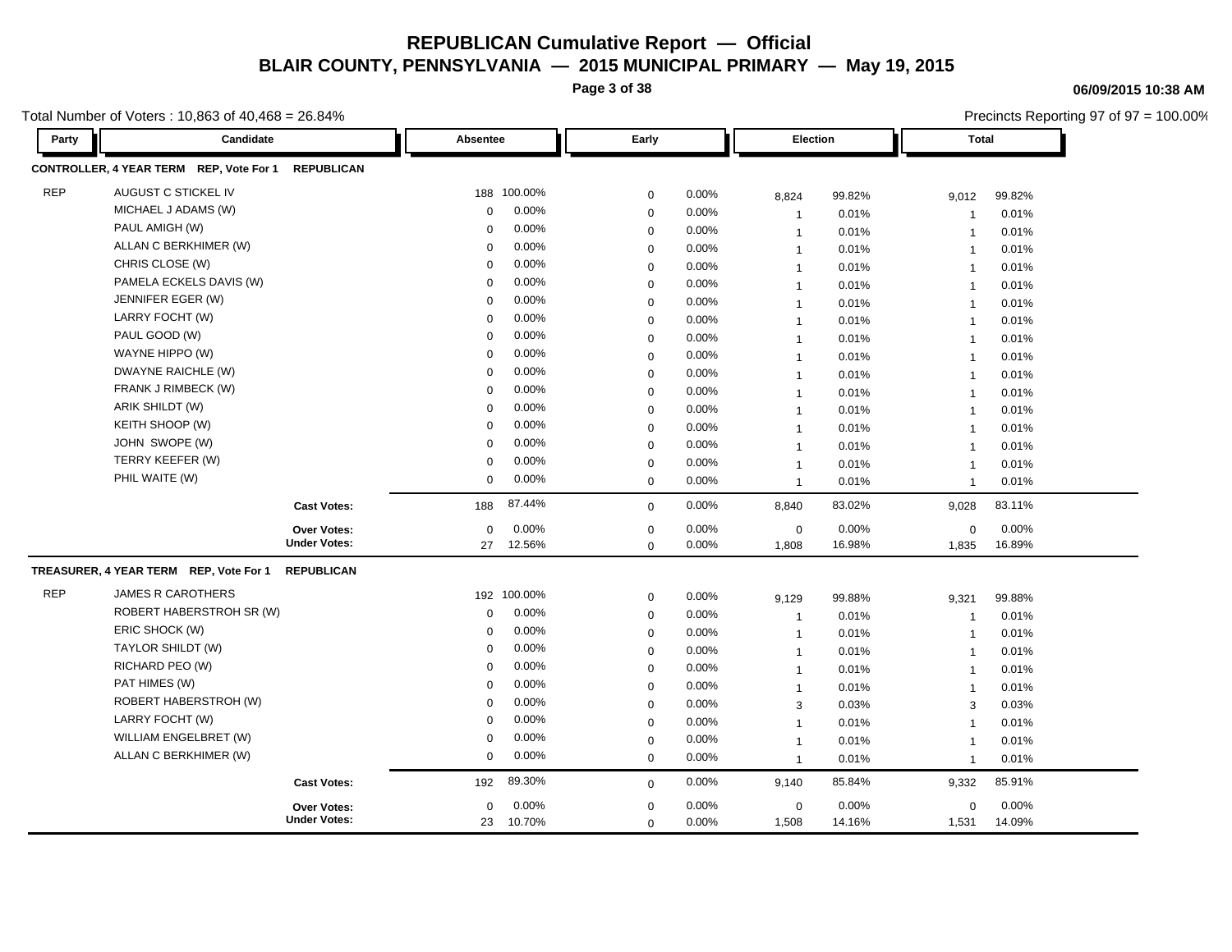# REPUBLICAN Cumulative Report — Official

## BLAIR COUNTY, PENNSYLVANIA — 2015 MUNICIPAL PRIMARY — May 19, 2015

06/09/2015 10:38 AM

Total Number of Voters : 10,863 of 40,468 = 26.84%

Precincts Reporting 97 of 97 = 100.00%

| Party | Candidate | Absentee | | Early | | Election | | Total | |
|---|---|---|---|---|---|---|---|---|---|
| **CONTROLLER, 4 YEAR TERM REP, Vote For 1 REPUBLICAN** | | | | | | | | | |
| REP | AUGUST C STICKEL IV | 188 | 100.00% | 0 | 0.00% | 8,824 | 99.82% | 9,012 | 99.82% |
| | MICHAEL J ADAMS (W) | 0 | 0.00% | 0 | 0.00% | 1 | 0.01% | 1 | 0.01% |
| | PAUL AMIGH (W) | 0 | 0.00% | 0 | 0.00% | 1 | 0.01% | 1 | 0.01% |
| | ALLAN C BERKHIMER (W) | 0 | 0.00% | 0 | 0.00% | 1 | 0.01% | 1 | 0.01% |
| | CHRIS CLOSE (W) | 0 | 0.00% | 0 | 0.00% | 1 | 0.01% | 1 | 0.01% |
| | PAMELA ECKELS DAVIS (W) | 0 | 0.00% | 0 | 0.00% | 1 | 0.01% | 1 | 0.01% |
| | JENNIFER EGER (W) | 0 | 0.00% | 0 | 0.00% | 1 | 0.01% | 1 | 0.01% |
| | LARRY FOCHT (W) | 0 | 0.00% | 0 | 0.00% | 1 | 0.01% | 1 | 0.01% |
| | PAUL GOOD (W) | 0 | 0.00% | 0 | 0.00% | 1 | 0.01% | 1 | 0.01% |
| | WAYNE HIPPO (W) | 0 | 0.00% | 0 | 0.00% | 1 | 0.01% | 1 | 0.01% |
| | DWAYNE RAICHLE (W) | 0 | 0.00% | 0 | 0.00% | 1 | 0.01% | 1 | 0.01% |
| | FRANK J RIMBECK (W) | 0 | 0.00% | 0 | 0.00% | 1 | 0.01% | 1 | 0.01% |
| | ARIK SHILDT (W) | 0 | 0.00% | 0 | 0.00% | 1 | 0.01% | 1 | 0.01% |
| | KEITH SHOOP (W) | 0 | 0.00% | 0 | 0.00% | 1 | 0.01% | 1 | 0.01% |
| | JOHN SWOPE (W) | 0 | 0.00% | 0 | 0.00% | 1 | 0.01% | 1 | 0.01% |
| | TERRY KEEFER (W) | 0 | 0.00% | 0 | 0.00% | 1 | 0.01% | 1 | 0.01% |
| | PHIL WAITE (W) | 0 | 0.00% | 0 | 0.00% | 1 | 0.01% | 1 | 0.01% |
| | **Cast Votes:** | 188 | 87.44% | 0 | 0.00% | 8,840 | 83.02% | 9,028 | 83.11% |
| | **Over Votes:** | 0 | 0.00% | 0 | 0.00% | 0 | 0.00% | 0 | 0.00% |
| | **Under Votes:** | 27 | 12.56% | 0 | 0.00% | 1,808 | 16.98% | 1,835 | 16.89% |
| **TREASURER, 4 YEAR TERM REP, Vote For 1 REPUBLICAN** | | | | | | | | | |
| REP | JAMES R CAROTHERS | 192 | 100.00% | 0 | 0.00% | 9,129 | 99.88% | 9,321 | 99.88% |
| | ROBERT HABERSTROH SR (W) | 0 | 0.00% | 0 | 0.00% | 1 | 0.01% | 1 | 0.01% |
| | ERIC SHOCK (W) | 0 | 0.00% | 0 | 0.00% | 1 | 0.01% | 1 | 0.01% |
| | TAYLOR SHILDT (W) | 0 | 0.00% | 0 | 0.00% | 1 | 0.01% | 1 | 0.01% |
| | RICHARD PEO (W) | 0 | 0.00% | 0 | 0.00% | 1 | 0.01% | 1 | 0.01% |
| | PAT HIMES (W) | 0 | 0.00% | 0 | 0.00% | 1 | 0.01% | 1 | 0.01% |
| | ROBERT HABERSTROH (W) | 0 | 0.00% | 0 | 0.00% | 3 | 0.03% | 3 | 0.03% |
| | LARRY FOCHT (W) | 0 | 0.00% | 0 | 0.00% | 1 | 0.01% | 1 | 0.01% |
| | WILLIAM ENGELBRET (W) | 0 | 0.00% | 0 | 0.00% | 1 | 0.01% | 1 | 0.01% |
| | ALLAN C BERKHIMER (W) | 0 | 0.00% | 0 | 0.00% | 1 | 0.01% | 1 | 0.01% |
| | **Cast Votes:** | 192 | 89.30% | 0 | 0.00% | 9,140 | 85.84% | 9,332 | 85.91% |
| | **Over Votes:** | 0 | 0.00% | 0 | 0.00% | 0 | 0.00% | 0 | 0.00% |
| | **Under Votes:** | 23 | 10.70% | 0 | 0.00% | 1,508 | 14.16% | 1,531 | 14.09% |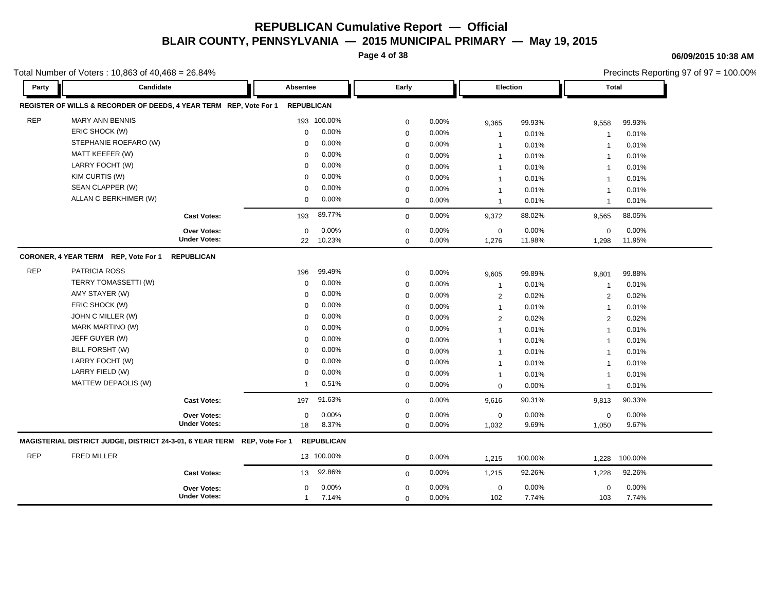# REPUBLICAN Cumulative Report — Official

## BLAIR COUNTY, PENNSYLVANIA — 2015 MUNICIPAL PRIMARY — May 19, 2015

06/09/2015 10:38 AM

Total Number of Voters : 10,863 of 40,468 = 26.84%

Precincts Reporting 97 of 97 = 100.00%

| Party | Candidate | Absentee | | Early | | Election | | Total | |
|---|---|---|---|---|---|---|---|---|---|
| **REGISTER OF WILLS & RECORDER OF DEEDS, 4 YEAR TERM REP, Vote For 1** | | **REPUBLICAN** | | | | | | | |
| REP | MARY ANN BENNIS | 193 | 100.00% | 0 | 0.00% | 9,365 | 99.93% | 9,558 | 99.93% |
| | ERIC SHOCK (W) | 0 | 0.00% | 0 | 0.00% | 1 | 0.01% | 1 | 0.01% |
| | STEPHANIE ROEFARO (W) | 0 | 0.00% | 0 | 0.00% | 1 | 0.01% | 1 | 0.01% |
| | MATT KEEFER (W) | 0 | 0.00% | 0 | 0.00% | 1 | 0.01% | 1 | 0.01% |
| | LARRY FOCHT (W) | 0 | 0.00% | 0 | 0.00% | 1 | 0.01% | 1 | 0.01% |
| | KIM CURTIS (W) | 0 | 0.00% | 0 | 0.00% | 1 | 0.01% | 1 | 0.01% |
| | SEAN CLAPPER (W) | 0 | 0.00% | 0 | 0.00% | 1 | 0.01% | 1 | 0.01% |
| | ALLAN C BERKHIMER (W) | 0 | 0.00% | 0 | 0.00% | 1 | 0.01% | 1 | 0.01% |
| | **Cast Votes:** | 193 | 89.77% | 0 | 0.00% | 9,372 | 88.02% | 9,565 | 88.05% |
| | **Over Votes:** | 0 | 0.00% | 0 | 0.00% | 0 | 0.00% | 0 | 0.00% |
| | **Under Votes:** | 22 | 10.23% | 0 | 0.00% | 1,276 | 11.98% | 1,298 | 11.95% |
| **CORONER, 4 YEAR TERM REP, Vote For 1 REPUBLICAN** | | | | | | | | | |
| REP | PATRICIA ROSS | 196 | 99.49% | 0 | 0.00% | 9,605 | 99.89% | 9,801 | 99.88% |
| | TERRY TOMASSETTI (W) | 0 | 0.00% | 0 | 0.00% | 1 | 0.01% | 1 | 0.01% |
| | AMY STAYER (W) | 0 | 0.00% | 0 | 0.00% | 2 | 0.02% | 2 | 0.02% |
| | ERIC SHOCK (W) | 0 | 0.00% | 0 | 0.00% | 1 | 0.01% | 1 | 0.01% |
| | JOHN C MILLER (W) | 0 | 0.00% | 0 | 0.00% | 2 | 0.02% | 2 | 0.02% |
| | MARK MARTINO (W) | 0 | 0.00% | 0 | 0.00% | 1 | 0.01% | 1 | 0.01% |
| | JEFF GUYER (W) | 0 | 0.00% | 0 | 0.00% | 1 | 0.01% | 1 | 0.01% |
| | BILL FORSHT (W) | 0 | 0.00% | 0 | 0.00% | 1 | 0.01% | 1 | 0.01% |
| | LARRY FOCHT (W) | 0 | 0.00% | 0 | 0.00% | 1 | 0.01% | 1 | 0.01% |
| | LARRY FIELD (W) | 0 | 0.00% | 0 | 0.00% | 1 | 0.01% | 1 | 0.01% |
| | MATTEW DEPAOLIS (W) | 1 | 0.51% | 0 | 0.00% | 0 | 0.00% | 1 | 0.01% |
| | **Cast Votes:** | 197 | 91.63% | 0 | 0.00% | 9,616 | 90.31% | 9,813 | 90.33% |
| | **Over Votes:** | 0 | 0.00% | 0 | 0.00% | 0 | 0.00% | 0 | 0.00% |
| | **Under Votes:** | 18 | 8.37% | 0 | 0.00% | 1,032 | 9.69% | 1,050 | 9.67% |
| **MAGISTERIAL DISTRICT JUDGE, DISTRICT 24-3-01, 6 YEAR TERM REP, Vote For 1** | | **REPUBLICAN** | | | | | | | |
| REP | FRED MILLER | 13 | 100.00% | 0 | 0.00% | 1,215 | 100.00% | 1,228 | 100.00% |
| | **Cast Votes:** | 13 | 92.86% | 0 | 0.00% | 1,215 | 92.26% | 1,228 | 92.26% |
| | **Over Votes:** | 0 | 0.00% | 0 | 0.00% | 0 | 0.00% | 0 | 0.00% |
| | **Under Votes:** | 1 | 7.14% | 0 | 0.00% | 102 | 7.74% | 103 | 7.74% |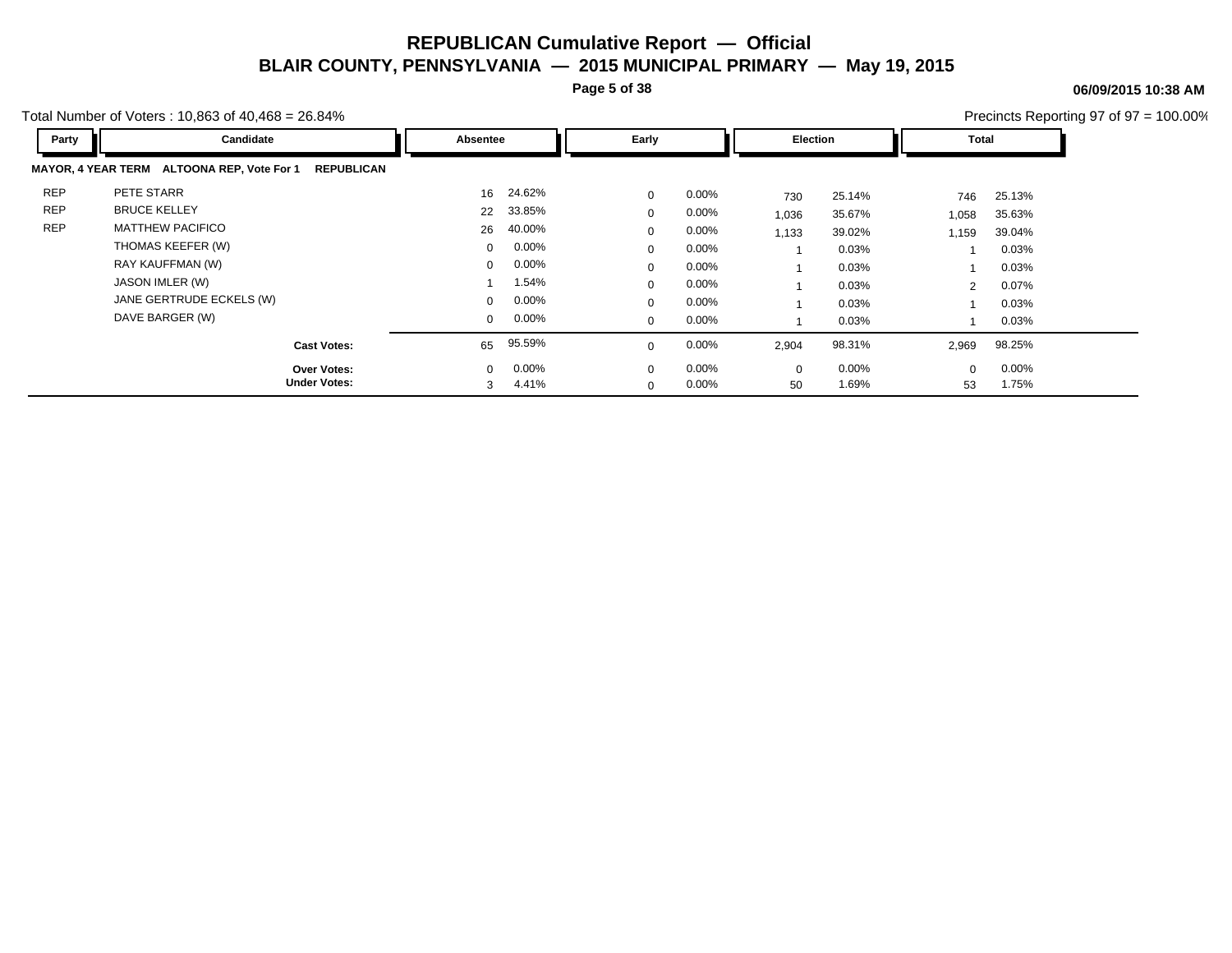# REPUBLICAN Cumulative Report — Official

## BLAIR COUNTY, PENNSYLVANIA — 2015 MUNICIPAL PRIMARY — May 19, 2015

**06/09/2015 10:38 AM**

Total Number of Voters : 10,863 of 40,468 = 26.84%

Precincts Reporting 97 of 97 = 100.00%

**MAYOR, 4 YEAR TERM ALTOONA REP, Vote For 1 REPUBLICAN**

| Party | Candidate | Absentee | | Early | | Election | | Total | |
|---|---|---|---|---|---|---|---|---|---|
| REP | PETE STARR | 16 | 24.62% | 0 | 0.00% | 730 | 25.14% | 746 | 25.13% |
| REP | BRUCE KELLEY | 22 | 33.85% | 0 | 0.00% | 1,036 | 35.67% | 1,058 | 35.63% |
| REP | MATTHEW PACIFICO | 26 | 40.00% | 0 | 0.00% | 1,133 | 39.02% | 1,159 | 39.04% |
| | THOMAS KEEFER (W) | 0 | 0.00% | 0 | 0.00% | 1 | 0.03% | 1 | 0.03% |
| | RAY KAUFFMAN (W) | 0 | 0.00% | 0 | 0.00% | 1 | 0.03% | 1 | 0.03% |
| | JASON IMLER (W) | 1 | 1.54% | 0 | 0.00% | 1 | 0.03% | 2 | 0.07% |
| | JANE GERTRUDE ECKELS (W) | 0 | 0.00% | 0 | 0.00% | 1 | 0.03% | 1 | 0.03% |
| | DAVE BARGER (W) | 0 | 0.00% | 0 | 0.00% | 1 | 0.03% | 1 | 0.03% |
| | **Cast Votes:** | 65 | 95.59% | 0 | 0.00% | 2,904 | 98.31% | 2,969 | 98.25% |
| | **Over Votes:** | 0 | 0.00% | 0 | 0.00% | 0 | 0.00% | 0 | 0.00% |
| | **Under Votes:** | 3 | 4.41% | 0 | 0.00% | 50 | 1.69% | 53 | 1.75% |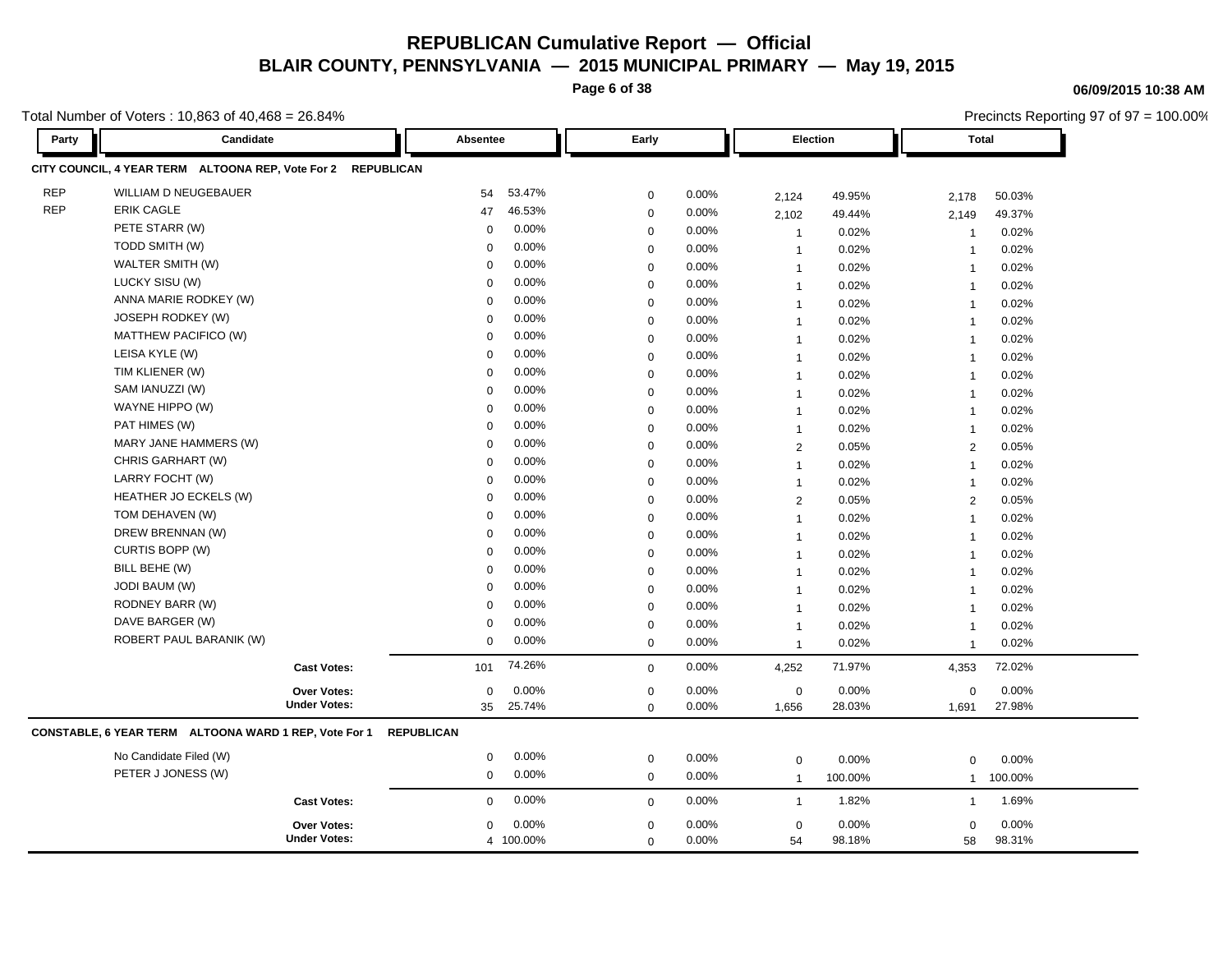# REPUBLICAN Cumulative Report — Official

## BLAIR COUNTY, PENNSYLVANIA — 2015 MUNICIPAL PRIMARY — May 19, 2015

06/09/2015 10:38 AM

Total Number of Voters : 10,863 of 40,468 = 26.84%

Precincts Reporting 97 of 97 = 100.00%

| Party | Candidate | Absentee | | Early | | Election | | Total | |
|---|---|---|---|---|---|---|---|---|---|
| **CITY COUNCIL, 4 YEAR TERM ALTOONA REP, Vote For 2 REPUBLICAN** | | | | | | | | | |
| REP | WILLIAM D NEUGEBAUER | 54 | 53.47% | 0 | 0.00% | 2,124 | 49.95% | 2,178 | 50.03% |
| REP | ERIK CAGLE | 47 | 46.53% | 0 | 0.00% | 2,102 | 49.44% | 2,149 | 49.37% |
| | PETE STARR (W) | 0 | 0.00% | 0 | 0.00% | 1 | 0.02% | 1 | 0.02% |
| | TODD SMITH (W) | 0 | 0.00% | 0 | 0.00% | 1 | 0.02% | 1 | 0.02% |
| | WALTER SMITH (W) | 0 | 0.00% | 0 | 0.00% | 1 | 0.02% | 1 | 0.02% |
| | LUCKY SISU (W) | 0 | 0.00% | 0 | 0.00% | 1 | 0.02% | 1 | 0.02% |
| | ANNA MARIE RODKEY (W) | 0 | 0.00% | 0 | 0.00% | 1 | 0.02% | 1 | 0.02% |
| | JOSEPH RODKEY (W) | 0 | 0.00% | 0 | 0.00% | 1 | 0.02% | 1 | 0.02% |
| | MATTHEW PACIFICO (W) | 0 | 0.00% | 0 | 0.00% | 1 | 0.02% | 1 | 0.02% |
| | LEISA KYLE (W) | 0 | 0.00% | 0 | 0.00% | 1 | 0.02% | 1 | 0.02% |
| | TIM KLIENER (W) | 0 | 0.00% | 0 | 0.00% | 1 | 0.02% | 1 | 0.02% |
| | SAM IANUZZI (W) | 0 | 0.00% | 0 | 0.00% | 1 | 0.02% | 1 | 0.02% |
| | WAYNE HIPPO (W) | 0 | 0.00% | 0 | 0.00% | 1 | 0.02% | 1 | 0.02% |
| | PAT HIMES (W) | 0 | 0.00% | 0 | 0.00% | 1 | 0.02% | 1 | 0.02% |
| | MARY JANE HAMMERS (W) | 0 | 0.00% | 0 | 0.00% | 2 | 0.05% | 2 | 0.05% |
| | CHRIS GARHART (W) | 0 | 0.00% | 0 | 0.00% | 1 | 0.02% | 1 | 0.02% |
| | LARRY FOCHT (W) | 0 | 0.00% | 0 | 0.00% | 1 | 0.02% | 1 | 0.02% |
| | HEATHER JO ECKELS (W) | 0 | 0.00% | 0 | 0.00% | 2 | 0.05% | 2 | 0.05% |
| | TOM DEHAVEN (W) | 0 | 0.00% | 0 | 0.00% | 1 | 0.02% | 1 | 0.02% |
| | DREW BRENNAN (W) | 0 | 0.00% | 0 | 0.00% | 1 | 0.02% | 1 | 0.02% |
| | CURTIS BOPP (W) | 0 | 0.00% | 0 | 0.00% | 1 | 0.02% | 1 | 0.02% |
| | BILL BEHE (W) | 0 | 0.00% | 0 | 0.00% | 1 | 0.02% | 1 | 0.02% |
| | JODI BAUM (W) | 0 | 0.00% | 0 | 0.00% | 1 | 0.02% | 1 | 0.02% |
| | RODNEY BARR (W) | 0 | 0.00% | 0 | 0.00% | 1 | 0.02% | 1 | 0.02% |
| | DAVE BARGER (W) | 0 | 0.00% | 0 | 0.00% | 1 | 0.02% | 1 | 0.02% |
| | ROBERT PAUL BARANIK (W) | 0 | 0.00% | 0 | 0.00% | 1 | 0.02% | 1 | 0.02% |
| | **Cast Votes:** | 101 | 74.26% | 0 | 0.00% | 4,252 | 71.97% | 4,353 | 72.02% |
| | **Over Votes:** | 0 | 0.00% | 0 | 0.00% | 0 | 0.00% | 0 | 0.00% |
| | **Under Votes:** | 35 | 25.74% | 0 | 0.00% | 1,656 | 28.03% | 1,691 | 27.98% |
| **CONSTABLE, 6 YEAR TERM ALTOONA WARD 1 REP, Vote For 1 REPUBLICAN** | | | | | | | | | |
| | No Candidate Filed (W) | 0 | 0.00% | 0 | 0.00% | 0 | 0.00% | 0 | 0.00% |
| | PETER J JONESS (W) | 0 | 0.00% | 0 | 0.00% | 1 | 100.00% | 1 | 100.00% |
| | **Cast Votes:** | 0 | 0.00% | 0 | 0.00% | 1 | 1.82% | 1 | 1.69% |
| | **Over Votes:** | 0 | 0.00% | 0 | 0.00% | 0 | 0.00% | 0 | 0.00% |
| | **Under Votes:** | 4 | 100.00% | 0 | 0.00% | 54 | 98.18% | 58 | 98.31% |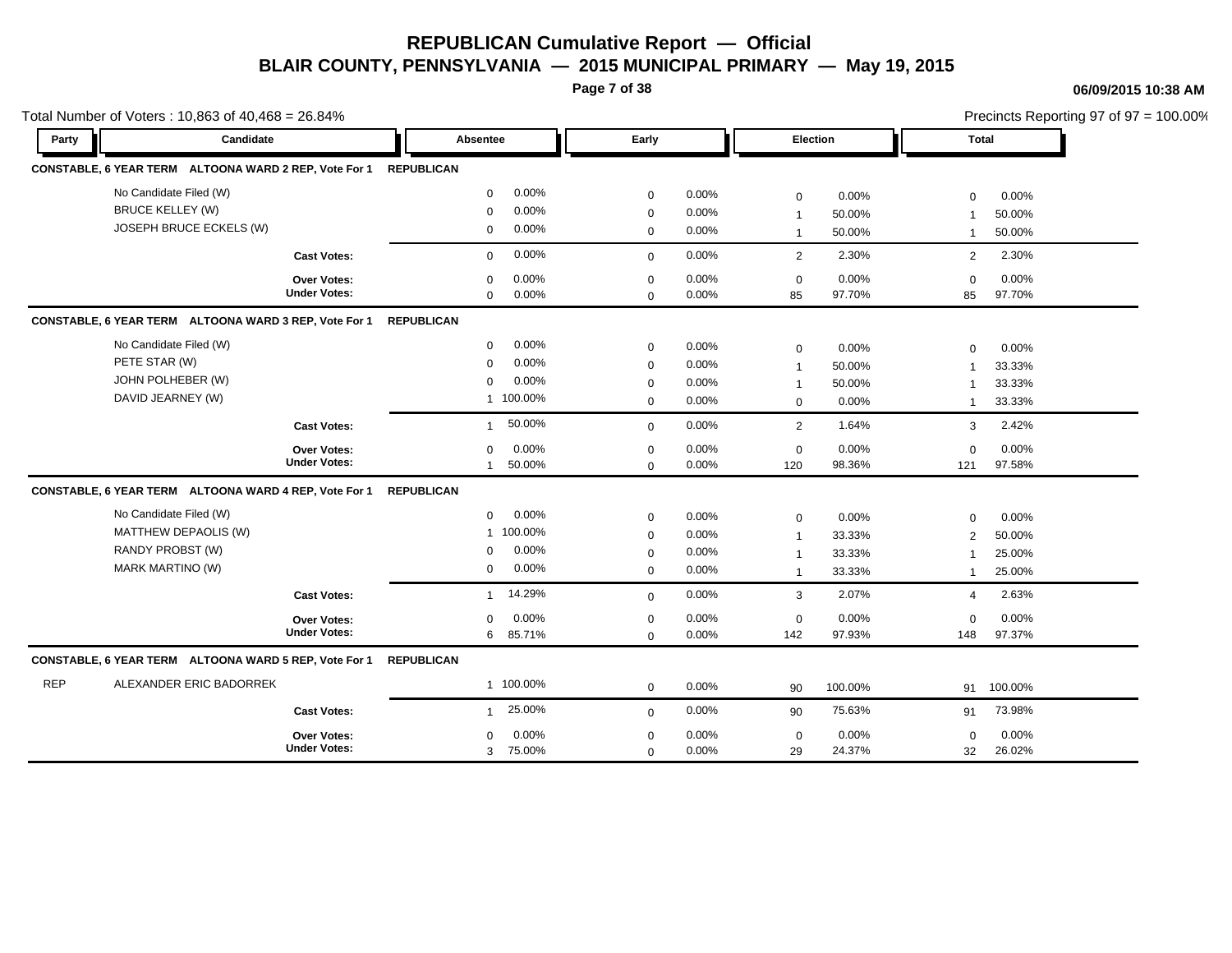# REPUBLICAN Cumulative Report — Official

## BLAIR COUNTY, PENNSYLVANIA — 2015 MUNICIPAL PRIMARY — May 19, 2015

06/09/2015 10:38 AM

Total Number of Voters : 10,863 of 40,468 = 26.84%

Precincts Reporting 97 of 97 = 100.00%

| Party | Candidate | Absentee | | Early | | Election | | Total | |
|---|---|---|---|---|---|---|---|---|---|
| **CONSTABLE, 6 YEAR TERM ALTOONA WARD 2 REP, Vote For 1** | | **REPUBLICAN** | | | | | | | |
| | No Candidate Filed (W) | 0 | 0.00% | 0 | 0.00% | 0 | 0.00% | 0 | 0.00% |
| | BRUCE KELLEY (W) | 0 | 0.00% | 0 | 0.00% | 1 | 50.00% | 1 | 50.00% |
| | JOSEPH BRUCE ECKELS (W) | 0 | 0.00% | 0 | 0.00% | 1 | 50.00% | 1 | 50.00% |
| | **Cast Votes:** | 0 | 0.00% | 0 | 0.00% | 2 | 2.30% | 2 | 2.30% |
| | **Over Votes:** | 0 | 0.00% | 0 | 0.00% | 0 | 0.00% | 0 | 0.00% |
| | **Under Votes:** | 0 | 0.00% | 0 | 0.00% | 85 | 97.70% | 85 | 97.70% |
| **CONSTABLE, 6 YEAR TERM ALTOONA WARD 3 REP, Vote For 1** | | **REPUBLICAN** | | | | | | | |
| | No Candidate Filed (W) | 0 | 0.00% | 0 | 0.00% | 0 | 0.00% | 0 | 0.00% |
| | PETE STAR (W) | 0 | 0.00% | 0 | 0.00% | 1 | 50.00% | 1 | 33.33% |
| | JOHN POLHEBER (W) | 0 | 0.00% | 0 | 0.00% | 1 | 50.00% | 1 | 33.33% |
| | DAVID JEARNEY (W) | 1 | 100.00% | 0 | 0.00% | 0 | 0.00% | 1 | 33.33% |
| | **Cast Votes:** | 1 | 50.00% | 0 | 0.00% | 2 | 1.64% | 3 | 2.42% |
| | **Over Votes:** | 0 | 0.00% | 0 | 0.00% | 0 | 0.00% | 0 | 0.00% |
| | **Under Votes:** | 1 | 50.00% | 0 | 0.00% | 120 | 98.36% | 121 | 97.58% |
| **CONSTABLE, 6 YEAR TERM ALTOONA WARD 4 REP, Vote For 1** | | **REPUBLICAN** | | | | | | | |
| | No Candidate Filed (W) | 0 | 0.00% | 0 | 0.00% | 0 | 0.00% | 0 | 0.00% |
| | MATTHEW DEPAOLIS (W) | 1 | 100.00% | 0 | 0.00% | 1 | 33.33% | 2 | 50.00% |
| | RANDY PROBST (W) | 0 | 0.00% | 0 | 0.00% | 1 | 33.33% | 1 | 25.00% |
| | MARK MARTINO (W) | 0 | 0.00% | 0 | 0.00% | 1 | 33.33% | 1 | 25.00% |
| | **Cast Votes:** | 1 | 14.29% | 0 | 0.00% | 3 | 2.07% | 4 | 2.63% |
| | **Over Votes:** | 0 | 0.00% | 0 | 0.00% | 0 | 0.00% | 0 | 0.00% |
| | **Under Votes:** | 6 | 85.71% | 0 | 0.00% | 142 | 97.93% | 148 | 97.37% |
| **CONSTABLE, 6 YEAR TERM ALTOONA WARD 5 REP, Vote For 1** | | **REPUBLICAN** | | | | | | | |
| REP | ALEXANDER ERIC BADORREK | 1 | 100.00% | 0 | 0.00% | 90 | 100.00% | 91 | 100.00% |
| | **Cast Votes:** | 1 | 25.00% | 0 | 0.00% | 90 | 75.63% | 91 | 73.98% |
| | **Over Votes:** | 0 | 0.00% | 0 | 0.00% | 0 | 0.00% | 0 | 0.00% |
| | **Under Votes:** | 3 | 75.00% | 0 | 0.00% | 29 | 24.37% | 32 | 26.02% |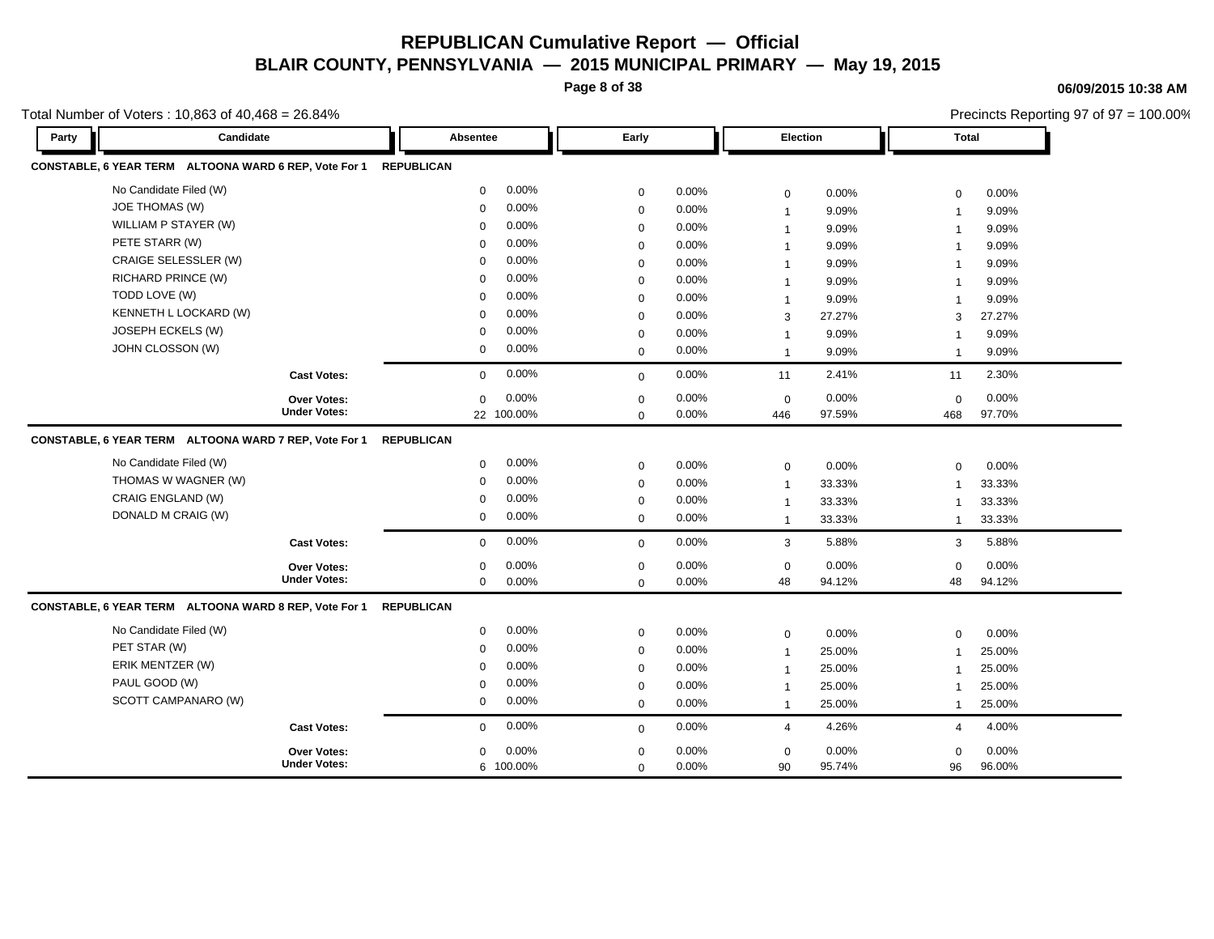# REPUBLICAN Cumulative Report — Official

## BLAIR COUNTY, PENNSYLVANIA — 2015 MUNICIPAL PRIMARY — May 19, 2015

06/09/2015 10:38 AM

Total Number of Voters : 10,863 of 40,468 = 26.84%

Precincts Reporting 97 of 97 = 100.00%

### CONSTABLE, 6 YEAR TERM ALTOONA WARD 6 REP, Vote For 1 — REPUBLICAN

| Candidate | Absentee | | Early | | Election | | Total | |
|---|---|---|---|---|---|---|---|---|
| No Candidate Filed (W) | 0 | 0.00% | 0 | 0.00% | 0 | 0.00% | 0 | 0.00% |
| JOE THOMAS (W) | 0 | 0.00% | 0 | 0.00% | 1 | 9.09% | 1 | 9.09% |
| WILLIAM P STAYER (W) | 0 | 0.00% | 0 | 0.00% | 1 | 9.09% | 1 | 9.09% |
| PETE STARR (W) | 0 | 0.00% | 0 | 0.00% | 1 | 9.09% | 1 | 9.09% |
| CRAIGE SELESSLER (W) | 0 | 0.00% | 0 | 0.00% | 1 | 9.09% | 1 | 9.09% |
| RICHARD PRINCE (W) | 0 | 0.00% | 0 | 0.00% | 1 | 9.09% | 1 | 9.09% |
| TODD LOVE (W) | 0 | 0.00% | 0 | 0.00% | 1 | 9.09% | 1 | 9.09% |
| KENNETH L LOCKARD (W) | 0 | 0.00% | 0 | 0.00% | 3 | 27.27% | 3 | 27.27% |
| JOSEPH ECKELS (W) | 0 | 0.00% | 0 | 0.00% | 1 | 9.09% | 1 | 9.09% |
| JOHN CLOSSON (W) | 0 | 0.00% | 0 | 0.00% | 1 | 9.09% | 1 | 9.09% |
| **Cast Votes:** | 0 | 0.00% | 0 | 0.00% | 11 | 2.41% | 11 | 2.30% |
| **Over Votes:** | 0 | 0.00% | 0 | 0.00% | 0 | 0.00% | 0 | 0.00% |
| **Under Votes:** | 22 | 100.00% | 0 | 0.00% | 446 | 97.59% | 468 | 97.70% |

### CONSTABLE, 6 YEAR TERM ALTOONA WARD 7 REP, Vote For 1 — REPUBLICAN

| Candidate | Absentee | | Early | | Election | | Total | |
|---|---|---|---|---|---|---|---|---|
| No Candidate Filed (W) | 0 | 0.00% | 0 | 0.00% | 0 | 0.00% | 0 | 0.00% |
| THOMAS W WAGNER (W) | 0 | 0.00% | 0 | 0.00% | 1 | 33.33% | 1 | 33.33% |
| CRAIG ENGLAND (W) | 0 | 0.00% | 0 | 0.00% | 1 | 33.33% | 1 | 33.33% |
| DONALD M CRAIG (W) | 0 | 0.00% | 0 | 0.00% | 1 | 33.33% | 1 | 33.33% |
| **Cast Votes:** | 0 | 0.00% | 0 | 0.00% | 3 | 5.88% | 3 | 5.88% |
| **Over Votes:** | 0 | 0.00% | 0 | 0.00% | 0 | 0.00% | 0 | 0.00% |
| **Under Votes:** | 0 | 0.00% | 0 | 0.00% | 48 | 94.12% | 48 | 94.12% |

### CONSTABLE, 6 YEAR TERM ALTOONA WARD 8 REP, Vote For 1 — REPUBLICAN

| Candidate | Absentee | | Early | | Election | | Total | |
|---|---|---|---|---|---|---|---|---|
| No Candidate Filed (W) | 0 | 0.00% | 0 | 0.00% | 0 | 0.00% | 0 | 0.00% |
| PET STAR (W) | 0 | 0.00% | 0 | 0.00% | 1 | 25.00% | 1 | 25.00% |
| ERIK MENTZER (W) | 0 | 0.00% | 0 | 0.00% | 1 | 25.00% | 1 | 25.00% |
| PAUL GOOD (W) | 0 | 0.00% | 0 | 0.00% | 1 | 25.00% | 1 | 25.00% |
| SCOTT CAMPANARO (W) | 0 | 0.00% | 0 | 0.00% | 1 | 25.00% | 1 | 25.00% |
| **Cast Votes:** | 0 | 0.00% | 0 | 0.00% | 4 | 4.26% | 4 | 4.00% |
| **Over Votes:** | 0 | 0.00% | 0 | 0.00% | 0 | 0.00% | 0 | 0.00% |
| **Under Votes:** | 6 | 100.00% | 0 | 0.00% | 90 | 95.74% | 96 | 96.00% |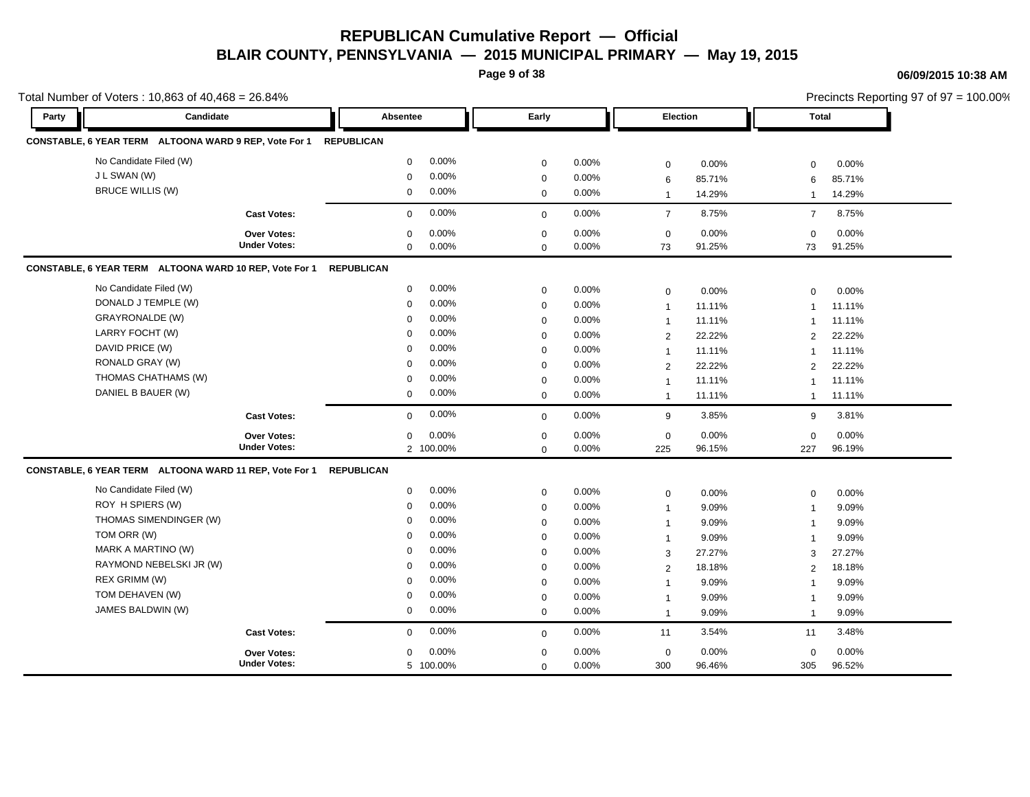# REPUBLICAN Cumulative Report — Official

## BLAIR COUNTY, PENNSYLVANIA — 2015 MUNICIPAL PRIMARY — May 19, 2015

**06/09/2015 10:38 AM**

Total Number of Voters : 10,863 of 40,468 = 26.84%

Precincts Reporting 97 of 97 = 100.00%

| Party | Candidate | Absentee | | Early | | Election | | Total | |
|---|---|---|---|---|---|---|---|---|---|
| **CONSTABLE, 6 YEAR TERM ALTOONA WARD 9 REP, Vote For 1** | | **REPUBLICAN** | | | | | | | |
| | No Candidate Filed (W) | 0 | 0.00% | 0 | 0.00% | 0 | 0.00% | 0 | 0.00% |
| | J L SWAN (W) | 0 | 0.00% | 0 | 0.00% | 6 | 85.71% | 6 | 85.71% |
| | BRUCE WILLIS (W) | 0 | 0.00% | 0 | 0.00% | 1 | 14.29% | 1 | 14.29% |
| | **Cast Votes:** | 0 | 0.00% | 0 | 0.00% | 7 | 8.75% | 7 | 8.75% |
| | **Over Votes:** | 0 | 0.00% | 0 | 0.00% | 0 | 0.00% | 0 | 0.00% |
| | **Under Votes:** | 0 | 0.00% | 0 | 0.00% | 73 | 91.25% | 73 | 91.25% |
| **CONSTABLE, 6 YEAR TERM ALTOONA WARD 10 REP, Vote For 1** | | **REPUBLICAN** | | | | | | | |
| | No Candidate Filed (W) | 0 | 0.00% | 0 | 0.00% | 0 | 0.00% | 0 | 0.00% |
| | DONALD J TEMPLE (W) | 0 | 0.00% | 0 | 0.00% | 1 | 11.11% | 1 | 11.11% |
| | GRAYRONALDE (W) | 0 | 0.00% | 0 | 0.00% | 1 | 11.11% | 1 | 11.11% |
| | LARRY FOCHT (W) | 0 | 0.00% | 0 | 0.00% | 2 | 22.22% | 2 | 22.22% |
| | DAVID PRICE (W) | 0 | 0.00% | 0 | 0.00% | 1 | 11.11% | 1 | 11.11% |
| | RONALD GRAY (W) | 0 | 0.00% | 0 | 0.00% | 2 | 22.22% | 2 | 22.22% |
| | THOMAS CHATHAMS (W) | 0 | 0.00% | 0 | 0.00% | 1 | 11.11% | 1 | 11.11% |
| | DANIEL B BAUER (W) | 0 | 0.00% | 0 | 0.00% | 1 | 11.11% | 1 | 11.11% |
| | **Cast Votes:** | 0 | 0.00% | 0 | 0.00% | 9 | 3.85% | 9 | 3.81% |
| | **Over Votes:** | 0 | 0.00% | 0 | 0.00% | 0 | 0.00% | 0 | 0.00% |
| | **Under Votes:** | 2 | 100.00% | 0 | 0.00% | 225 | 96.15% | 227 | 96.19% |
| **CONSTABLE, 6 YEAR TERM ALTOONA WARD 11 REP, Vote For 1** | | **REPUBLICAN** | | | | | | | |
| | No Candidate Filed (W) | 0 | 0.00% | 0 | 0.00% | 0 | 0.00% | 0 | 0.00% |
| | ROY H SPIERS (W) | 0 | 0.00% | 0 | 0.00% | 1 | 9.09% | 1 | 9.09% |
| | THOMAS SIMENDINGER (W) | 0 | 0.00% | 0 | 0.00% | 1 | 9.09% | 1 | 9.09% |
| | TOM ORR (W) | 0 | 0.00% | 0 | 0.00% | 1 | 9.09% | 1 | 9.09% |
| | MARK A MARTINO (W) | 0 | 0.00% | 0 | 0.00% | 3 | 27.27% | 3 | 27.27% |
| | RAYMOND NEBELSKI JR (W) | 0 | 0.00% | 0 | 0.00% | 2 | 18.18% | 2 | 18.18% |
| | REX GRIMM (W) | 0 | 0.00% | 0 | 0.00% | 1 | 9.09% | 1 | 9.09% |
| | TOM DEHAVEN (W) | 0 | 0.00% | 0 | 0.00% | 1 | 9.09% | 1 | 9.09% |
| | JAMES BALDWIN (W) | 0 | 0.00% | 0 | 0.00% | 1 | 9.09% | 1 | 9.09% |
| | **Cast Votes:** | 0 | 0.00% | 0 | 0.00% | 11 | 3.54% | 11 | 3.48% |
| | **Over Votes:** | 0 | 0.00% | 0 | 0.00% | 0 | 0.00% | 0 | 0.00% |
| | **Under Votes:** | 5 | 100.00% | 0 | 0.00% | 300 | 96.46% | 305 | 96.52% |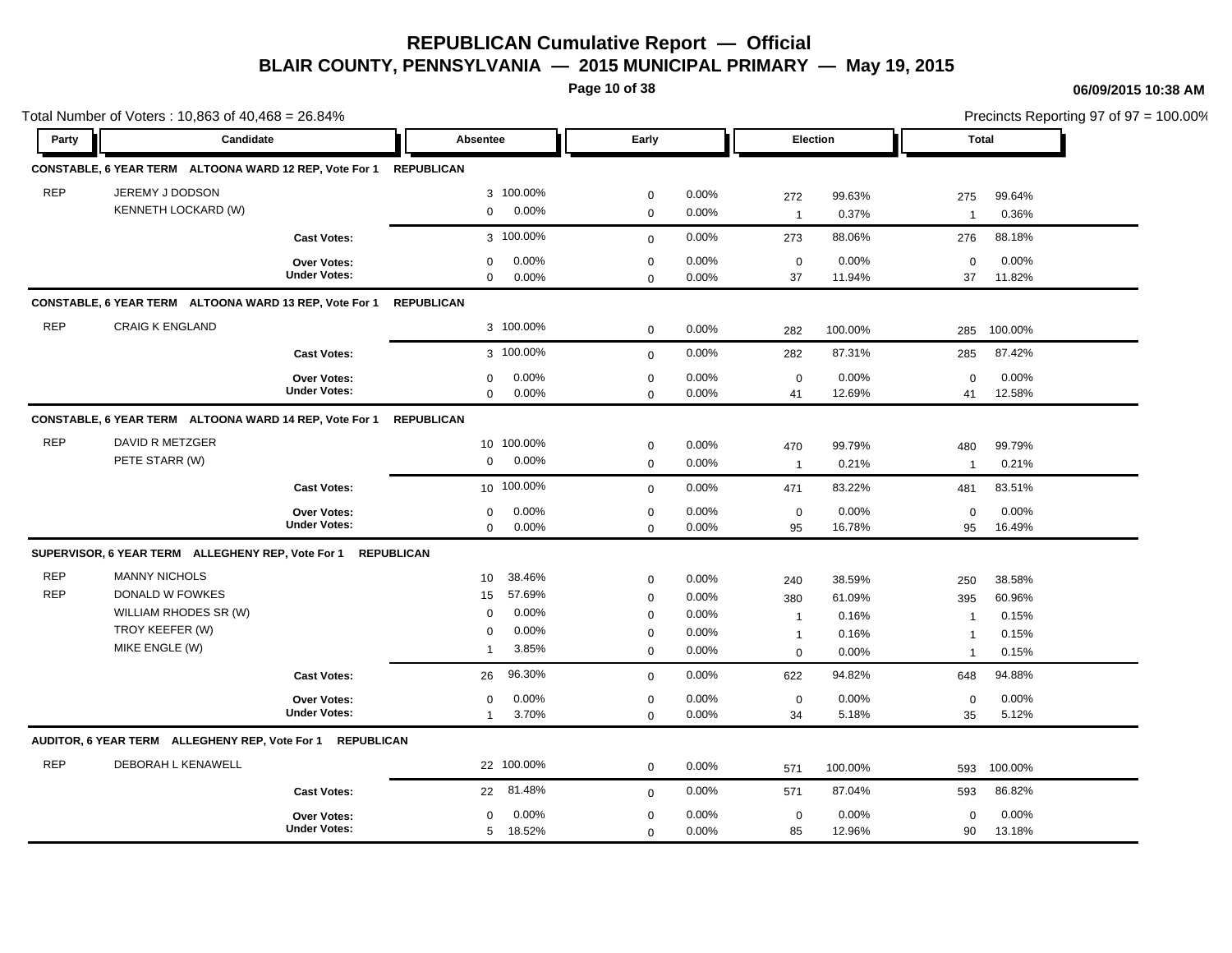# REPUBLICAN Cumulative Report — Official

## BLAIR COUNTY, PENNSYLVANIA — 2015 MUNICIPAL PRIMARY — May 19, 2015

06/09/2015 10:38 AM

Total Number of Voters : 10,863 of 40,468 = 26.84%

Precincts Reporting 97 of 97 = 100.00%

| Party | Candidate | Absentee | | Early | | Election | | Total | |
|---|---|---|---|---|---|---|---|---|---|
| **CONSTABLE, 6 YEAR TERM ALTOONA WARD 12 REP, Vote For 1** | **REPUBLICAN** | | | | | | | | |
| REP | JEREMY J DODSON | 3 | 100.00% | 0 | 0.00% | 272 | 99.63% | 275 | 99.64% |
| | KENNETH LOCKARD (W) | 0 | 0.00% | 0 | 0.00% | 1 | 0.37% | 1 | 0.36% |
| | **Cast Votes:** | 3 | 100.00% | 0 | 0.00% | 273 | 88.06% | 276 | 88.18% |
| | **Over Votes:** | 0 | 0.00% | 0 | 0.00% | 0 | 0.00% | 0 | 0.00% |
| | **Under Votes:** | 0 | 0.00% | 0 | 0.00% | 37 | 11.94% | 37 | 11.82% |
| **CONSTABLE, 6 YEAR TERM ALTOONA WARD 13 REP, Vote For 1** | **REPUBLICAN** | | | | | | | | |
| REP | CRAIG K ENGLAND | 3 | 100.00% | 0 | 0.00% | 282 | 100.00% | 285 | 100.00% |
| | **Cast Votes:** | 3 | 100.00% | 0 | 0.00% | 282 | 87.31% | 285 | 87.42% |
| | **Over Votes:** | 0 | 0.00% | 0 | 0.00% | 0 | 0.00% | 0 | 0.00% |
| | **Under Votes:** | 0 | 0.00% | 0 | 0.00% | 41 | 12.69% | 41 | 12.58% |
| **CONSTABLE, 6 YEAR TERM ALTOONA WARD 14 REP, Vote For 1** | **REPUBLICAN** | | | | | | | | |
| REP | DAVID R METZGER | 10 | 100.00% | 0 | 0.00% | 470 | 99.79% | 480 | 99.79% |
| | PETE STARR (W) | 0 | 0.00% | 0 | 0.00% | 1 | 0.21% | 1 | 0.21% |
| | **Cast Votes:** | 10 | 100.00% | 0 | 0.00% | 471 | 83.22% | 481 | 83.51% |
| | **Over Votes:** | 0 | 0.00% | 0 | 0.00% | 0 | 0.00% | 0 | 0.00% |
| | **Under Votes:** | 0 | 0.00% | 0 | 0.00% | 95 | 16.78% | 95 | 16.49% |
| **SUPERVISOR, 6 YEAR TERM ALLEGHENY REP, Vote For 1** | **REPUBLICAN** | | | | | | | | |
| REP | MANNY NICHOLS | 10 | 38.46% | 0 | 0.00% | 240 | 38.59% | 250 | 38.58% |
| REP | DONALD W FOWKES | 15 | 57.69% | 0 | 0.00% | 380 | 61.09% | 395 | 60.96% |
| | WILLIAM RHODES SR (W) | 0 | 0.00% | 0 | 0.00% | 1 | 0.16% | 1 | 0.15% |
| | TROY KEEFER (W) | 0 | 0.00% | 0 | 0.00% | 1 | 0.16% | 1 | 0.15% |
| | MIKE ENGLE (W) | 1 | 3.85% | 0 | 0.00% | 0 | 0.00% | 1 | 0.15% |
| | **Cast Votes:** | 26 | 96.30% | 0 | 0.00% | 622 | 94.82% | 648 | 94.88% |
| | **Over Votes:** | 0 | 0.00% | 0 | 0.00% | 0 | 0.00% | 0 | 0.00% |
| | **Under Votes:** | 1 | 3.70% | 0 | 0.00% | 34 | 5.18% | 35 | 5.12% |
| **AUDITOR, 6 YEAR TERM ALLEGHENY REP, Vote For 1** | **REPUBLICAN** | | | | | | | | |
| REP | DEBORAH L KENAWELL | 22 | 100.00% | 0 | 0.00% | 571 | 100.00% | 593 | 100.00% |
| | **Cast Votes:** | 22 | 81.48% | 0 | 0.00% | 571 | 87.04% | 593 | 86.82% |
| | **Over Votes:** | 0 | 0.00% | 0 | 0.00% | 0 | 0.00% | 0 | 0.00% |
| | **Under Votes:** | 5 | 18.52% | 0 | 0.00% | 85 | 12.96% | 90 | 13.18% |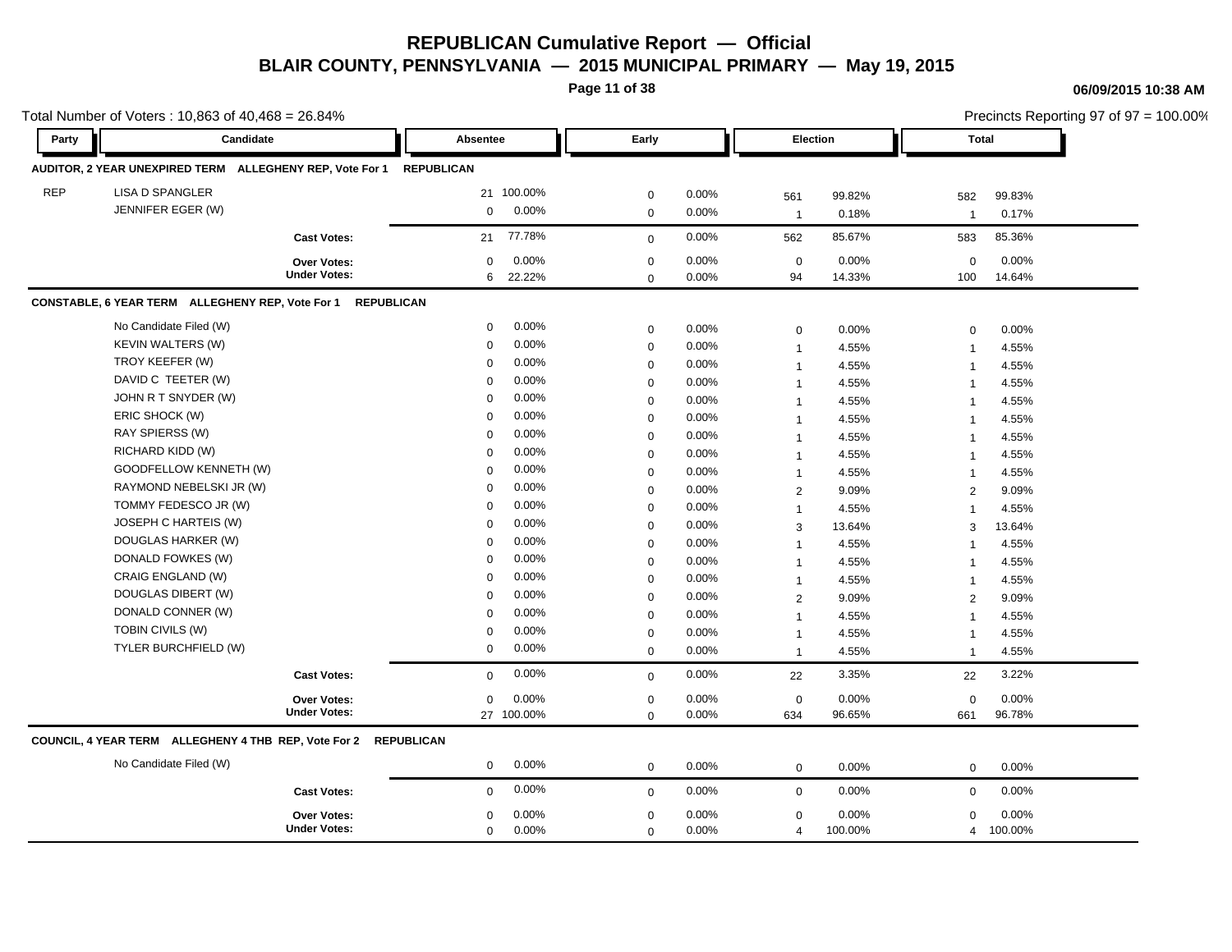# REPUBLICAN Cumulative Report — Official

## BLAIR COUNTY, PENNSYLVANIA — 2015 MUNICIPAL PRIMARY — May 19, 2015

06/09/2015 10:38 AM

Total Number of Voters : 10,863 of 40,468 = 26.84%

Precincts Reporting 97 of 97 = 100.00%

| Party | Candidate | Absentee | | Early | | Election | | Total | |
|---|---|---|---|---|---|---|---|---|---|
| **AUDITOR, 2 YEAR UNEXPIRED TERM ALLEGHENY REP, Vote For 1** | | **REPUBLICAN** | | | | | | | |
| REP | LISA D SPANGLER | 21 | 100.00% | 0 | 0.00% | 561 | 99.82% | 582 | 99.83% |
| | JENNIFER EGER (W) | 0 | 0.00% | 0 | 0.00% | 1 | 0.18% | 1 | 0.17% |
| | **Cast Votes:** | 21 | 77.78% | 0 | 0.00% | 562 | 85.67% | 583 | 85.36% |
| | **Over Votes:** | 0 | 0.00% | 0 | 0.00% | 0 | 0.00% | 0 | 0.00% |
| | **Under Votes:** | 6 | 22.22% | 0 | 0.00% | 94 | 14.33% | 100 | 14.64% |
| **CONSTABLE, 6 YEAR TERM ALLEGHENY REP, Vote For 1 REPUBLICAN** | | | | | | | | | |
| | No Candidate Filed (W) | 0 | 0.00% | 0 | 0.00% | 0 | 0.00% | 0 | 0.00% |
| | KEVIN WALTERS (W) | 0 | 0.00% | 0 | 0.00% | 1 | 4.55% | 1 | 4.55% |
| | TROY KEEFER (W) | 0 | 0.00% | 0 | 0.00% | 1 | 4.55% | 1 | 4.55% |
| | DAVID C TEETER (W) | 0 | 0.00% | 0 | 0.00% | 1 | 4.55% | 1 | 4.55% |
| | JOHN R T SNYDER (W) | 0 | 0.00% | 0 | 0.00% | 1 | 4.55% | 1 | 4.55% |
| | ERIC SHOCK (W) | 0 | 0.00% | 0 | 0.00% | 1 | 4.55% | 1 | 4.55% |
| | RAY SPIERSS (W) | 0 | 0.00% | 0 | 0.00% | 1 | 4.55% | 1 | 4.55% |
| | RICHARD KIDD (W) | 0 | 0.00% | 0 | 0.00% | 1 | 4.55% | 1 | 4.55% |
| | GOODFELLOW KENNETH (W) | 0 | 0.00% | 0 | 0.00% | 1 | 4.55% | 1 | 4.55% |
| | RAYMOND NEBELSKI JR (W) | 0 | 0.00% | 0 | 0.00% | 2 | 9.09% | 2 | 9.09% |
| | TOMMY FEDESCO JR (W) | 0 | 0.00% | 0 | 0.00% | 1 | 4.55% | 1 | 4.55% |
| | JOSEPH C HARTEIS (W) | 0 | 0.00% | 0 | 0.00% | 3 | 13.64% | 3 | 13.64% |
| | DOUGLAS HARKER (W) | 0 | 0.00% | 0 | 0.00% | 1 | 4.55% | 1 | 4.55% |
| | DONALD FOWKES (W) | 0 | 0.00% | 0 | 0.00% | 1 | 4.55% | 1 | 4.55% |
| | CRAIG ENGLAND (W) | 0 | 0.00% | 0 | 0.00% | 1 | 4.55% | 1 | 4.55% |
| | DOUGLAS DIBERT (W) | 0 | 0.00% | 0 | 0.00% | 2 | 9.09% | 2 | 9.09% |
| | DONALD CONNER (W) | 0 | 0.00% | 0 | 0.00% | 1 | 4.55% | 1 | 4.55% |
| | TOBIN CIVILS (W) | 0 | 0.00% | 0 | 0.00% | 1 | 4.55% | 1 | 4.55% |
| | TYLER BURCHFIELD (W) | 0 | 0.00% | 0 | 0.00% | 1 | 4.55% | 1 | 4.55% |
| | **Cast Votes:** | 0 | 0.00% | 0 | 0.00% | 22 | 3.35% | 22 | 3.22% |
| | **Over Votes:** | 0 | 0.00% | 0 | 0.00% | 0 | 0.00% | 0 | 0.00% |
| | **Under Votes:** | 27 | 100.00% | 0 | 0.00% | 634 | 96.65% | 661 | 96.78% |
| **COUNCIL, 4 YEAR TERM ALLEGHENY 4 THB REP, Vote For 2 REPUBLICAN** | | | | | | | | | |
| | No Candidate Filed (W) | 0 | 0.00% | 0 | 0.00% | 0 | 0.00% | 0 | 0.00% |
| | **Cast Votes:** | 0 | 0.00% | 0 | 0.00% | 0 | 0.00% | 0 | 0.00% |
| | **Over Votes:** | 0 | 0.00% | 0 | 0.00% | 0 | 0.00% | 0 | 0.00% |
| | **Under Votes:** | 0 | 0.00% | 0 | 0.00% | 4 | 100.00% | 4 | 100.00% |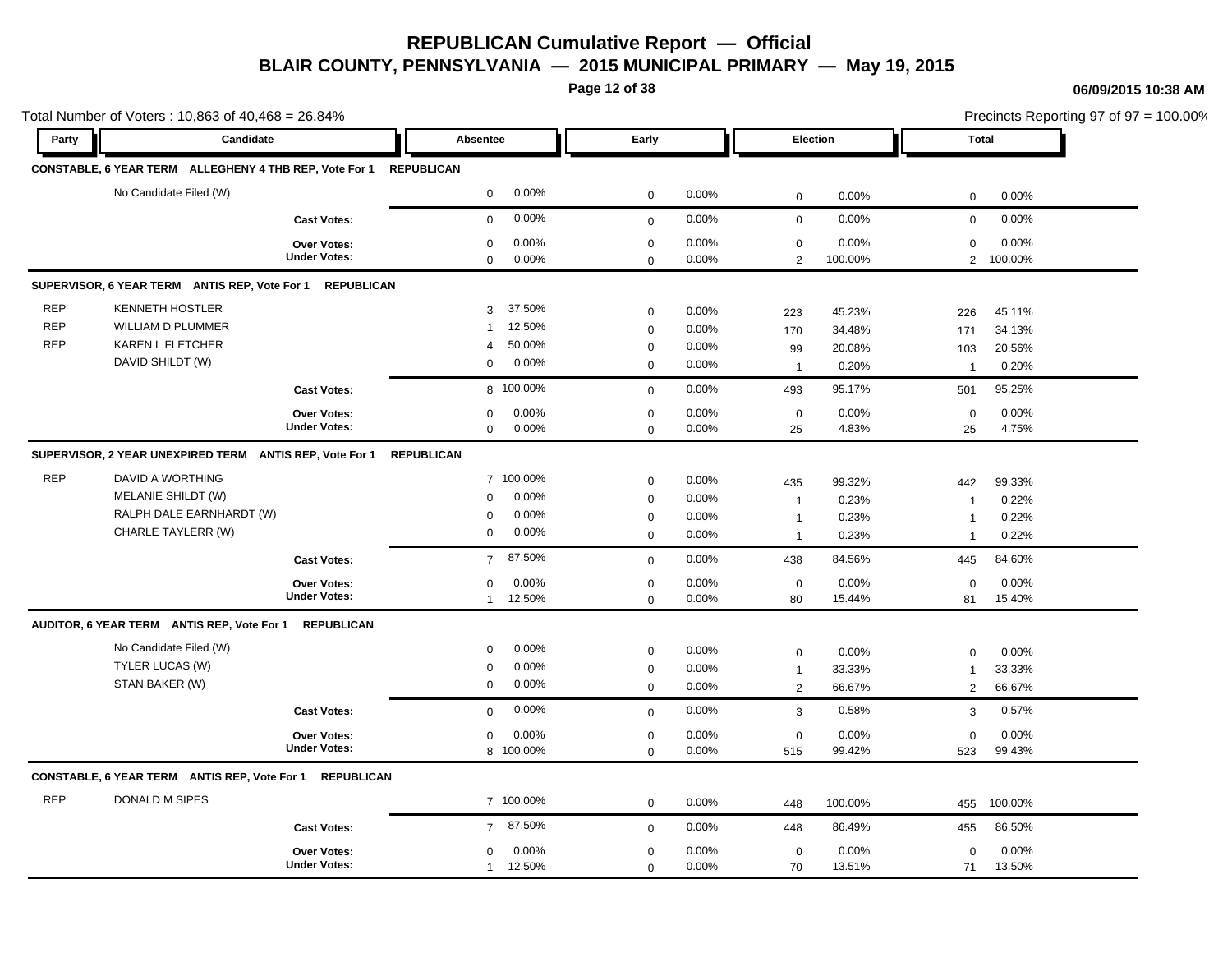# REPUBLICAN Cumulative Report — Official

## BLAIR COUNTY, PENNSYLVANIA — 2015 MUNICIPAL PRIMARY — May 19, 2015

06/09/2015 10:38 AM

Total Number of Voters : 10,863 of 40,468 = 26.84%

Precincts Reporting 97 of 97 = 100.00%

| Party | Candidate | Absentee | | Early | | Election | | Total | |
|---|---|---|---|---|---|---|---|---|---|
| **CONSTABLE, 6 YEAR TERM ALLEGHENY 4 THB REP, Vote For 1 REPUBLICAN** | | | | | | | | | |
| | No Candidate Filed (W) | 0 | 0.00% | 0 | 0.00% | 0 | 0.00% | 0 | 0.00% |
| | **Cast Votes:** | 0 | 0.00% | 0 | 0.00% | 0 | 0.00% | 0 | 0.00% |
| | **Over Votes:** | 0 | 0.00% | 0 | 0.00% | 0 | 0.00% | 0 | 0.00% |
| | **Under Votes:** | 0 | 0.00% | 0 | 0.00% | 2 | 100.00% | 2 | 100.00% |
| **SUPERVISOR, 6 YEAR TERM ANTIS REP, Vote For 1 REPUBLICAN** | | | | | | | | | |
| REP | KENNETH HOSTLER | 3 | 37.50% | 0 | 0.00% | 223 | 45.23% | 226 | 45.11% |
| REP | WILLIAM D PLUMMER | 1 | 12.50% | 0 | 0.00% | 170 | 34.48% | 171 | 34.13% |
| REP | KAREN L FLETCHER | 4 | 50.00% | 0 | 0.00% | 99 | 20.08% | 103 | 20.56% |
| | DAVID SHILDT (W) | 0 | 0.00% | 0 | 0.00% | 1 | 0.20% | 1 | 0.20% |
| | **Cast Votes:** | 8 | 100.00% | 0 | 0.00% | 493 | 95.17% | 501 | 95.25% |
| | **Over Votes:** | 0 | 0.00% | 0 | 0.00% | 0 | 0.00% | 0 | 0.00% |
| | **Under Votes:** | 0 | 0.00% | 0 | 0.00% | 25 | 4.83% | 25 | 4.75% |
| **SUPERVISOR, 2 YEAR UNEXPIRED TERM ANTIS REP, Vote For 1 REPUBLICAN** | | | | | | | | | |
| REP | DAVID A WORTHING | 7 | 100.00% | 0 | 0.00% | 435 | 99.32% | 442 | 99.33% |
| | MELANIE SHILDT (W) | 0 | 0.00% | 0 | 0.00% | 1 | 0.23% | 1 | 0.22% |
| | RALPH DALE EARNHARDT (W) | 0 | 0.00% | 0 | 0.00% | 1 | 0.23% | 1 | 0.22% |
| | CHARLE TAYLERR (W) | 0 | 0.00% | 0 | 0.00% | 1 | 0.23% | 1 | 0.22% |
| | **Cast Votes:** | 7 | 87.50% | 0 | 0.00% | 438 | 84.56% | 445 | 84.60% |
| | **Over Votes:** | 0 | 0.00% | 0 | 0.00% | 0 | 0.00% | 0 | 0.00% |
| | **Under Votes:** | 1 | 12.50% | 0 | 0.00% | 80 | 15.44% | 81 | 15.40% |
| **AUDITOR, 6 YEAR TERM ANTIS REP, Vote For 1 REPUBLICAN** | | | | | | | | | |
| | No Candidate Filed (W) | 0 | 0.00% | 0 | 0.00% | 0 | 0.00% | 0 | 0.00% |
| | TYLER LUCAS (W) | 0 | 0.00% | 0 | 0.00% | 1 | 33.33% | 1 | 33.33% |
| | STAN BAKER (W) | 0 | 0.00% | 0 | 0.00% | 2 | 66.67% | 2 | 66.67% |
| | **Cast Votes:** | 0 | 0.00% | 0 | 0.00% | 3 | 0.58% | 3 | 0.57% |
| | **Over Votes:** | 0 | 0.00% | 0 | 0.00% | 0 | 0.00% | 0 | 0.00% |
| | **Under Votes:** | 8 | 100.00% | 0 | 0.00% | 515 | 99.42% | 523 | 99.43% |
| **CONSTABLE, 6 YEAR TERM ANTIS REP, Vote For 1 REPUBLICAN** | | | | | | | | | |
| REP | DONALD M SIPES | 7 | 100.00% | 0 | 0.00% | 448 | 100.00% | 455 | 100.00% |
| | **Cast Votes:** | 7 | 87.50% | 0 | 0.00% | 448 | 86.49% | 455 | 86.50% |
| | **Over Votes:** | 0 | 0.00% | 0 | 0.00% | 0 | 0.00% | 0 | 0.00% |
| | **Under Votes:** | 1 | 12.50% | 0 | 0.00% | 70 | 13.51% | 71 | 13.50% |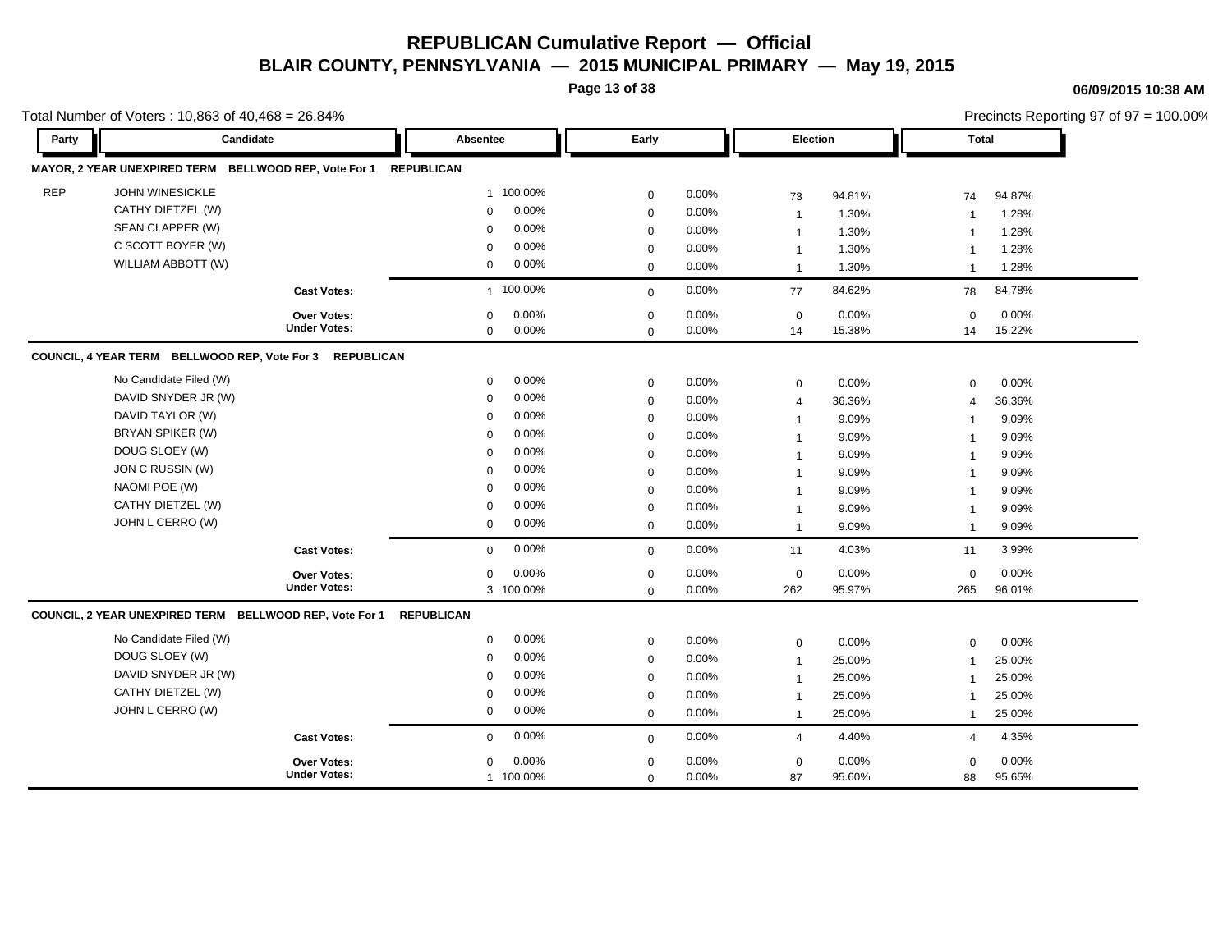# REPUBLICAN Cumulative Report — Official

## BLAIR COUNTY, PENNSYLVANIA — 2015 MUNICIPAL PRIMARY — May 19, 2015

06/09/2015 10:38 AM

Total Number of Voters : 10,863 of 40,468 = 26.84%

Precincts Reporting 97 of 97 = 100.00%

### MAYOR, 2 YEAR UNEXPIRED TERM BELLWOOD REP, Vote For 1 REPUBLICAN

| Party | Candidate | Absentee | | Early | | Election | | Total | |
|---|---|---|---|---|---|---|---|---|---|
| REP | JOHN WINESICKLE | 1 | 100.00% | 0 | 0.00% | 73 | 94.81% | 74 | 94.87% |
| | CATHY DIETZEL (W) | 0 | 0.00% | 0 | 0.00% | 1 | 1.30% | 1 | 1.28% |
| | SEAN CLAPPER (W) | 0 | 0.00% | 0 | 0.00% | 1 | 1.30% | 1 | 1.28% |
| | C SCOTT BOYER (W) | 0 | 0.00% | 0 | 0.00% | 1 | 1.30% | 1 | 1.28% |
| | WILLIAM ABBOTT (W) | 0 | 0.00% | 0 | 0.00% | 1 | 1.30% | 1 | 1.28% |
| | **Cast Votes:** | 1 | 100.00% | 0 | 0.00% | 77 | 84.62% | 78 | 84.78% |
| | **Over Votes:** | 0 | 0.00% | 0 | 0.00% | 0 | 0.00% | 0 | 0.00% |
| | **Under Votes:** | 0 | 0.00% | 0 | 0.00% | 14 | 15.38% | 14 | 15.22% |

### COUNCIL, 4 YEAR TERM BELLWOOD REP, Vote For 3 REPUBLICAN

| Party | Candidate | Absentee | | Early | | Election | | Total | |
|---|---|---|---|---|---|---|---|---|---|
| | No Candidate Filed (W) | 0 | 0.00% | 0 | 0.00% | 0 | 0.00% | 0 | 0.00% |
| | DAVID SNYDER JR (W) | 0 | 0.00% | 0 | 0.00% | 4 | 36.36% | 4 | 36.36% |
| | DAVID TAYLOR (W) | 0 | 0.00% | 0 | 0.00% | 1 | 9.09% | 1 | 9.09% |
| | BRYAN SPIKER (W) | 0 | 0.00% | 0 | 0.00% | 1 | 9.09% | 1 | 9.09% |
| | DOUG SLOEY (W) | 0 | 0.00% | 0 | 0.00% | 1 | 9.09% | 1 | 9.09% |
| | JON C RUSSIN (W) | 0 | 0.00% | 0 | 0.00% | 1 | 9.09% | 1 | 9.09% |
| | NAOMI POE (W) | 0 | 0.00% | 0 | 0.00% | 1 | 9.09% | 1 | 9.09% |
| | CATHY DIETZEL (W) | 0 | 0.00% | 0 | 0.00% | 1 | 9.09% | 1 | 9.09% |
| | JOHN L CERRO (W) | 0 | 0.00% | 0 | 0.00% | 1 | 9.09% | 1 | 9.09% |
| | **Cast Votes:** | 0 | 0.00% | 0 | 0.00% | 11 | 4.03% | 11 | 3.99% |
| | **Over Votes:** | 0 | 0.00% | 0 | 0.00% | 0 | 0.00% | 0 | 0.00% |
| | **Under Votes:** | 3 | 100.00% | 0 | 0.00% | 262 | 95.97% | 265 | 96.01% |

### COUNCIL, 2 YEAR UNEXPIRED TERM BELLWOOD REP, Vote For 1 REPUBLICAN

| Party | Candidate | Absentee | | Early | | Election | | Total | |
|---|---|---|---|---|---|---|---|---|---|
| | No Candidate Filed (W) | 0 | 0.00% | 0 | 0.00% | 0 | 0.00% | 0 | 0.00% |
| | DOUG SLOEY (W) | 0 | 0.00% | 0 | 0.00% | 1 | 25.00% | 1 | 25.00% |
| | DAVID SNYDER JR (W) | 0 | 0.00% | 0 | 0.00% | 1 | 25.00% | 1 | 25.00% |
| | CATHY DIETZEL (W) | 0 | 0.00% | 0 | 0.00% | 1 | 25.00% | 1 | 25.00% |
| | JOHN L CERRO (W) | 0 | 0.00% | 0 | 0.00% | 1 | 25.00% | 1 | 25.00% |
| | **Cast Votes:** | 0 | 0.00% | 0 | 0.00% | 4 | 4.40% | 4 | 4.35% |
| | **Over Votes:** | 0 | 0.00% | 0 | 0.00% | 0 | 0.00% | 0 | 0.00% |
| | **Under Votes:** | 1 | 100.00% | 0 | 0.00% | 87 | 95.60% | 88 | 95.65% |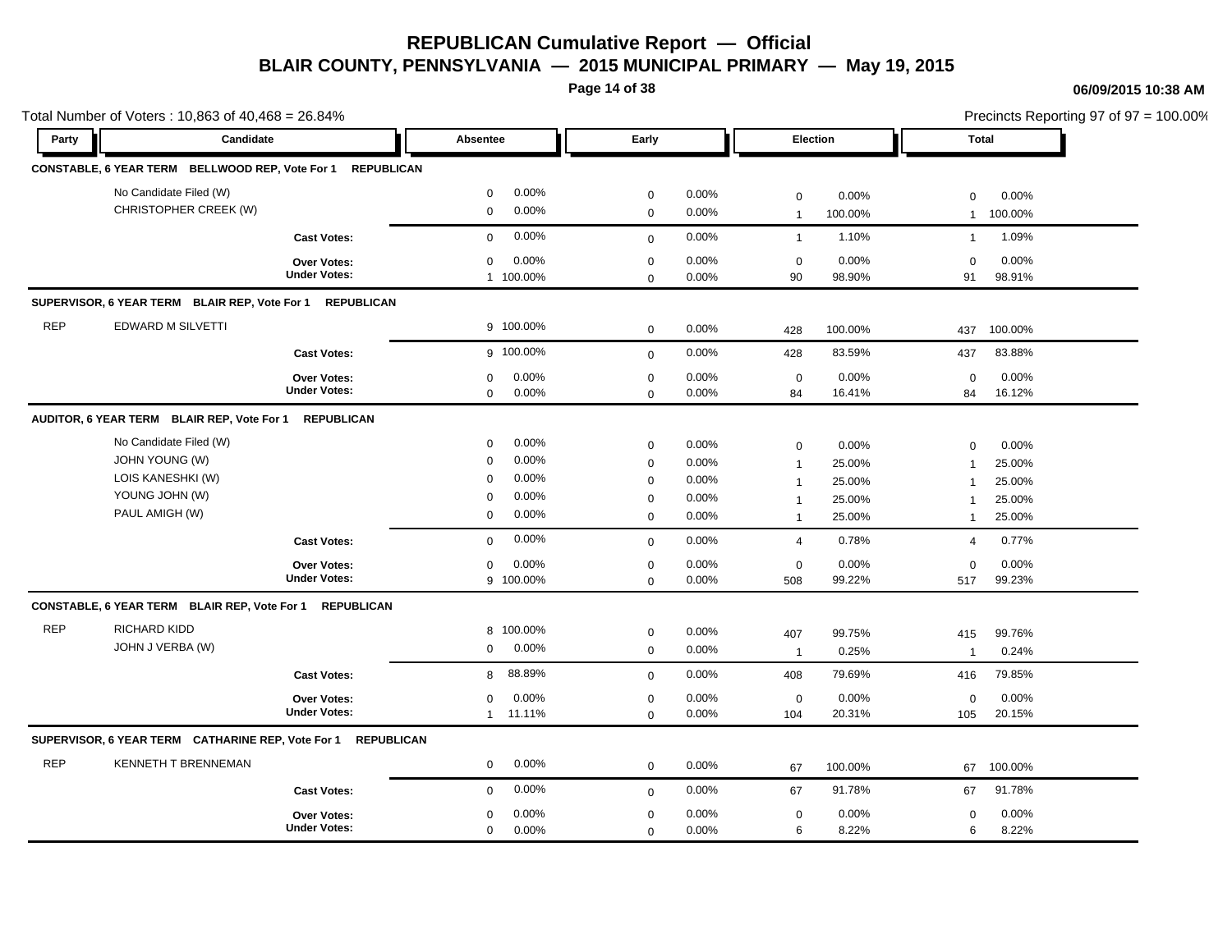# REPUBLICAN Cumulative Report — Official

## BLAIR COUNTY, PENNSYLVANIA — 2015 MUNICIPAL PRIMARY — May 19, 2015

06/09/2015 10:38 AM

Total Number of Voters : 10,863 of 40,468 = 26.84%

Precincts Reporting 97 of 97 = 100.00%

| Party | Candidate | Absentee | | Early | | Election | | Total | |
|---|---|---|---|---|---|---|---|---|---|
| **CONSTABLE, 6 YEAR TERM BELLWOOD REP, Vote For 1 REPUBLICAN** | | | | | | | | | |
| | No Candidate Filed (W) | 0 | 0.00% | 0 | 0.00% | 0 | 0.00% | 0 | 0.00% |
| | CHRISTOPHER CREEK (W) | 0 | 0.00% | 0 | 0.00% | 1 | 100.00% | 1 | 100.00% |
| | **Cast Votes:** | 0 | 0.00% | 0 | 0.00% | 1 | 1.10% | 1 | 1.09% |
| | **Over Votes:** | 0 | 0.00% | 0 | 0.00% | 0 | 0.00% | 0 | 0.00% |
| | **Under Votes:** | 1 | 100.00% | 0 | 0.00% | 90 | 98.90% | 91 | 98.91% |
| **SUPERVISOR, 6 YEAR TERM BLAIR REP, Vote For 1 REPUBLICAN** | | | | | | | | | |
| REP | EDWARD M SILVETTI | 9 | 100.00% | 0 | 0.00% | 428 | 100.00% | 437 | 100.00% |
| | **Cast Votes:** | 9 | 100.00% | 0 | 0.00% | 428 | 83.59% | 437 | 83.88% |
| | **Over Votes:** | 0 | 0.00% | 0 | 0.00% | 0 | 0.00% | 0 | 0.00% |
| | **Under Votes:** | 0 | 0.00% | 0 | 0.00% | 84 | 16.41% | 84 | 16.12% |
| **AUDITOR, 6 YEAR TERM BLAIR REP, Vote For 1 REPUBLICAN** | | | | | | | | | |
| | No Candidate Filed (W) | 0 | 0.00% | 0 | 0.00% | 0 | 0.00% | 0 | 0.00% |
| | JOHN YOUNG (W) | 0 | 0.00% | 0 | 0.00% | 1 | 25.00% | 1 | 25.00% |
| | LOIS KANESHKI (W) | 0 | 0.00% | 0 | 0.00% | 1 | 25.00% | 1 | 25.00% |
| | YOUNG JOHN (W) | 0 | 0.00% | 0 | 0.00% | 1 | 25.00% | 1 | 25.00% |
| | PAUL AMIGH (W) | 0 | 0.00% | 0 | 0.00% | 1 | 25.00% | 1 | 25.00% |
| | **Cast Votes:** | 0 | 0.00% | 0 | 0.00% | 4 | 0.78% | 4 | 0.77% |
| | **Over Votes:** | 0 | 0.00% | 0 | 0.00% | 0 | 0.00% | 0 | 0.00% |
| | **Under Votes:** | 9 | 100.00% | 0 | 0.00% | 508 | 99.22% | 517 | 99.23% |
| **CONSTABLE, 6 YEAR TERM BLAIR REP, Vote For 1 REPUBLICAN** | | | | | | | | | |
| REP | RICHARD KIDD | 8 | 100.00% | 0 | 0.00% | 407 | 99.75% | 415 | 99.76% |
| | JOHN J VERBA (W) | 0 | 0.00% | 0 | 0.00% | 1 | 0.25% | 1 | 0.24% |
| | **Cast Votes:** | 8 | 88.89% | 0 | 0.00% | 408 | 79.69% | 416 | 79.85% |
| | **Over Votes:** | 0 | 0.00% | 0 | 0.00% | 0 | 0.00% | 0 | 0.00% |
| | **Under Votes:** | 1 | 11.11% | 0 | 0.00% | 104 | 20.31% | 105 | 20.15% |
| **SUPERVISOR, 6 YEAR TERM CATHARINE REP, Vote For 1 REPUBLICAN** | | | | | | | | | |
| REP | KENNETH T BRENNEMAN | 0 | 0.00% | 0 | 0.00% | 67 | 100.00% | 67 | 100.00% |
| | **Cast Votes:** | 0 | 0.00% | 0 | 0.00% | 67 | 91.78% | 67 | 91.78% |
| | **Over Votes:** | 0 | 0.00% | 0 | 0.00% | 0 | 0.00% | 0 | 0.00% |
| | **Under Votes:** | 0 | 0.00% | 0 | 0.00% | 6 | 8.22% | 6 | 8.22% |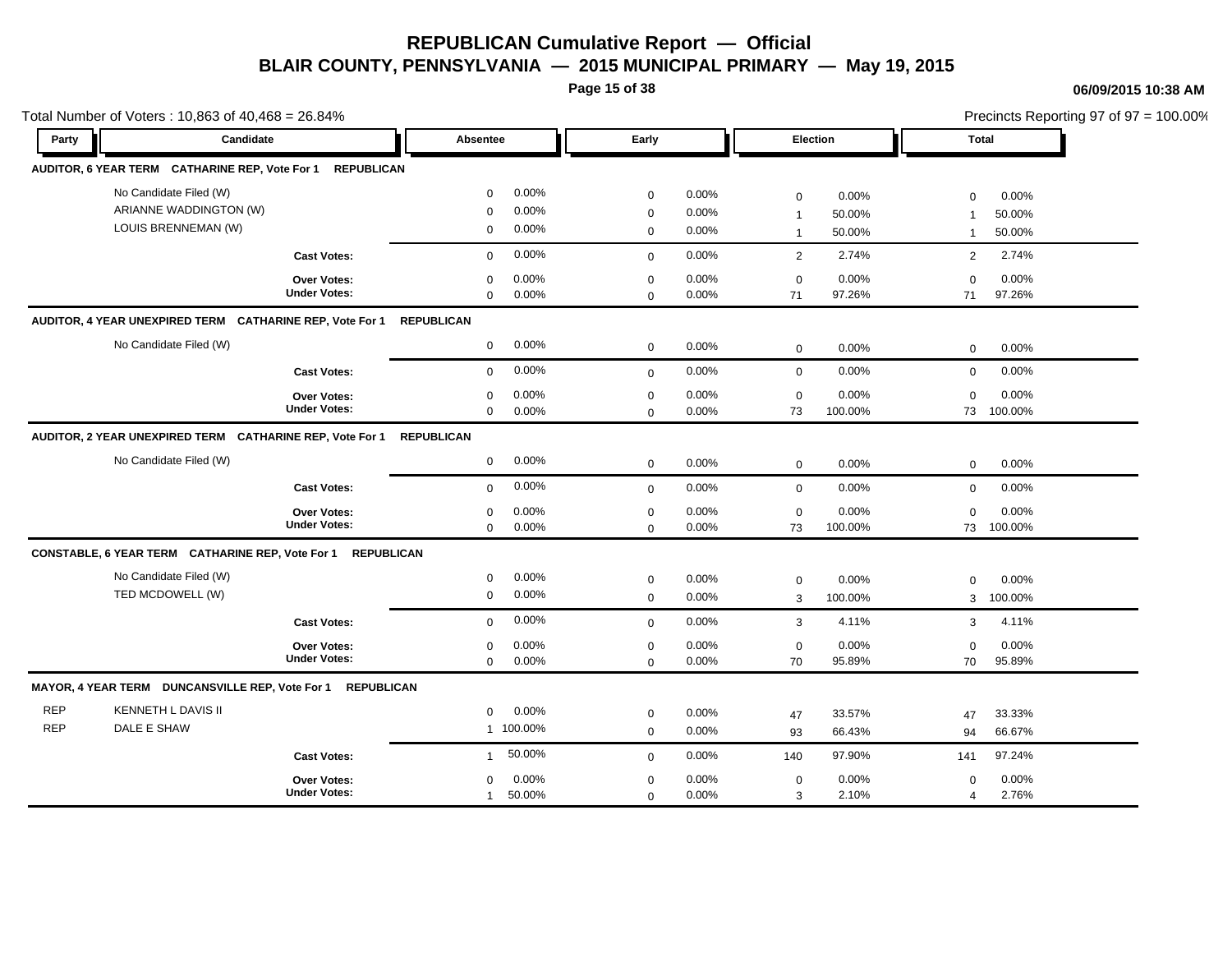# REPUBLICAN Cumulative Report — Official

## BLAIR COUNTY, PENNSYLVANIA — 2015 MUNICIPAL PRIMARY — May 19, 2015

06/09/2015 10:38 AM

Total Number of Voters : 10,863 of 40,468 = 26.84%

Precincts Reporting 97 of 97 = 100.00%

| Party | Candidate | Absentee | | Early | | Election | | Total | |
|---|---|---|---|---|---|---|---|---|---|
| **AUDITOR, 6 YEAR TERM CATHARINE REP, Vote For 1 REPUBLICAN** | | | | | | | | | |
| | No Candidate Filed (W) | 0 | 0.00% | 0 | 0.00% | 0 | 0.00% | 0 | 0.00% |
| | ARIANNE WADDINGTON (W) | 0 | 0.00% | 0 | 0.00% | 1 | 50.00% | 1 | 50.00% |
| | LOUIS BRENNEMAN (W) | 0 | 0.00% | 0 | 0.00% | 1 | 50.00% | 1 | 50.00% |
| | **Cast Votes:** | 0 | 0.00% | 0 | 0.00% | 2 | 2.74% | 2 | 2.74% |
| | **Over Votes:** | 0 | 0.00% | 0 | 0.00% | 0 | 0.00% | 0 | 0.00% |
| | **Under Votes:** | 0 | 0.00% | 0 | 0.00% | 71 | 97.26% | 71 | 97.26% |
| **AUDITOR, 4 YEAR UNEXPIRED TERM CATHARINE REP, Vote For 1 REPUBLICAN** | | | | | | | | | |
| | No Candidate Filed (W) | 0 | 0.00% | 0 | 0.00% | 0 | 0.00% | 0 | 0.00% |
| | **Cast Votes:** | 0 | 0.00% | 0 | 0.00% | 0 | 0.00% | 0 | 0.00% |
| | **Over Votes:** | 0 | 0.00% | 0 | 0.00% | 0 | 0.00% | 0 | 0.00% |
| | **Under Votes:** | 0 | 0.00% | 0 | 0.00% | 73 | 100.00% | 73 | 100.00% |
| **AUDITOR, 2 YEAR UNEXPIRED TERM CATHARINE REP, Vote For 1 REPUBLICAN** | | | | | | | | | |
| | No Candidate Filed (W) | 0 | 0.00% | 0 | 0.00% | 0 | 0.00% | 0 | 0.00% |
| | **Cast Votes:** | 0 | 0.00% | 0 | 0.00% | 0 | 0.00% | 0 | 0.00% |
| | **Over Votes:** | 0 | 0.00% | 0 | 0.00% | 0 | 0.00% | 0 | 0.00% |
| | **Under Votes:** | 0 | 0.00% | 0 | 0.00% | 73 | 100.00% | 73 | 100.00% |
| **CONSTABLE, 6 YEAR TERM CATHARINE REP, Vote For 1 REPUBLICAN** | | | | | | | | | |
| | No Candidate Filed (W) | 0 | 0.00% | 0 | 0.00% | 0 | 0.00% | 0 | 0.00% |
| | TED MCDOWELL (W) | 0 | 0.00% | 0 | 0.00% | 3 | 100.00% | 3 | 100.00% |
| | **Cast Votes:** | 0 | 0.00% | 0 | 0.00% | 3 | 4.11% | 3 | 4.11% |
| | **Over Votes:** | 0 | 0.00% | 0 | 0.00% | 0 | 0.00% | 0 | 0.00% |
| | **Under Votes:** | 0 | 0.00% | 0 | 0.00% | 70 | 95.89% | 70 | 95.89% |
| **MAYOR, 4 YEAR TERM DUNCANSVILLE REP, Vote For 1 REPUBLICAN** | | | | | | | | | |
| REP | KENNETH L DAVIS II | 0 | 0.00% | 0 | 0.00% | 47 | 33.57% | 47 | 33.33% |
| REP | DALE E SHAW | 1 | 100.00% | 0 | 0.00% | 93 | 66.43% | 94 | 66.67% |
| | **Cast Votes:** | 1 | 50.00% | 0 | 0.00% | 140 | 97.90% | 141 | 97.24% |
| | **Over Votes:** | 0 | 0.00% | 0 | 0.00% | 0 | 0.00% | 0 | 0.00% |
| | **Under Votes:** | 1 | 50.00% | 0 | 0.00% | 3 | 2.10% | 4 | 2.76% |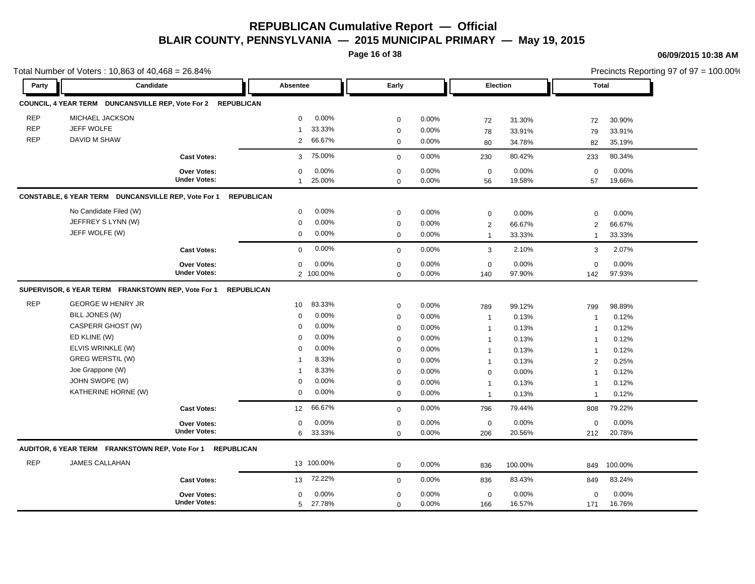# REPUBLICAN Cumulative Report — Official

## BLAIR COUNTY, PENNSYLVANIA — 2015 MUNICIPAL PRIMARY — May 19, 2015

06/09/2015 10:38 AM

Total Number of Voters : 10,863 of 40,468 = 26.84%

Precincts Reporting 97 of 97 = 100.00%

### COUNCIL, 4 YEAR TERM DUNCANSVILLE REP, Vote For 2 REPUBLICAN

| Party | Candidate | Absentee | | Early | | Election | | Total | |
|---|---|---|---|---|---|---|---|---|---|
| REP | MICHAEL JACKSON | 0 | 0.00% | 0 | 0.00% | 72 | 31.30% | 72 | 30.90% |
| REP | JEFF WOLFE | 1 | 33.33% | 0 | 0.00% | 78 | 33.91% | 79 | 33.91% |
| REP | DAVID M SHAW | 2 | 66.67% | 0 | 0.00% | 80 | 34.78% | 82 | 35.19% |
| | **Cast Votes:** | 3 | 75.00% | 0 | 0.00% | 230 | 80.42% | 233 | 80.34% |
| | **Over Votes:** | 0 | 0.00% | 0 | 0.00% | 0 | 0.00% | 0 | 0.00% |
| | **Under Votes:** | 1 | 25.00% | 0 | 0.00% | 56 | 19.58% | 57 | 19.66% |

### CONSTABLE, 6 YEAR TERM DUNCANSVILLE REP, Vote For 1 REPUBLICAN

| Party | Candidate | Absentee | | Early | | Election | | Total | |
|---|---|---|---|---|---|---|---|---|---|
| | No Candidate Filed (W) | 0 | 0.00% | 0 | 0.00% | 0 | 0.00% | 0 | 0.00% |
| | JEFFREY S LYNN (W) | 0 | 0.00% | 0 | 0.00% | 2 | 66.67% | 2 | 66.67% |
| | JEFF WOLFE (W) | 0 | 0.00% | 0 | 0.00% | 1 | 33.33% | 1 | 33.33% |
| | **Cast Votes:** | 0 | 0.00% | 0 | 0.00% | 3 | 2.10% | 3 | 2.07% |
| | **Over Votes:** | 0 | 0.00% | 0 | 0.00% | 0 | 0.00% | 0 | 0.00% |
| | **Under Votes:** | 2 | 100.00% | 0 | 0.00% | 140 | 97.90% | 142 | 97.93% |

### SUPERVISOR, 6 YEAR TERM FRANKSTOWN REP, Vote For 1 REPUBLICAN

| Party | Candidate | Absentee | | Early | | Election | | Total | |
|---|---|---|---|---|---|---|---|---|---|
| REP | GEORGE W HENRY JR | 10 | 83.33% | 0 | 0.00% | 789 | 99.12% | 799 | 98.89% |
| | BILL JONES (W) | 0 | 0.00% | 0 | 0.00% | 1 | 0.13% | 1 | 0.12% |
| | CASPERR GHOST (W) | 0 | 0.00% | 0 | 0.00% | 1 | 0.13% | 1 | 0.12% |
| | ED KLINE (W) | 0 | 0.00% | 0 | 0.00% | 1 | 0.13% | 1 | 0.12% |
| | ELVIS WRINKLE (W) | 0 | 0.00% | 0 | 0.00% | 1 | 0.13% | 1 | 0.12% |
| | GREG WERSTIL (W) | 1 | 8.33% | 0 | 0.00% | 1 | 0.13% | 2 | 0.25% |
| | Joe Grappone (W) | 1 | 8.33% | 0 | 0.00% | 0 | 0.00% | 1 | 0.12% |
| | JOHN SWOPE (W) | 0 | 0.00% | 0 | 0.00% | 1 | 0.13% | 1 | 0.12% |
| | KATHERINE HORNE (W) | 0 | 0.00% | 0 | 0.00% | 1 | 0.13% | 1 | 0.12% |
| | **Cast Votes:** | 12 | 66.67% | 0 | 0.00% | 796 | 79.44% | 808 | 79.22% |
| | **Over Votes:** | 0 | 0.00% | 0 | 0.00% | 0 | 0.00% | 0 | 0.00% |
| | **Under Votes:** | 6 | 33.33% | 0 | 0.00% | 206 | 20.56% | 212 | 20.78% |

### AUDITOR, 6 YEAR TERM FRANKSTOWN REP, Vote For 1 REPUBLICAN

| Party | Candidate | Absentee | | Early | | Election | | Total | |
|---|---|---|---|---|---|---|---|---|---|
| REP | JAMES CALLAHAN | 13 | 100.00% | 0 | 0.00% | 836 | 100.00% | 849 | 100.00% |
| | **Cast Votes:** | 13 | 72.22% | 0 | 0.00% | 836 | 83.43% | 849 | 83.24% |
| | **Over Votes:** | 0 | 0.00% | 0 | 0.00% | 0 | 0.00% | 0 | 0.00% |
| | **Under Votes:** | 5 | 27.78% | 0 | 0.00% | 166 | 16.57% | 171 | 16.76% |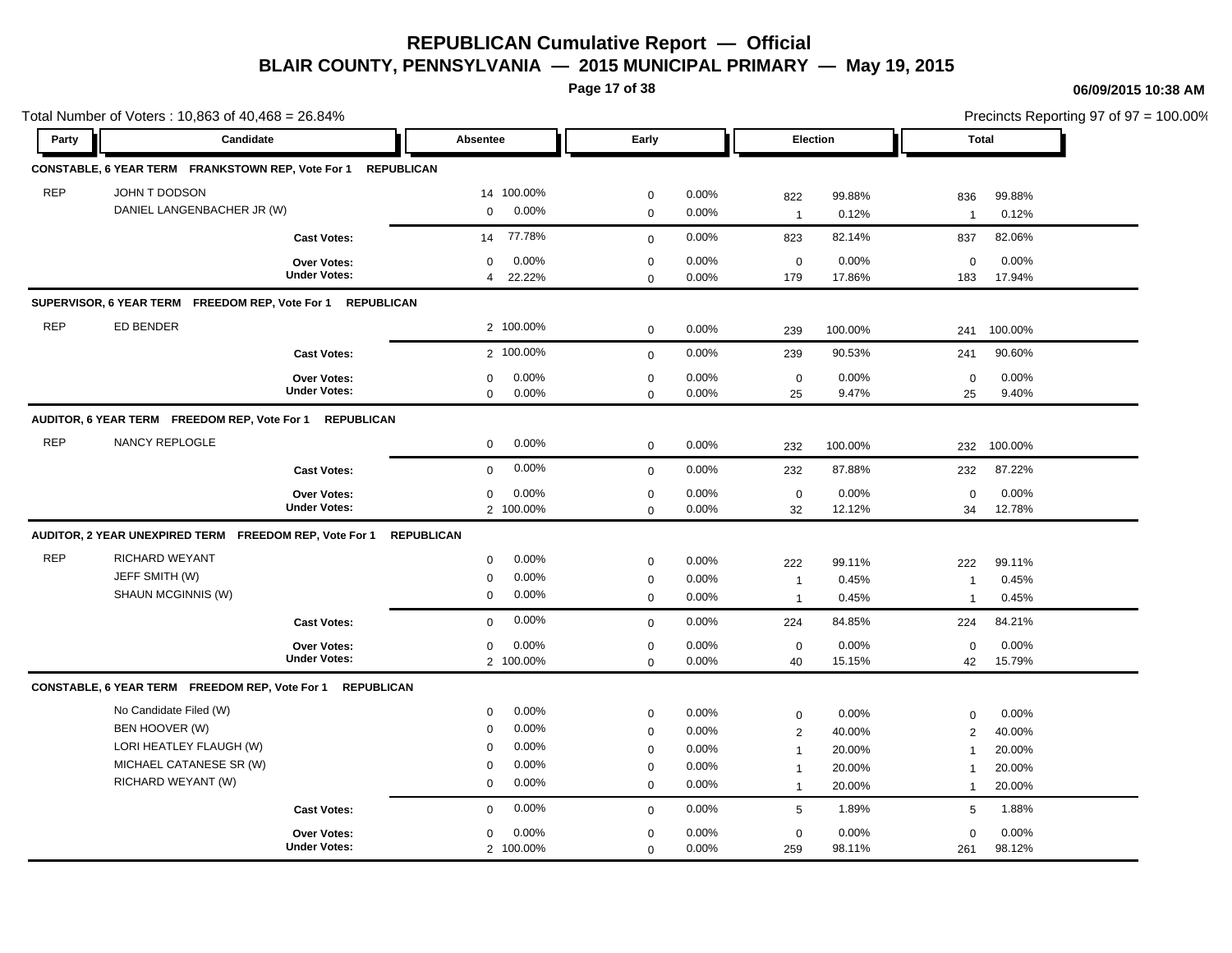# REPUBLICAN Cumulative Report — Official
## BLAIR COUNTY, PENNSYLVANIA — 2015 MUNICIPAL PRIMARY — May 19, 2015

06/09/2015 10:38 AM

Total Number of Voters : 10,863 of 40,468 = 26.84%

Precincts Reporting 97 of 97 = 100.00%

| Party | Candidate | Absentee | | Early | | Election | | Total | |
|---|---|---|---|---|---|---|---|---|---|
| **CONSTABLE, 6 YEAR TERM FRANKSTOWN REP, Vote For 1 REPUBLICAN** | | | | | | | | | |
| REP | JOHN T DODSON | 14 | 100.00% | 0 | 0.00% | 822 | 99.88% | 836 | 99.88% |
| | DANIEL LANGENBACHER JR (W) | 0 | 0.00% | 0 | 0.00% | 1 | 0.12% | 1 | 0.12% |
| | **Cast Votes:** | 14 | 77.78% | 0 | 0.00% | 823 | 82.14% | 837 | 82.06% |
| | **Over Votes:** | 0 | 0.00% | 0 | 0.00% | 0 | 0.00% | 0 | 0.00% |
| | **Under Votes:** | 4 | 22.22% | 0 | 0.00% | 179 | 17.86% | 183 | 17.94% |
| **SUPERVISOR, 6 YEAR TERM FREEDOM REP, Vote For 1 REPUBLICAN** | | | | | | | | | |
| REP | ED BENDER | 2 | 100.00% | 0 | 0.00% | 239 | 100.00% | 241 | 100.00% |
| | **Cast Votes:** | 2 | 100.00% | 0 | 0.00% | 239 | 90.53% | 241 | 90.60% |
| | **Over Votes:** | 0 | 0.00% | 0 | 0.00% | 0 | 0.00% | 0 | 0.00% |
| | **Under Votes:** | 0 | 0.00% | 0 | 0.00% | 25 | 9.47% | 25 | 9.40% |
| **AUDITOR, 6 YEAR TERM FREEDOM REP, Vote For 1 REPUBLICAN** | | | | | | | | | |
| REP | NANCY REPLOGLE | 0 | 0.00% | 0 | 0.00% | 232 | 100.00% | 232 | 100.00% |
| | **Cast Votes:** | 0 | 0.00% | 0 | 0.00% | 232 | 87.88% | 232 | 87.22% |
| | **Over Votes:** | 0 | 0.00% | 0 | 0.00% | 0 | 0.00% | 0 | 0.00% |
| | **Under Votes:** | 2 | 100.00% | 0 | 0.00% | 32 | 12.12% | 34 | 12.78% |
| **AUDITOR, 2 YEAR UNEXPIRED TERM FREEDOM REP, Vote For 1 REPUBLICAN** | | | | | | | | | |
| REP | RICHARD WEYANT | 0 | 0.00% | 0 | 0.00% | 222 | 99.11% | 222 | 99.11% |
| | JEFF SMITH (W) | 0 | 0.00% | 0 | 0.00% | 1 | 0.45% | 1 | 0.45% |
| | SHAUN MCGINNIS (W) | 0 | 0.00% | 0 | 0.00% | 1 | 0.45% | 1 | 0.45% |
| | **Cast Votes:** | 0 | 0.00% | 0 | 0.00% | 224 | 84.85% | 224 | 84.21% |
| | **Over Votes:** | 0 | 0.00% | 0 | 0.00% | 0 | 0.00% | 0 | 0.00% |
| | **Under Votes:** | 2 | 100.00% | 0 | 0.00% | 40 | 15.15% | 42 | 15.79% |
| **CONSTABLE, 6 YEAR TERM FREEDOM REP, Vote For 1 REPUBLICAN** | | | | | | | | | |
| | No Candidate Filed (W) | 0 | 0.00% | 0 | 0.00% | 0 | 0.00% | 0 | 0.00% |
| | BEN HOOVER (W) | 0 | 0.00% | 0 | 0.00% | 2 | 40.00% | 2 | 40.00% |
| | LORI HEATLEY FLAUGH (W) | 0 | 0.00% | 0 | 0.00% | 1 | 20.00% | 1 | 20.00% |
| | MICHAEL CATANESE SR (W) | 0 | 0.00% | 0 | 0.00% | 1 | 20.00% | 1 | 20.00% |
| | RICHARD WEYANT (W) | 0 | 0.00% | 0 | 0.00% | 1 | 20.00% | 1 | 20.00% |
| | **Cast Votes:** | 0 | 0.00% | 0 | 0.00% | 5 | 1.89% | 5 | 1.88% |
| | **Over Votes:** | 0 | 0.00% | 0 | 0.00% | 0 | 0.00% | 0 | 0.00% |
| | **Under Votes:** | 2 | 100.00% | 0 | 0.00% | 259 | 98.11% | 261 | 98.12% |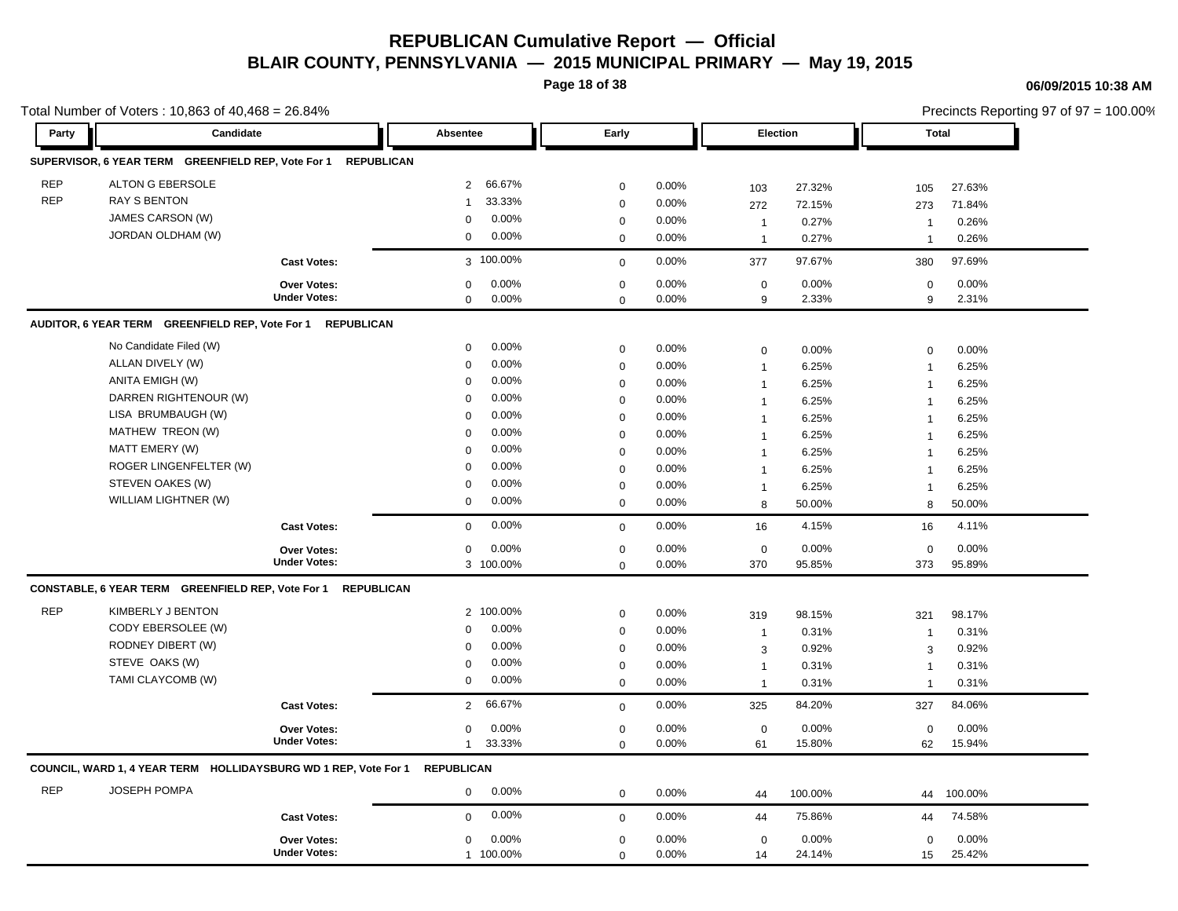# REPUBLICAN Cumulative Report — Official

## BLAIR COUNTY, PENNSYLVANIA — 2015 MUNICIPAL PRIMARY — May 19, 2015

06/09/2015 10:38 AM

Total Number of Voters : 10,863 of 40,468 = 26.84%

Precincts Reporting 97 of 97 = 100.00%

| Party | Candidate | Absentee | | Early | | Election | | Total | |
|---|---|---|---|---|---|---|---|---|---|
| **SUPERVISOR, 6 YEAR TERM GREENFIELD REP, Vote For 1 REPUBLICAN** | | | | | | | | | |
| REP | ALTON G EBERSOLE | 2 | 66.67% | 0 | 0.00% | 103 | 27.32% | 105 | 27.63% |
| REP | RAY S BENTON | 1 | 33.33% | 0 | 0.00% | 272 | 72.15% | 273 | 71.84% |
| | JAMES CARSON (W) | 0 | 0.00% | 0 | 0.00% | 1 | 0.27% | 1 | 0.26% |
| | JORDAN OLDHAM (W) | 0 | 0.00% | 0 | 0.00% | 1 | 0.27% | 1 | 0.26% |
| | **Cast Votes:** | 3 | 100.00% | 0 | 0.00% | 377 | 97.67% | 380 | 97.69% |
| | **Over Votes:** | 0 | 0.00% | 0 | 0.00% | 0 | 0.00% | 0 | 0.00% |
| | **Under Votes:** | 0 | 0.00% | 0 | 0.00% | 9 | 2.33% | 9 | 2.31% |
| **AUDITOR, 6 YEAR TERM GREENFIELD REP, Vote For 1 REPUBLICAN** | | | | | | | | | |
| | No Candidate Filed (W) | 0 | 0.00% | 0 | 0.00% | 0 | 0.00% | 0 | 0.00% |
| | ALLAN DIVELY (W) | 0 | 0.00% | 0 | 0.00% | 1 | 6.25% | 1 | 6.25% |
| | ANITA EMIGH (W) | 0 | 0.00% | 0 | 0.00% | 1 | 6.25% | 1 | 6.25% |
| | DARREN RIGHTENOUR (W) | 0 | 0.00% | 0 | 0.00% | 1 | 6.25% | 1 | 6.25% |
| | LISA BRUMBAUGH (W) | 0 | 0.00% | 0 | 0.00% | 1 | 6.25% | 1 | 6.25% |
| | MATHEW TREON (W) | 0 | 0.00% | 0 | 0.00% | 1 | 6.25% | 1 | 6.25% |
| | MATT EMERY (W) | 0 | 0.00% | 0 | 0.00% | 1 | 6.25% | 1 | 6.25% |
| | ROGER LINGENFELTER (W) | 0 | 0.00% | 0 | 0.00% | 1 | 6.25% | 1 | 6.25% |
| | STEVEN OAKES (W) | 0 | 0.00% | 0 | 0.00% | 1 | 6.25% | 1 | 6.25% |
| | WILLIAM LIGHTNER (W) | 0 | 0.00% | 0 | 0.00% | 8 | 50.00% | 8 | 50.00% |
| | **Cast Votes:** | 0 | 0.00% | 0 | 0.00% | 16 | 4.15% | 16 | 4.11% |
| | **Over Votes:** | 0 | 0.00% | 0 | 0.00% | 0 | 0.00% | 0 | 0.00% |
| | **Under Votes:** | 3 | 100.00% | 0 | 0.00% | 370 | 95.85% | 373 | 95.89% |
| **CONSTABLE, 6 YEAR TERM GREENFIELD REP, Vote For 1 REPUBLICAN** | | | | | | | | | |
| REP | KIMBERLY J BENTON | 2 | 100.00% | 0 | 0.00% | 319 | 98.15% | 321 | 98.17% |
| | CODY EBERSOLEE (W) | 0 | 0.00% | 0 | 0.00% | 1 | 0.31% | 1 | 0.31% |
| | RODNEY DIBERT (W) | 0 | 0.00% | 0 | 0.00% | 3 | 0.92% | 3 | 0.92% |
| | STEVE OAKS (W) | 0 | 0.00% | 0 | 0.00% | 1 | 0.31% | 1 | 0.31% |
| | TAMI CLAYCOMB (W) | 0 | 0.00% | 0 | 0.00% | 1 | 0.31% | 1 | 0.31% |
| | **Cast Votes:** | 2 | 66.67% | 0 | 0.00% | 325 | 84.20% | 327 | 84.06% |
| | **Over Votes:** | 0 | 0.00% | 0 | 0.00% | 0 | 0.00% | 0 | 0.00% |
| | **Under Votes:** | 1 | 33.33% | 0 | 0.00% | 61 | 15.80% | 62 | 15.94% |
| **COUNCIL, WARD 1, 4 YEAR TERM HOLLIDAYSBURG WD 1 REP, Vote For 1 REPUBLICAN** | | | | | | | | | |
| REP | JOSEPH POMPA | 0 | 0.00% | 0 | 0.00% | 44 | 100.00% | 44 | 100.00% |
| | **Cast Votes:** | 0 | 0.00% | 0 | 0.00% | 44 | 75.86% | 44 | 74.58% |
| | **Over Votes:** | 0 | 0.00% | 0 | 0.00% | 0 | 0.00% | 0 | 0.00% |
| | **Under Votes:** | 1 | 100.00% | 0 | 0.00% | 14 | 24.14% | 15 | 25.42% |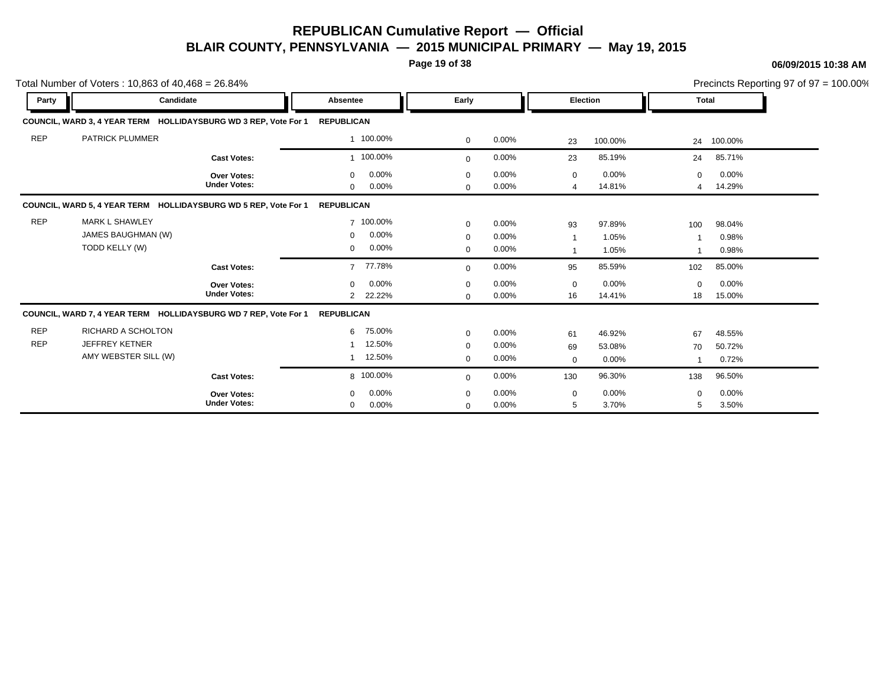# REPUBLICAN Cumulative Report — Official

## BLAIR COUNTY, PENNSYLVANIA — 2015 MUNICIPAL PRIMARY — May 19, 2015

06/09/2015 10:38 AM

Total Number of Voters : 10,863 of 40,468 = 26.84%

Precincts Reporting 97 of 97 = 100.00%

| Party | Candidate | Absentee | | Early | | Election | | Total | |
|---|---|---|---|---|---|---|---|---|---|
| **COUNCIL, WARD 3, 4 YEAR TERM HOLLIDAYSBURG WD 3 REP, Vote For 1** | | **REPUBLICAN** | | | | | | | |
| REP | PATRICK PLUMMER | 1 | 100.00% | 0 | 0.00% | 23 | 100.00% | 24 | 100.00% |
| | **Cast Votes:** | 1 | 100.00% | 0 | 0.00% | 23 | 85.19% | 24 | 85.71% |
| | **Over Votes:** | 0 | 0.00% | 0 | 0.00% | 0 | 0.00% | 0 | 0.00% |
| | **Under Votes:** | 0 | 0.00% | 0 | 0.00% | 4 | 14.81% | 4 | 14.29% |
| **COUNCIL, WARD 5, 4 YEAR TERM HOLLIDAYSBURG WD 5 REP, Vote For 1** | | **REPUBLICAN** | | | | | | | |
| REP | MARK L SHAWLEY | 7 | 100.00% | 0 | 0.00% | 93 | 97.89% | 100 | 98.04% |
| | JAMES BAUGHMAN (W) | 0 | 0.00% | 0 | 0.00% | 1 | 1.05% | 1 | 0.98% |
| | TODD KELLY (W) | 0 | 0.00% | 0 | 0.00% | 1 | 1.05% | 1 | 0.98% |
| | **Cast Votes:** | 7 | 77.78% | 0 | 0.00% | 95 | 85.59% | 102 | 85.00% |
| | **Over Votes:** | 0 | 0.00% | 0 | 0.00% | 0 | 0.00% | 0 | 0.00% |
| | **Under Votes:** | 2 | 22.22% | 0 | 0.00% | 16 | 14.41% | 18 | 15.00% |
| **COUNCIL, WARD 7, 4 YEAR TERM HOLLIDAYSBURG WD 7 REP, Vote For 1** | | **REPUBLICAN** | | | | | | | |
| REP | RICHARD A SCHOLTON | 6 | 75.00% | 0 | 0.00% | 61 | 46.92% | 67 | 48.55% |
| REP | JEFFREY KETNER | 1 | 12.50% | 0 | 0.00% | 69 | 53.08% | 70 | 50.72% |
| | AMY WEBSTER SILL (W) | 1 | 12.50% | 0 | 0.00% | 0 | 0.00% | 1 | 0.72% |
| | **Cast Votes:** | 8 | 100.00% | 0 | 0.00% | 130 | 96.30% | 138 | 96.50% |
| | **Over Votes:** | 0 | 0.00% | 0 | 0.00% | 0 | 0.00% | 0 | 0.00% |
| | **Under Votes:** | 0 | 0.00% | 0 | 0.00% | 5 | 3.70% | 5 | 3.50% |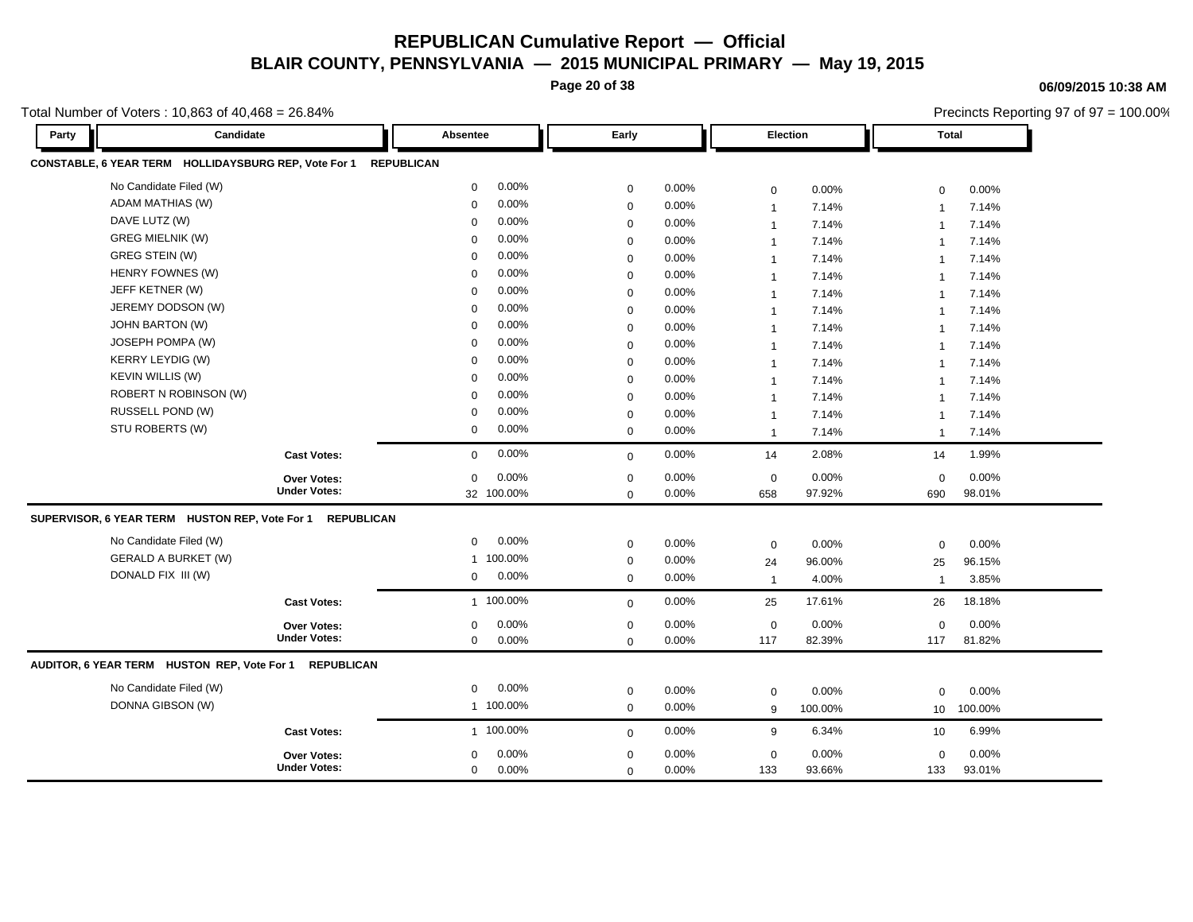# REPUBLICAN Cumulative Report — Official

## BLAIR COUNTY, PENNSYLVANIA — 2015 MUNICIPAL PRIMARY — May 19, 2015

06/09/2015 10:38 AM

Total Number of Voters : 10,863 of 40,468 = 26.84%

Precincts Reporting 97 of 97 = 100.00%

| Party | Candidate | Absentee | | Early | | Election | | Total | |
|---|---|---|---|---|---|---|---|---|---|
| **CONSTABLE, 6 YEAR TERM HOLLIDAYSBURG REP, Vote For 1 REPUBLICAN** | | | | | | | | | |
| | No Candidate Filed (W) | 0 | 0.00% | 0 | 0.00% | 0 | 0.00% | 0 | 0.00% |
| | ADAM MATHIAS (W) | 0 | 0.00% | 0 | 0.00% | 1 | 7.14% | 1 | 7.14% |
| | DAVE LUTZ (W) | 0 | 0.00% | 0 | 0.00% | 1 | 7.14% | 1 | 7.14% |
| | GREG MIELNIK (W) | 0 | 0.00% | 0 | 0.00% | 1 | 7.14% | 1 | 7.14% |
| | GREG STEIN (W) | 0 | 0.00% | 0 | 0.00% | 1 | 7.14% | 1 | 7.14% |
| | HENRY FOWNES (W) | 0 | 0.00% | 0 | 0.00% | 1 | 7.14% | 1 | 7.14% |
| | JEFF KETNER (W) | 0 | 0.00% | 0 | 0.00% | 1 | 7.14% | 1 | 7.14% |
| | JEREMY DODSON (W) | 0 | 0.00% | 0 | 0.00% | 1 | 7.14% | 1 | 7.14% |
| | JOHN BARTON (W) | 0 | 0.00% | 0 | 0.00% | 1 | 7.14% | 1 | 7.14% |
| | JOSEPH POMPA (W) | 0 | 0.00% | 0 | 0.00% | 1 | 7.14% | 1 | 7.14% |
| | KERRY LEYDIG (W) | 0 | 0.00% | 0 | 0.00% | 1 | 7.14% | 1 | 7.14% |
| | KEVIN WILLIS (W) | 0 | 0.00% | 0 | 0.00% | 1 | 7.14% | 1 | 7.14% |
| | ROBERT N ROBINSON (W) | 0 | 0.00% | 0 | 0.00% | 1 | 7.14% | 1 | 7.14% |
| | RUSSELL POND (W) | 0 | 0.00% | 0 | 0.00% | 1 | 7.14% | 1 | 7.14% |
| | STU ROBERTS (W) | 0 | 0.00% | 0 | 0.00% | 1 | 7.14% | 1 | 7.14% |
| | **Cast Votes:** | 0 | 0.00% | 0 | 0.00% | 14 | 2.08% | 14 | 1.99% |
| | **Over Votes:** | 0 | 0.00% | 0 | 0.00% | 0 | 0.00% | 0 | 0.00% |
| | **Under Votes:** | 32 | 100.00% | 0 | 0.00% | 658 | 97.92% | 690 | 98.01% |
| **SUPERVISOR, 6 YEAR TERM HUSTON REP, Vote For 1 REPUBLICAN** | | | | | | | | | |
| | No Candidate Filed (W) | 0 | 0.00% | 0 | 0.00% | 0 | 0.00% | 0 | 0.00% |
| | GERALD A BURKET (W) | 1 | 100.00% | 0 | 0.00% | 24 | 96.00% | 25 | 96.15% |
| | DONALD FIX III (W) | 0 | 0.00% | 0 | 0.00% | 1 | 4.00% | 1 | 3.85% |
| | **Cast Votes:** | 1 | 100.00% | 0 | 0.00% | 25 | 17.61% | 26 | 18.18% |
| | **Over Votes:** | 0 | 0.00% | 0 | 0.00% | 0 | 0.00% | 0 | 0.00% |
| | **Under Votes:** | 0 | 0.00% | 0 | 0.00% | 117 | 82.39% | 117 | 81.82% |
| **AUDITOR, 6 YEAR TERM HUSTON REP, Vote For 1 REPUBLICAN** | | | | | | | | | |
| | No Candidate Filed (W) | 0 | 0.00% | 0 | 0.00% | 0 | 0.00% | 0 | 0.00% |
| | DONNA GIBSON (W) | 1 | 100.00% | 0 | 0.00% | 9 | 100.00% | 10 | 100.00% |
| | **Cast Votes:** | 1 | 100.00% | 0 | 0.00% | 9 | 6.34% | 10 | 6.99% |
| | **Over Votes:** | 0 | 0.00% | 0 | 0.00% | 0 | 0.00% | 0 | 0.00% |
| | **Under Votes:** | 0 | 0.00% | 0 | 0.00% | 133 | 93.66% | 133 | 93.01% |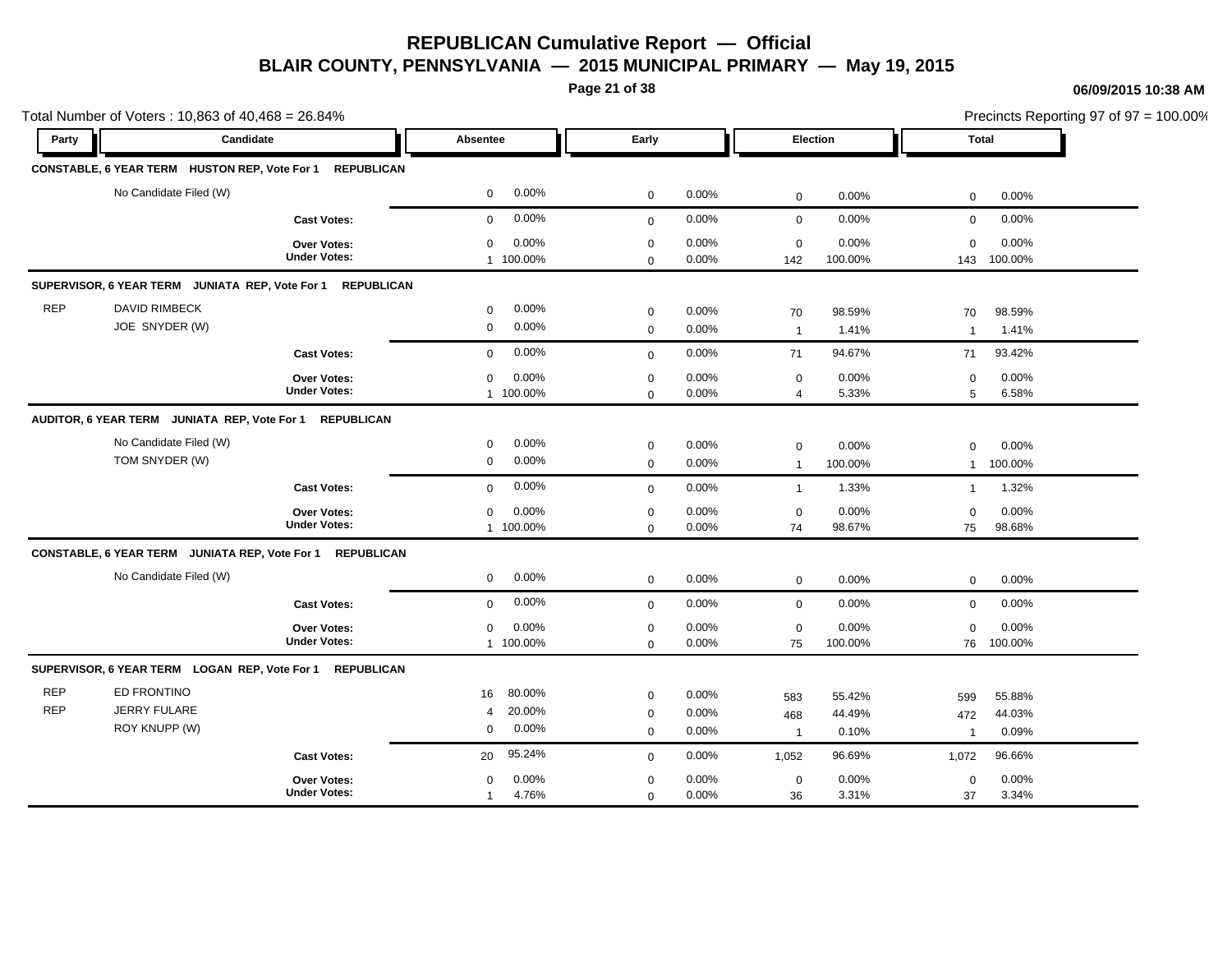# REPUBLICAN Cumulative Report — Official

## BLAIR COUNTY, PENNSYLVANIA — 2015 MUNICIPAL PRIMARY — May 19, 2015

06/09/2015 10:38 AM

Total Number of Voters : 10,863 of 40,468 = 26.84%

Precincts Reporting 97 of 97 = 100.00%

| Party | Candidate | Absentee | | Early | | Election | | Total | |
|---|---|---|---|---|---|---|---|---|---|
| **CONSTABLE, 6 YEAR TERM HUSTON REP, Vote For 1 REPUBLICAN** | | | | | | | | | |
| | No Candidate Filed (W) | 0 | 0.00% | 0 | 0.00% | 0 | 0.00% | 0 | 0.00% |
| | **Cast Votes:** | 0 | 0.00% | 0 | 0.00% | 0 | 0.00% | 0 | 0.00% |
| | **Over Votes:** | 0 | 0.00% | 0 | 0.00% | 0 | 0.00% | 0 | 0.00% |
| | **Under Votes:** | 1 | 100.00% | 0 | 0.00% | 142 | 100.00% | 143 | 100.00% |
| **SUPERVISOR, 6 YEAR TERM JUNIATA REP, Vote For 1 REPUBLICAN** | | | | | | | | | |
| REP | DAVID RIMBECK | 0 | 0.00% | 0 | 0.00% | 70 | 98.59% | 70 | 98.59% |
| | JOE SNYDER (W) | 0 | 0.00% | 0 | 0.00% | 1 | 1.41% | 1 | 1.41% |
| | **Cast Votes:** | 0 | 0.00% | 0 | 0.00% | 71 | 94.67% | 71 | 93.42% |
| | **Over Votes:** | 0 | 0.00% | 0 | 0.00% | 0 | 0.00% | 0 | 0.00% |
| | **Under Votes:** | 1 | 100.00% | 0 | 0.00% | 4 | 5.33% | 5 | 6.58% |
| **AUDITOR, 6 YEAR TERM JUNIATA REP, Vote For 1 REPUBLICAN** | | | | | | | | | |
| | No Candidate Filed (W) | 0 | 0.00% | 0 | 0.00% | 0 | 0.00% | 0 | 0.00% |
| | TOM SNYDER (W) | 0 | 0.00% | 0 | 0.00% | 1 | 100.00% | 1 | 100.00% |
| | **Cast Votes:** | 0 | 0.00% | 0 | 0.00% | 1 | 1.33% | 1 | 1.32% |
| | **Over Votes:** | 0 | 0.00% | 0 | 0.00% | 0 | 0.00% | 0 | 0.00% |
| | **Under Votes:** | 1 | 100.00% | 0 | 0.00% | 74 | 98.67% | 75 | 98.68% |
| **CONSTABLE, 6 YEAR TERM JUNIATA REP, Vote For 1 REPUBLICAN** | | | | | | | | | |
| | No Candidate Filed (W) | 0 | 0.00% | 0 | 0.00% | 0 | 0.00% | 0 | 0.00% |
| | **Cast Votes:** | 0 | 0.00% | 0 | 0.00% | 0 | 0.00% | 0 | 0.00% |
| | **Over Votes:** | 0 | 0.00% | 0 | 0.00% | 0 | 0.00% | 0 | 0.00% |
| | **Under Votes:** | 1 | 100.00% | 0 | 0.00% | 75 | 100.00% | 76 | 100.00% |
| **SUPERVISOR, 6 YEAR TERM LOGAN REP, Vote For 1 REPUBLICAN** | | | | | | | | | |
| REP | ED FRONTINO | 16 | 80.00% | 0 | 0.00% | 583 | 55.42% | 599 | 55.88% |
| REP | JERRY FULARE | 4 | 20.00% | 0 | 0.00% | 468 | 44.49% | 472 | 44.03% |
| | ROY KNUPP (W) | 0 | 0.00% | 0 | 0.00% | 1 | 0.10% | 1 | 0.09% |
| | **Cast Votes:** | 20 | 95.24% | 0 | 0.00% | 1,052 | 96.69% | 1,072 | 96.66% |
| | **Over Votes:** | 0 | 0.00% | 0 | 0.00% | 0 | 0.00% | 0 | 0.00% |
| | **Under Votes:** | 1 | 4.76% | 0 | 0.00% | 36 | 3.31% | 37 | 3.34% |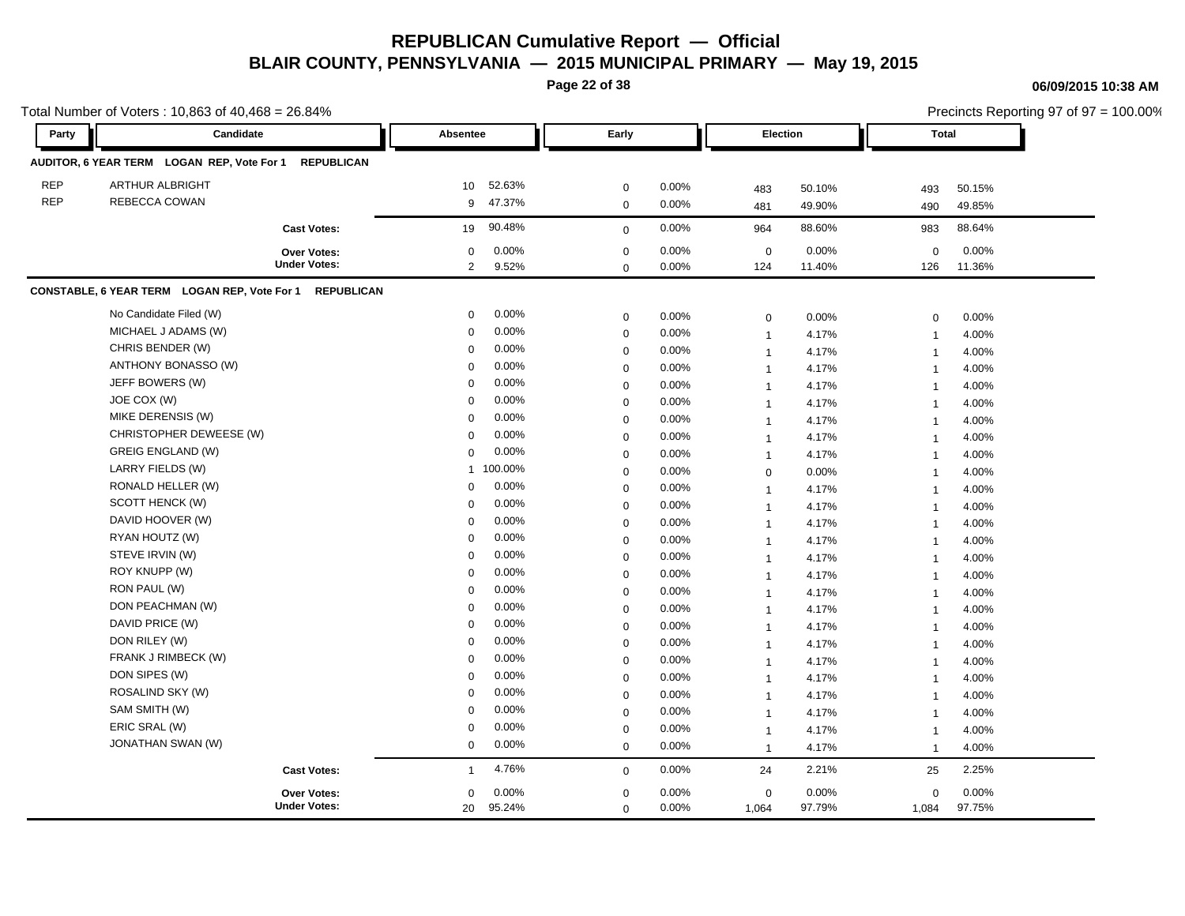# REPUBLICAN Cumulative Report — Official

## BLAIR COUNTY, PENNSYLVANIA — 2015 MUNICIPAL PRIMARY — May 19, 2015

06/09/2015 10:38 AM

Total Number of Voters : 10,863 of 40,468 = 26.84%

Precincts Reporting 97 of 97 = 100.00%

| Party | Candidate | Absentee | | Early | | Election | | Total | |
|---|---|---|---|---|---|---|---|---|---|
| **AUDITOR, 6 YEAR TERM LOGAN REP, Vote For 1 REPUBLICAN** | | | | | | | | | |
| REP | ARTHUR ALBRIGHT | 10 | 52.63% | 0 | 0.00% | 483 | 50.10% | 493 | 50.15% |
| REP | REBECCA COWAN | 9 | 47.37% | 0 | 0.00% | 481 | 49.90% | 490 | 49.85% |
| | **Cast Votes:** | 19 | 90.48% | 0 | 0.00% | 964 | 88.60% | 983 | 88.64% |
| | **Over Votes:** | 0 | 0.00% | 0 | 0.00% | 0 | 0.00% | 0 | 0.00% |
| | **Under Votes:** | 2 | 9.52% | 0 | 0.00% | 124 | 11.40% | 126 | 11.36% |
| **CONSTABLE, 6 YEAR TERM LOGAN REP, Vote For 1 REPUBLICAN** | | | | | | | | | |
| | No Candidate Filed (W) | 0 | 0.00% | 0 | 0.00% | 0 | 0.00% | 0 | 0.00% |
| | MICHAEL J ADAMS (W) | 0 | 0.00% | 0 | 0.00% | 1 | 4.17% | 1 | 4.00% |
| | CHRIS BENDER (W) | 0 | 0.00% | 0 | 0.00% | 1 | 4.17% | 1 | 4.00% |
| | ANTHONY BONASSO (W) | 0 | 0.00% | 0 | 0.00% | 1 | 4.17% | 1 | 4.00% |
| | JEFF BOWERS (W) | 0 | 0.00% | 0 | 0.00% | 1 | 4.17% | 1 | 4.00% |
| | JOE COX (W) | 0 | 0.00% | 0 | 0.00% | 1 | 4.17% | 1 | 4.00% |
| | MIKE DERENSIS (W) | 0 | 0.00% | 0 | 0.00% | 1 | 4.17% | 1 | 4.00% |
| | CHRISTOPHER DEWEESE (W) | 0 | 0.00% | 0 | 0.00% | 1 | 4.17% | 1 | 4.00% |
| | GREIG ENGLAND (W) | 0 | 0.00% | 0 | 0.00% | 1 | 4.17% | 1 | 4.00% |
| | LARRY FIELDS (W) | 1 | 100.00% | 0 | 0.00% | 0 | 0.00% | 1 | 4.00% |
| | RONALD HELLER (W) | 0 | 0.00% | 0 | 0.00% | 1 | 4.17% | 1 | 4.00% |
| | SCOTT HENCK (W) | 0 | 0.00% | 0 | 0.00% | 1 | 4.17% | 1 | 4.00% |
| | DAVID HOOVER (W) | 0 | 0.00% | 0 | 0.00% | 1 | 4.17% | 1 | 4.00% |
| | RYAN HOUTZ (W) | 0 | 0.00% | 0 | 0.00% | 1 | 4.17% | 1 | 4.00% |
| | STEVE IRVIN (W) | 0 | 0.00% | 0 | 0.00% | 1 | 4.17% | 1 | 4.00% |
| | ROY KNUPP (W) | 0 | 0.00% | 0 | 0.00% | 1 | 4.17% | 1 | 4.00% |
| | RON PAUL (W) | 0 | 0.00% | 0 | 0.00% | 1 | 4.17% | 1 | 4.00% |
| | DON PEACHMAN (W) | 0 | 0.00% | 0 | 0.00% | 1 | 4.17% | 1 | 4.00% |
| | DAVID PRICE (W) | 0 | 0.00% | 0 | 0.00% | 1 | 4.17% | 1 | 4.00% |
| | DON RILEY (W) | 0 | 0.00% | 0 | 0.00% | 1 | 4.17% | 1 | 4.00% |
| | FRANK J RIMBECK (W) | 0 | 0.00% | 0 | 0.00% | 1 | 4.17% | 1 | 4.00% |
| | DON SIPES (W) | 0 | 0.00% | 0 | 0.00% | 1 | 4.17% | 1 | 4.00% |
| | ROSALIND SKY (W) | 0 | 0.00% | 0 | 0.00% | 1 | 4.17% | 1 | 4.00% |
| | SAM SMITH (W) | 0 | 0.00% | 0 | 0.00% | 1 | 4.17% | 1 | 4.00% |
| | ERIC SRAL (W) | 0 | 0.00% | 0 | 0.00% | 1 | 4.17% | 1 | 4.00% |
| | JONATHAN SWAN (W) | 0 | 0.00% | 0 | 0.00% | 1 | 4.17% | 1 | 4.00% |
| | **Cast Votes:** | 1 | 4.76% | 0 | 0.00% | 24 | 2.21% | 25 | 2.25% |
| | **Over Votes:** | 0 | 0.00% | 0 | 0.00% | 0 | 0.00% | 0 | 0.00% |
| | **Under Votes:** | 20 | 95.24% | 0 | 0.00% | 1,064 | 97.79% | 1,084 | 97.75% |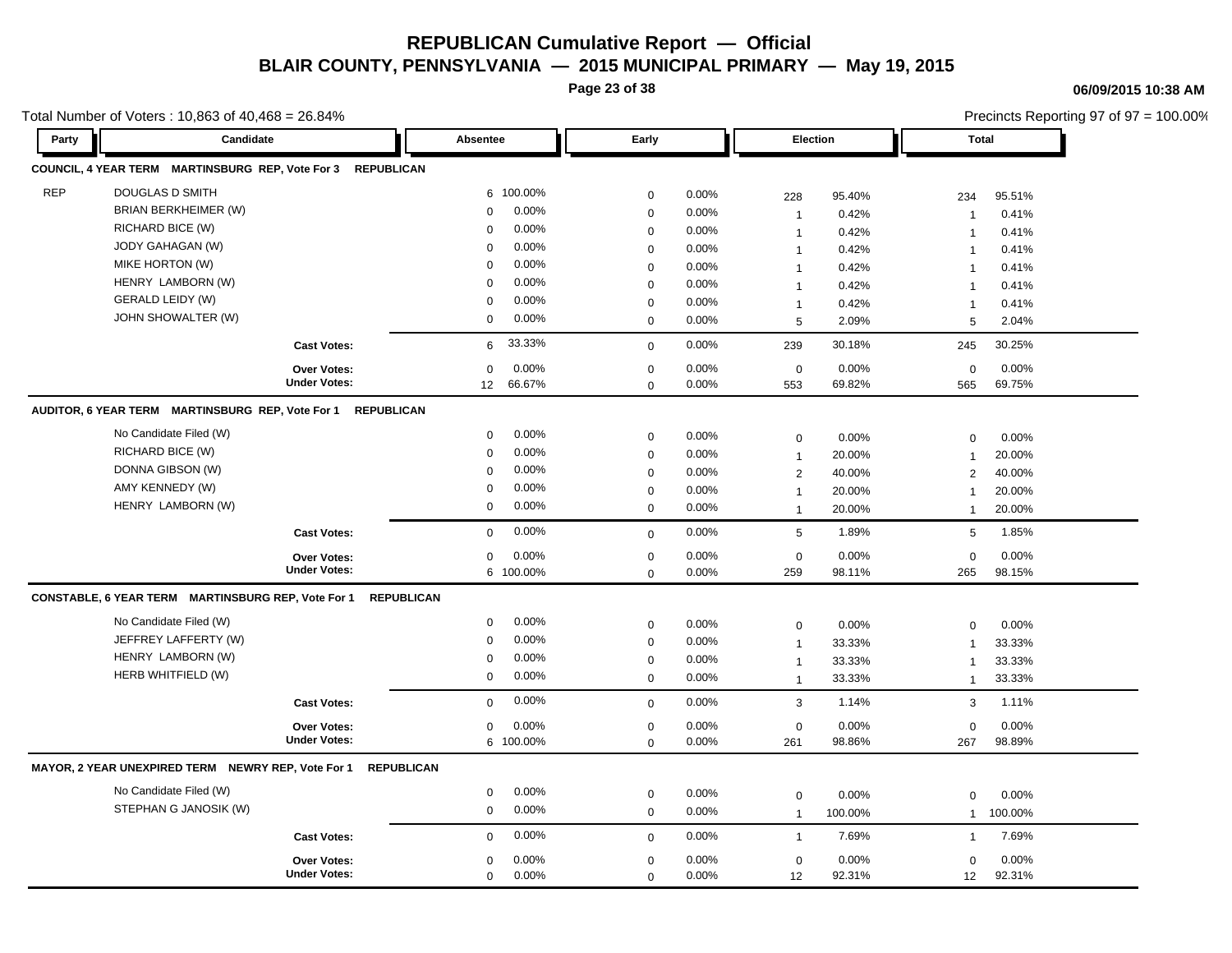# REPUBLICAN Cumulative Report — Official

## BLAIR COUNTY, PENNSYLVANIA — 2015 MUNICIPAL PRIMARY — May 19, 2015

06/09/2015 10:38 AM

Total Number of Voters : 10,863 of 40,468 = 26.84%

Precincts Reporting 97 of 97 = 100.00%

### COUNCIL, 4 YEAR TERM MARTINSBURG REP, Vote For 3 REPUBLICAN

| Party | Candidate | Absentee | | Early | | Election | | Total | |
|---|---|---|---|---|---|---|---|---|---|
| REP | DOUGLAS D SMITH | 6 | 100.00% | 0 | 0.00% | 228 | 95.40% | 234 | 95.51% |
| | BRIAN BERKHEIMER (W) | 0 | 0.00% | 0 | 0.00% | 1 | 0.42% | 1 | 0.41% |
| | RICHARD BICE (W) | 0 | 0.00% | 0 | 0.00% | 1 | 0.42% | 1 | 0.41% |
| | JODY GAHAGAN (W) | 0 | 0.00% | 0 | 0.00% | 1 | 0.42% | 1 | 0.41% |
| | MIKE HORTON (W) | 0 | 0.00% | 0 | 0.00% | 1 | 0.42% | 1 | 0.41% |
| | HENRY LAMBORN (W) | 0 | 0.00% | 0 | 0.00% | 1 | 0.42% | 1 | 0.41% |
| | GERALD LEIDY (W) | 0 | 0.00% | 0 | 0.00% | 1 | 0.42% | 1 | 0.41% |
| | JOHN SHOWALTER (W) | 0 | 0.00% | 0 | 0.00% | 5 | 2.09% | 5 | 2.04% |
| | **Cast Votes:** | 6 | 33.33% | 0 | 0.00% | 239 | 30.18% | 245 | 30.25% |
| | **Over Votes:** | 0 | 0.00% | 0 | 0.00% | 0 | 0.00% | 0 | 0.00% |
| | **Under Votes:** | 12 | 66.67% | 0 | 0.00% | 553 | 69.82% | 565 | 69.75% |

### AUDITOR, 6 YEAR TERM MARTINSBURG REP, Vote For 1 REPUBLICAN

| Party | Candidate | Absentee | | Early | | Election | | Total | |
|---|---|---|---|---|---|---|---|---|---|
| | No Candidate Filed (W) | 0 | 0.00% | 0 | 0.00% | 0 | 0.00% | 0 | 0.00% |
| | RICHARD BICE (W) | 0 | 0.00% | 0 | 0.00% | 1 | 20.00% | 1 | 20.00% |
| | DONNA GIBSON (W) | 0 | 0.00% | 0 | 0.00% | 2 | 40.00% | 2 | 40.00% |
| | AMY KENNEDY (W) | 0 | 0.00% | 0 | 0.00% | 1 | 20.00% | 1 | 20.00% |
| | HENRY LAMBORN (W) | 0 | 0.00% | 0 | 0.00% | 1 | 20.00% | 1 | 20.00% |
| | **Cast Votes:** | 0 | 0.00% | 0 | 0.00% | 5 | 1.89% | 5 | 1.85% |
| | **Over Votes:** | 0 | 0.00% | 0 | 0.00% | 0 | 0.00% | 0 | 0.00% |
| | **Under Votes:** | 6 | 100.00% | 0 | 0.00% | 259 | 98.11% | 265 | 98.15% |

### CONSTABLE, 6 YEAR TERM MARTINSBURG REP, Vote For 1 REPUBLICAN

| Party | Candidate | Absentee | | Early | | Election | | Total | |
|---|---|---|---|---|---|---|---|---|---|
| | No Candidate Filed (W) | 0 | 0.00% | 0 | 0.00% | 0 | 0.00% | 0 | 0.00% |
| | JEFFREY LAFFERTY (W) | 0 | 0.00% | 0 | 0.00% | 1 | 33.33% | 1 | 33.33% |
| | HENRY LAMBORN (W) | 0 | 0.00% | 0 | 0.00% | 1 | 33.33% | 1 | 33.33% |
| | HERB WHITFIELD (W) | 0 | 0.00% | 0 | 0.00% | 1 | 33.33% | 1 | 33.33% |
| | **Cast Votes:** | 0 | 0.00% | 0 | 0.00% | 3 | 1.14% | 3 | 1.11% |
| | **Over Votes:** | 0 | 0.00% | 0 | 0.00% | 0 | 0.00% | 0 | 0.00% |
| | **Under Votes:** | 6 | 100.00% | 0 | 0.00% | 261 | 98.86% | 267 | 98.89% |

### MAYOR, 2 YEAR UNEXPIRED TERM NEWRY REP, Vote For 1 REPUBLICAN

| Party | Candidate | Absentee | | Early | | Election | | Total | |
|---|---|---|---|---|---|---|---|---|---|
| | No Candidate Filed (W) | 0 | 0.00% | 0 | 0.00% | 0 | 0.00% | 0 | 0.00% |
| | STEPHAN G JANOSIK (W) | 0 | 0.00% | 0 | 0.00% | 1 | 100.00% | 1 | 100.00% |
| | **Cast Votes:** | 0 | 0.00% | 0 | 0.00% | 1 | 7.69% | 1 | 7.69% |
| | **Over Votes:** | 0 | 0.00% | 0 | 0.00% | 0 | 0.00% | 0 | 0.00% |
| | **Under Votes:** | 0 | 0.00% | 0 | 0.00% | 12 | 92.31% | 12 | 92.31% |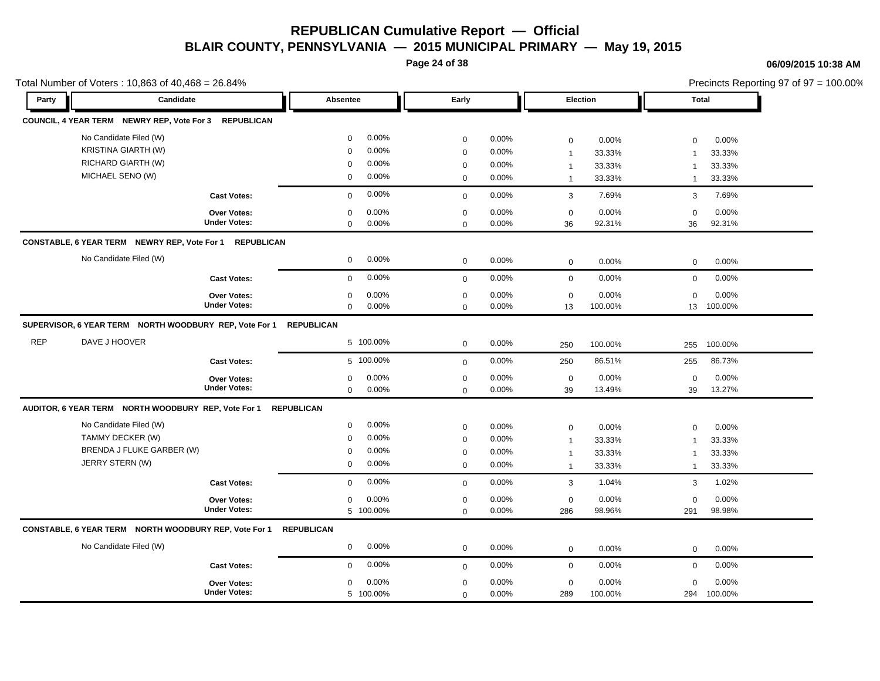# REPUBLICAN Cumulative Report — Official

## BLAIR COUNTY, PENNSYLVANIA — 2015 MUNICIPAL PRIMARY — May 19, 2015

06/09/2015 10:38 AM

Total Number of Voters : 10,863 of 40,468 = 26.84%

Precincts Reporting 97 of 97 = 100.00%

| Party | Candidate | Absentee | | Early | | Election | | Total | |
|---|---|---|---|---|---|---|---|---|---|
| **COUNCIL, 4 YEAR TERM NEWRY REP, Vote For 3 REPUBLICAN** | | | | | | | | | |
| | No Candidate Filed (W) | 0 | 0.00% | 0 | 0.00% | 0 | 0.00% | 0 | 0.00% |
| | KRISTINA GIARTH (W) | 0 | 0.00% | 0 | 0.00% | 1 | 33.33% | 1 | 33.33% |
| | RICHARD GIARTH (W) | 0 | 0.00% | 0 | 0.00% | 1 | 33.33% | 1 | 33.33% |
| | MICHAEL SENO (W) | 0 | 0.00% | 0 | 0.00% | 1 | 33.33% | 1 | 33.33% |
| | **Cast Votes:** | 0 | 0.00% | 0 | 0.00% | 3 | 7.69% | 3 | 7.69% |
| | **Over Votes:** | 0 | 0.00% | 0 | 0.00% | 0 | 0.00% | 0 | 0.00% |
| | **Under Votes:** | 0 | 0.00% | 0 | 0.00% | 36 | 92.31% | 36 | 92.31% |
| **CONSTABLE, 6 YEAR TERM NEWRY REP, Vote For 1 REPUBLICAN** | | | | | | | | | |
| | No Candidate Filed (W) | 0 | 0.00% | 0 | 0.00% | 0 | 0.00% | 0 | 0.00% |
| | **Cast Votes:** | 0 | 0.00% | 0 | 0.00% | 0 | 0.00% | 0 | 0.00% |
| | **Over Votes:** | 0 | 0.00% | 0 | 0.00% | 0 | 0.00% | 0 | 0.00% |
| | **Under Votes:** | 0 | 0.00% | 0 | 0.00% | 13 | 100.00% | 13 | 100.00% |
| **SUPERVISOR, 6 YEAR TERM NORTH WOODBURY REP, Vote For 1 REPUBLICAN** | | | | | | | | | |
| REP | DAVE J HOOVER | 5 | 100.00% | 0 | 0.00% | 250 | 100.00% | 255 | 100.00% |
| | **Cast Votes:** | 5 | 100.00% | 0 | 0.00% | 250 | 86.51% | 255 | 86.73% |
| | **Over Votes:** | 0 | 0.00% | 0 | 0.00% | 0 | 0.00% | 0 | 0.00% |
| | **Under Votes:** | 0 | 0.00% | 0 | 0.00% | 39 | 13.49% | 39 | 13.27% |
| **AUDITOR, 6 YEAR TERM NORTH WOODBURY REP, Vote For 1 REPUBLICAN** | | | | | | | | | |
| | No Candidate Filed (W) | 0 | 0.00% | 0 | 0.00% | 0 | 0.00% | 0 | 0.00% |
| | TAMMY DECKER (W) | 0 | 0.00% | 0 | 0.00% | 1 | 33.33% | 1 | 33.33% |
| | BRENDA J FLUKE GARBER (W) | 0 | 0.00% | 0 | 0.00% | 1 | 33.33% | 1 | 33.33% |
| | JERRY STERN (W) | 0 | 0.00% | 0 | 0.00% | 1 | 33.33% | 1 | 33.33% |
| | **Cast Votes:** | 0 | 0.00% | 0 | 0.00% | 3 | 1.04% | 3 | 1.02% |
| | **Over Votes:** | 0 | 0.00% | 0 | 0.00% | 0 | 0.00% | 0 | 0.00% |
| | **Under Votes:** | 5 | 100.00% | 0 | 0.00% | 286 | 98.96% | 291 | 98.98% |
| **CONSTABLE, 6 YEAR TERM NORTH WOODBURY REP, Vote For 1 REPUBLICAN** | | | | | | | | | |
| | No Candidate Filed (W) | 0 | 0.00% | 0 | 0.00% | 0 | 0.00% | 0 | 0.00% |
| | **Cast Votes:** | 0 | 0.00% | 0 | 0.00% | 0 | 0.00% | 0 | 0.00% |
| | **Over Votes:** | 0 | 0.00% | 0 | 0.00% | 0 | 0.00% | 0 | 0.00% |
| | **Under Votes:** | 5 | 100.00% | 0 | 0.00% | 289 | 100.00% | 294 | 100.00% |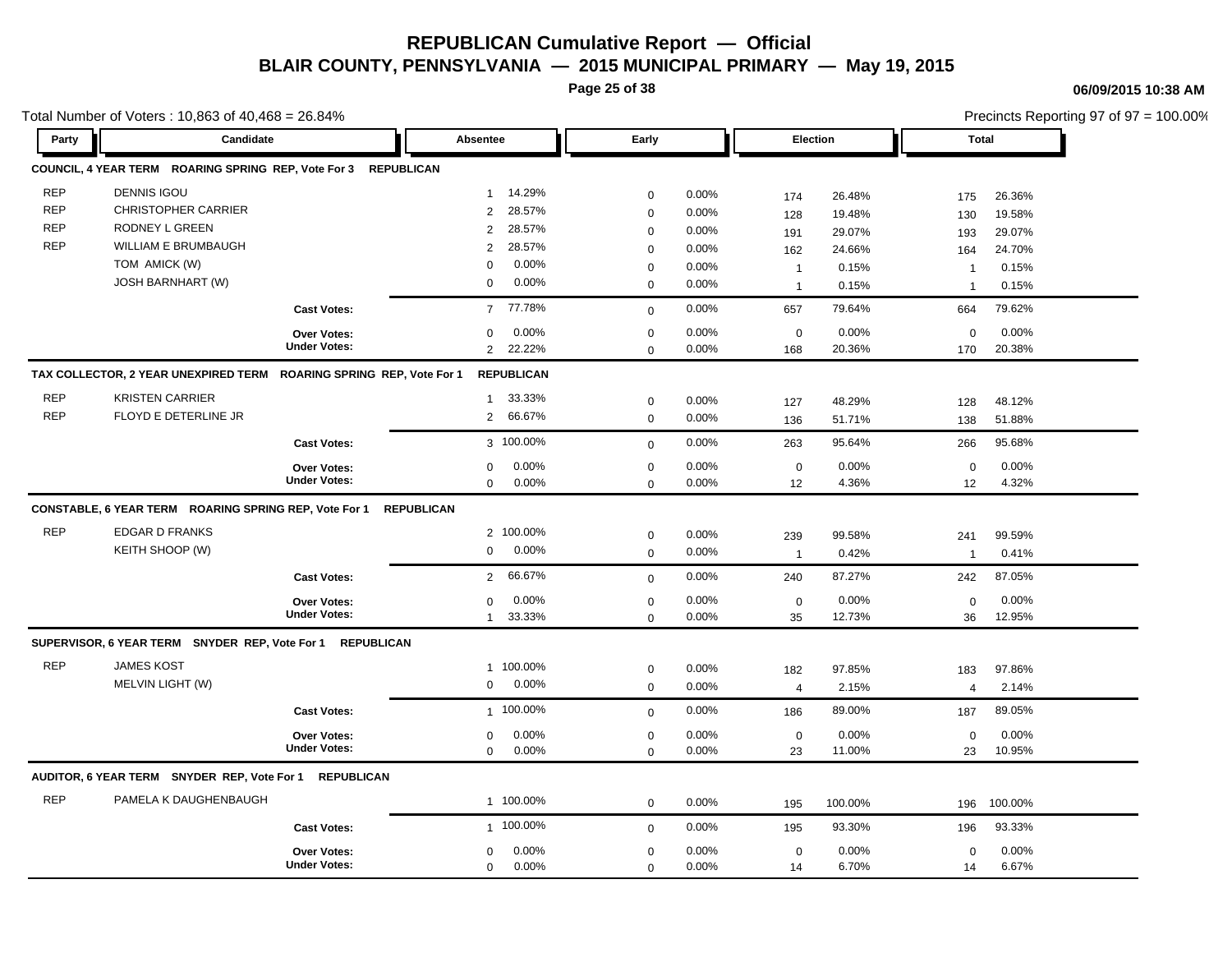# REPUBLICAN Cumulative Report — Official

## BLAIR COUNTY, PENNSYLVANIA — 2015 MUNICIPAL PRIMARY — May 19, 2015

06/09/2015 10:38 AM

Total Number of Voters : 10,863 of 40,468 = 26.84%

Precincts Reporting 97 of 97 = 100.00%

### COUNCIL, 4 YEAR TERM ROARING SPRING REP, Vote For 3 REPUBLICAN

| Party | Candidate | Absentee | | Early | | Election | | Total | |
|---|---|---|---|---|---|---|---|---|---|
| REP | DENNIS IGOU | 1 | 14.29% | 0 | 0.00% | 174 | 26.48% | 175 | 26.36% |
| REP | CHRISTOPHER CARRIER | 2 | 28.57% | 0 | 0.00% | 128 | 19.48% | 130 | 19.58% |
| REP | RODNEY L GREEN | 2 | 28.57% | 0 | 0.00% | 191 | 29.07% | 193 | 29.07% |
| REP | WILLIAM E BRUMBAUGH | 2 | 28.57% | 0 | 0.00% | 162 | 24.66% | 164 | 24.70% |
| | TOM AMICK (W) | 0 | 0.00% | 0 | 0.00% | 1 | 0.15% | 1 | 0.15% |
| | JOSH BARNHART (W) | 0 | 0.00% | 0 | 0.00% | 1 | 0.15% | 1 | 0.15% |
| | **Cast Votes:** | 7 | 77.78% | 0 | 0.00% | 657 | 79.64% | 664 | 79.62% |
| | **Over Votes:** | 0 | 0.00% | 0 | 0.00% | 0 | 0.00% | 0 | 0.00% |
| | **Under Votes:** | 2 | 22.22% | 0 | 0.00% | 168 | 20.36% | 170 | 20.38% |

### TAX COLLECTOR, 2 YEAR UNEXPIRED TERM ROARING SPRING REP, Vote For 1 REPUBLICAN

| Party | Candidate | Absentee | | Early | | Election | | Total | |
|---|---|---|---|---|---|---|---|---|---|
| REP | KRISTEN CARRIER | 1 | 33.33% | 0 | 0.00% | 127 | 48.29% | 128 | 48.12% |
| REP | FLOYD E DETERLINE JR | 2 | 66.67% | 0 | 0.00% | 136 | 51.71% | 138 | 51.88% |
| | **Cast Votes:** | 3 | 100.00% | 0 | 0.00% | 263 | 95.64% | 266 | 95.68% |
| | **Over Votes:** | 0 | 0.00% | 0 | 0.00% | 0 | 0.00% | 0 | 0.00% |
| | **Under Votes:** | 0 | 0.00% | 0 | 0.00% | 12 | 4.36% | 12 | 4.32% |

### CONSTABLE, 6 YEAR TERM ROARING SPRING REP, Vote For 1 REPUBLICAN

| Party | Candidate | Absentee | | Early | | Election | | Total | |
|---|---|---|---|---|---|---|---|---|---|
| REP | EDGAR D FRANKS | 2 | 100.00% | 0 | 0.00% | 239 | 99.58% | 241 | 99.59% |
| | KEITH SHOOP (W) | 0 | 0.00% | 0 | 0.00% | 1 | 0.42% | 1 | 0.41% |
| | **Cast Votes:** | 2 | 66.67% | 0 | 0.00% | 240 | 87.27% | 242 | 87.05% |
| | **Over Votes:** | 0 | 0.00% | 0 | 0.00% | 0 | 0.00% | 0 | 0.00% |
| | **Under Votes:** | 1 | 33.33% | 0 | 0.00% | 35 | 12.73% | 36 | 12.95% |

### SUPERVISOR, 6 YEAR TERM SNYDER REP, Vote For 1 REPUBLICAN

| Party | Candidate | Absentee | | Early | | Election | | Total | |
|---|---|---|---|---|---|---|---|---|---|
| REP | JAMES KOST | 1 | 100.00% | 0 | 0.00% | 182 | 97.85% | 183 | 97.86% |
| | MELVIN LIGHT (W) | 0 | 0.00% | 0 | 0.00% | 4 | 2.15% | 4 | 2.14% |
| | **Cast Votes:** | 1 | 100.00% | 0 | 0.00% | 186 | 89.00% | 187 | 89.05% |
| | **Over Votes:** | 0 | 0.00% | 0 | 0.00% | 0 | 0.00% | 0 | 0.00% |
| | **Under Votes:** | 0 | 0.00% | 0 | 0.00% | 23 | 11.00% | 23 | 10.95% |

### AUDITOR, 6 YEAR TERM SNYDER REP, Vote For 1 REPUBLICAN

| Party | Candidate | Absentee | | Early | | Election | | Total | |
|---|---|---|---|---|---|---|---|---|---|
| REP | PAMELA K DAUGHENBAUGH | 1 | 100.00% | 0 | 0.00% | 195 | 100.00% | 196 | 100.00% |
| | **Cast Votes:** | 1 | 100.00% | 0 | 0.00% | 195 | 93.30% | 196 | 93.33% |
| | **Over Votes:** | 0 | 0.00% | 0 | 0.00% | 0 | 0.00% | 0 | 0.00% |
| | **Under Votes:** | 0 | 0.00% | 0 | 0.00% | 14 | 6.70% | 14 | 6.67% |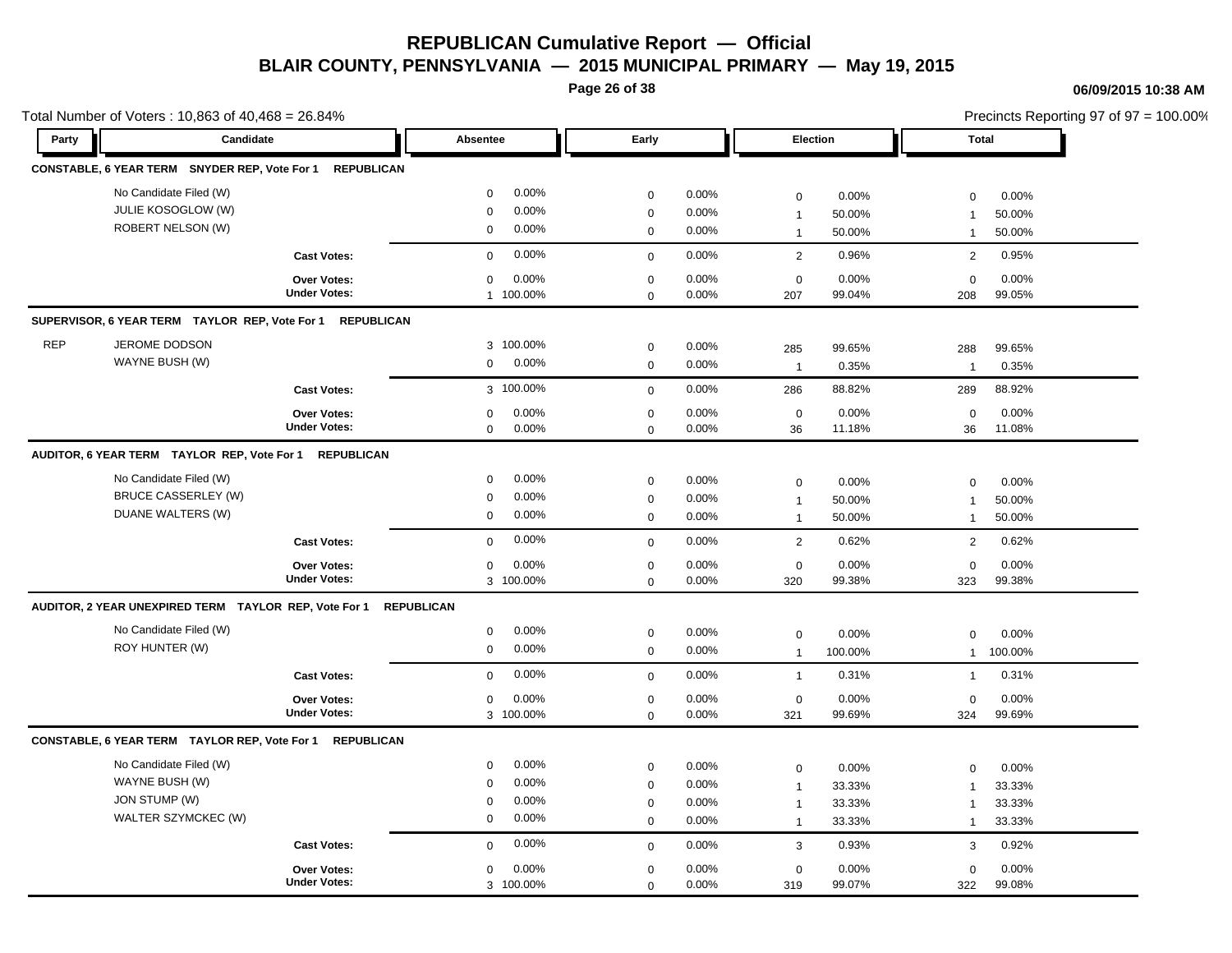# REPUBLICAN Cumulative Report — Official

## BLAIR COUNTY, PENNSYLVANIA — 2015 MUNICIPAL PRIMARY — May 19, 2015

06/09/2015 10:38 AM

Total Number of Voters : 10,863 of 40,468 = 26.84%

Precincts Reporting 97 of 97 = 100.00%

| Party | Candidate | Absentee | | Early | | Election | | Total | |
|---|---|---|---|---|---|---|---|---|---|
| **CONSTABLE, 6 YEAR TERM SNYDER REP, Vote For 1 REPUBLICAN** | | | | | | | | | |
| | No Candidate Filed (W) | 0 | 0.00% | 0 | 0.00% | 0 | 0.00% | 0 | 0.00% |
| | JULIE KOSOGLOW (W) | 0 | 0.00% | 0 | 0.00% | 1 | 50.00% | 1 | 50.00% |
| | ROBERT NELSON (W) | 0 | 0.00% | 0 | 0.00% | 1 | 50.00% | 1 | 50.00% |
| | **Cast Votes:** | 0 | 0.00% | 0 | 0.00% | 2 | 0.96% | 2 | 0.95% |
| | **Over Votes:** | 0 | 0.00% | 0 | 0.00% | 0 | 0.00% | 0 | 0.00% |
| | **Under Votes:** | 1 | 100.00% | 0 | 0.00% | 207 | 99.04% | 208 | 99.05% |
| **SUPERVISOR, 6 YEAR TERM TAYLOR REP, Vote For 1 REPUBLICAN** | | | | | | | | | |
| REP | JEROME DODSON | 3 | 100.00% | 0 | 0.00% | 285 | 99.65% | 288 | 99.65% |
| | WAYNE BUSH (W) | 0 | 0.00% | 0 | 0.00% | 1 | 0.35% | 1 | 0.35% |
| | **Cast Votes:** | 3 | 100.00% | 0 | 0.00% | 286 | 88.82% | 289 | 88.92% |
| | **Over Votes:** | 0 | 0.00% | 0 | 0.00% | 0 | 0.00% | 0 | 0.00% |
| | **Under Votes:** | 0 | 0.00% | 0 | 0.00% | 36 | 11.18% | 36 | 11.08% |
| **AUDITOR, 6 YEAR TERM TAYLOR REP, Vote For 1 REPUBLICAN** | | | | | | | | | |
| | No Candidate Filed (W) | 0 | 0.00% | 0 | 0.00% | 0 | 0.00% | 0 | 0.00% |
| | BRUCE CASSERLEY (W) | 0 | 0.00% | 0 | 0.00% | 1 | 50.00% | 1 | 50.00% |
| | DUANE WALTERS (W) | 0 | 0.00% | 0 | 0.00% | 1 | 50.00% | 1 | 50.00% |
| | **Cast Votes:** | 0 | 0.00% | 0 | 0.00% | 2 | 0.62% | 2 | 0.62% |
| | **Over Votes:** | 0 | 0.00% | 0 | 0.00% | 0 | 0.00% | 0 | 0.00% |
| | **Under Votes:** | 3 | 100.00% | 0 | 0.00% | 320 | 99.38% | 323 | 99.38% |
| **AUDITOR, 2 YEAR UNEXPIRED TERM TAYLOR REP, Vote For 1 REPUBLICAN** | | | | | | | | | |
| | No Candidate Filed (W) | 0 | 0.00% | 0 | 0.00% | 0 | 0.00% | 0 | 0.00% |
| | ROY HUNTER (W) | 0 | 0.00% | 0 | 0.00% | 1 | 100.00% | 1 | 100.00% |
| | **Cast Votes:** | 0 | 0.00% | 0 | 0.00% | 1 | 0.31% | 1 | 0.31% |
| | **Over Votes:** | 0 | 0.00% | 0 | 0.00% | 0 | 0.00% | 0 | 0.00% |
| | **Under Votes:** | 3 | 100.00% | 0 | 0.00% | 321 | 99.69% | 324 | 99.69% |
| **CONSTABLE, 6 YEAR TERM TAYLOR REP, Vote For 1 REPUBLICAN** | | | | | | | | | |
| | No Candidate Filed (W) | 0 | 0.00% | 0 | 0.00% | 0 | 0.00% | 0 | 0.00% |
| | WAYNE BUSH (W) | 0 | 0.00% | 0 | 0.00% | 1 | 33.33% | 1 | 33.33% |
| | JON STUMP (W) | 0 | 0.00% | 0 | 0.00% | 1 | 33.33% | 1 | 33.33% |
| | WALTER SZYMCKEC (W) | 0 | 0.00% | 0 | 0.00% | 1 | 33.33% | 1 | 33.33% |
| | **Cast Votes:** | 0 | 0.00% | 0 | 0.00% | 3 | 0.93% | 3 | 0.92% |
| | **Over Votes:** | 0 | 0.00% | 0 | 0.00% | 0 | 0.00% | 0 | 0.00% |
| | **Under Votes:** | 3 | 100.00% | 0 | 0.00% | 319 | 99.07% | 322 | 99.08% |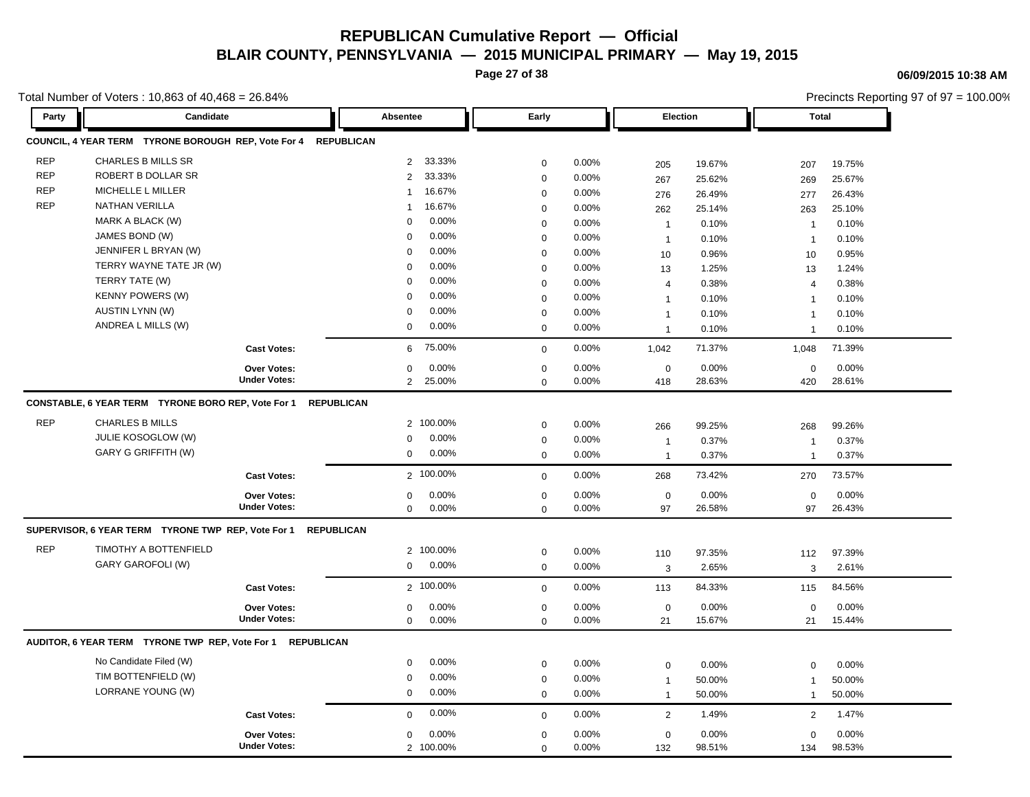# REPUBLICAN Cumulative Report — Official

## BLAIR COUNTY, PENNSYLVANIA — 2015 MUNICIPAL PRIMARY — May 19, 2015

06/09/2015 10:38 AM

Total Number of Voters : 10,863 of 40,468 = 26.84%

Precincts Reporting 97 of 97 = 100.00%

| Party | Candidate | Absentee | | Early | | Election | | Total | |
|---|---|---|---|---|---|---|---|---|---|
| **COUNCIL, 4 YEAR TERM TYRONE BOROUGH REP, Vote For 4 REPUBLICAN** | | | | | | | | | |
| REP | CHARLES B MILLS SR | 2 | 33.33% | 0 | 0.00% | 205 | 19.67% | 207 | 19.75% |
| REP | ROBERT B DOLLAR SR | 2 | 33.33% | 0 | 0.00% | 267 | 25.62% | 269 | 25.67% |
| REP | MICHELLE L MILLER | 1 | 16.67% | 0 | 0.00% | 276 | 26.49% | 277 | 26.43% |
| REP | NATHAN VERILLA | 1 | 16.67% | 0 | 0.00% | 262 | 25.14% | 263 | 25.10% |
| | MARK A BLACK (W) | 0 | 0.00% | 0 | 0.00% | 1 | 0.10% | 1 | 0.10% |
| | JAMES BOND (W) | 0 | 0.00% | 0 | 0.00% | 1 | 0.10% | 1 | 0.10% |
| | JENNIFER L BRYAN (W) | 0 | 0.00% | 0 | 0.00% | 10 | 0.96% | 10 | 0.95% |
| | TERRY WAYNE TATE JR (W) | 0 | 0.00% | 0 | 0.00% | 13 | 1.25% | 13 | 1.24% |
| | TERRY TATE (W) | 0 | 0.00% | 0 | 0.00% | 4 | 0.38% | 4 | 0.38% |
| | KENNY POWERS (W) | 0 | 0.00% | 0 | 0.00% | 1 | 0.10% | 1 | 0.10% |
| | AUSTIN LYNN (W) | 0 | 0.00% | 0 | 0.00% | 1 | 0.10% | 1 | 0.10% |
| | ANDREA L MILLS (W) | 0 | 0.00% | 0 | 0.00% | 1 | 0.10% | 1 | 0.10% |
| | **Cast Votes:** | 6 | 75.00% | 0 | 0.00% | 1,042 | 71.37% | 1,048 | 71.39% |
| | **Over Votes:** | 0 | 0.00% | 0 | 0.00% | 0 | 0.00% | 0 | 0.00% |
| | **Under Votes:** | 2 | 25.00% | 0 | 0.00% | 418 | 28.63% | 420 | 28.61% |
| **CONSTABLE, 6 YEAR TERM TYRONE BORO REP, Vote For 1 REPUBLICAN** | | | | | | | | | |
| REP | CHARLES B MILLS | 2 | 100.00% | 0 | 0.00% | 266 | 99.25% | 268 | 99.26% |
| | JULIE KOSOGLOW (W) | 0 | 0.00% | 0 | 0.00% | 1 | 0.37% | 1 | 0.37% |
| | GARY G GRIFFITH (W) | 0 | 0.00% | 0 | 0.00% | 1 | 0.37% | 1 | 0.37% |
| | **Cast Votes:** | 2 | 100.00% | 0 | 0.00% | 268 | 73.42% | 270 | 73.57% |
| | **Over Votes:** | 0 | 0.00% | 0 | 0.00% | 0 | 0.00% | 0 | 0.00% |
| | **Under Votes:** | 0 | 0.00% | 0 | 0.00% | 97 | 26.58% | 97 | 26.43% |
| **SUPERVISOR, 6 YEAR TERM TYRONE TWP REP, Vote For 1 REPUBLICAN** | | | | | | | | | |
| REP | TIMOTHY A BOTTENFIELD | 2 | 100.00% | 0 | 0.00% | 110 | 97.35% | 112 | 97.39% |
| | GARY GAROFOLI (W) | 0 | 0.00% | 0 | 0.00% | 3 | 2.65% | 3 | 2.61% |
| | **Cast Votes:** | 2 | 100.00% | 0 | 0.00% | 113 | 84.33% | 115 | 84.56% |
| | **Over Votes:** | 0 | 0.00% | 0 | 0.00% | 0 | 0.00% | 0 | 0.00% |
| | **Under Votes:** | 0 | 0.00% | 0 | 0.00% | 21 | 15.67% | 21 | 15.44% |
| **AUDITOR, 6 YEAR TERM TYRONE TWP REP, Vote For 1 REPUBLICAN** | | | | | | | | | |
| | No Candidate Filed (W) | 0 | 0.00% | 0 | 0.00% | 0 | 0.00% | 0 | 0.00% |
| | TIM BOTTENFIELD (W) | 0 | 0.00% | 0 | 0.00% | 1 | 50.00% | 1 | 50.00% |
| | LORRANE YOUNG (W) | 0 | 0.00% | 0 | 0.00% | 1 | 50.00% | 1 | 50.00% |
| | **Cast Votes:** | 0 | 0.00% | 0 | 0.00% | 2 | 1.49% | 2 | 1.47% |
| | **Over Votes:** | 0 | 0.00% | 0 | 0.00% | 0 | 0.00% | 0 | 0.00% |
| | **Under Votes:** | 2 | 100.00% | 0 | 0.00% | 132 | 98.51% | 134 | 98.53% |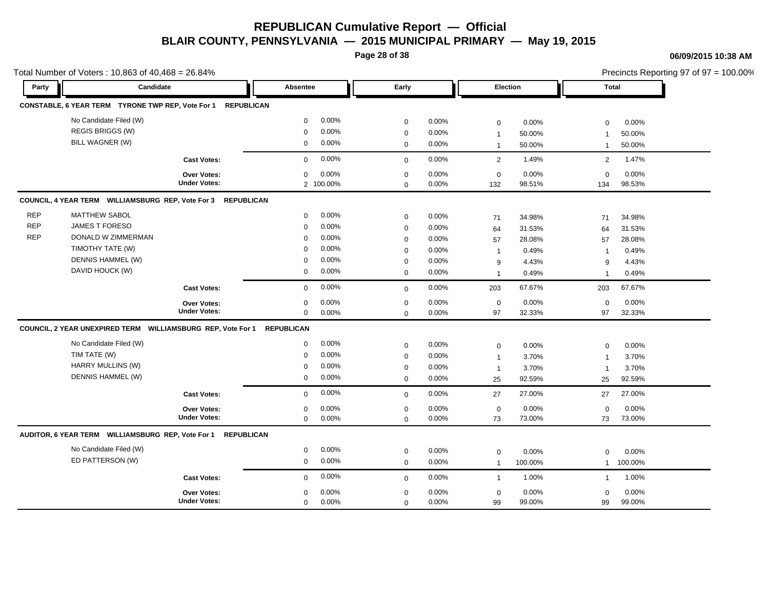# REPUBLICAN Cumulative Report — Official

## BLAIR COUNTY, PENNSYLVANIA — 2015 MUNICIPAL PRIMARY — May 19, 2015

06/09/2015 10:38 AM

Total Number of Voters : 10,863 of 40,468 = 26.84%

Precincts Reporting 97 of 97 = 100.00%

| Party | Candidate | Absentee | | Early | | Election | | Total | |
|---|---|---|---|---|---|---|---|---|---|
| **CONSTABLE, 6 YEAR TERM TYRONE TWP REP, Vote For 1 REPUBLICAN** | | | | | | | | | |
| | No Candidate Filed (W) | 0 | 0.00% | 0 | 0.00% | 0 | 0.00% | 0 | 0.00% |
| | REGIS BRIGGS (W) | 0 | 0.00% | 0 | 0.00% | 1 | 50.00% | 1 | 50.00% |
| | BILL WAGNER (W) | 0 | 0.00% | 0 | 0.00% | 1 | 50.00% | 1 | 50.00% |
| | **Cast Votes:** | 0 | 0.00% | 0 | 0.00% | 2 | 1.49% | 2 | 1.47% |
| | **Over Votes:** | 0 | 0.00% | 0 | 0.00% | 0 | 0.00% | 0 | 0.00% |
| | **Under Votes:** | 2 | 100.00% | 0 | 0.00% | 132 | 98.51% | 134 | 98.53% |
| **COUNCIL, 4 YEAR TERM WILLIAMSBURG REP, Vote For 3 REPUBLICAN** | | | | | | | | | |
| REP | MATTHEW SABOL | 0 | 0.00% | 0 | 0.00% | 71 | 34.98% | 71 | 34.98% |
| REP | JAMES T FORESO | 0 | 0.00% | 0 | 0.00% | 64 | 31.53% | 64 | 31.53% |
| REP | DONALD W ZIMMERMAN | 0 | 0.00% | 0 | 0.00% | 57 | 28.08% | 57 | 28.08% |
| | TIMOTHY TATE (W) | 0 | 0.00% | 0 | 0.00% | 1 | 0.49% | 1 | 0.49% |
| | DENNIS HAMMEL (W) | 0 | 0.00% | 0 | 0.00% | 9 | 4.43% | 9 | 4.43% |
| | DAVID HOUCK (W) | 0 | 0.00% | 0 | 0.00% | 1 | 0.49% | 1 | 0.49% |
| | **Cast Votes:** | 0 | 0.00% | 0 | 0.00% | 203 | 67.67% | 203 | 67.67% |
| | **Over Votes:** | 0 | 0.00% | 0 | 0.00% | 0 | 0.00% | 0 | 0.00% |
| | **Under Votes:** | 0 | 0.00% | 0 | 0.00% | 97 | 32.33% | 97 | 32.33% |
| **COUNCIL, 2 YEAR UNEXPIRED TERM WILLIAMSBURG REP, Vote For 1 REPUBLICAN** | | | | | | | | | |
| | No Candidate Filed (W) | 0 | 0.00% | 0 | 0.00% | 0 | 0.00% | 0 | 0.00% |
| | TIM TATE (W) | 0 | 0.00% | 0 | 0.00% | 1 | 3.70% | 1 | 3.70% |
| | HARRY MULLINS (W) | 0 | 0.00% | 0 | 0.00% | 1 | 3.70% | 1 | 3.70% |
| | DENNIS HAMMEL (W) | 0 | 0.00% | 0 | 0.00% | 25 | 92.59% | 25 | 92.59% |
| | **Cast Votes:** | 0 | 0.00% | 0 | 0.00% | 27 | 27.00% | 27 | 27.00% |
| | **Over Votes:** | 0 | 0.00% | 0 | 0.00% | 0 | 0.00% | 0 | 0.00% |
| | **Under Votes:** | 0 | 0.00% | 0 | 0.00% | 73 | 73.00% | 73 | 73.00% |
| **AUDITOR, 6 YEAR TERM WILLIAMSBURG REP, Vote For 1 REPUBLICAN** | | | | | | | | | |
| | No Candidate Filed (W) | 0 | 0.00% | 0 | 0.00% | 0 | 0.00% | 0 | 0.00% |
| | ED PATTERSON (W) | 0 | 0.00% | 0 | 0.00% | 1 | 100.00% | 1 | 100.00% |
| | **Cast Votes:** | 0 | 0.00% | 0 | 0.00% | 1 | 1.00% | 1 | 1.00% |
| | **Over Votes:** | 0 | 0.00% | 0 | 0.00% | 0 | 0.00% | 0 | 0.00% |
| | **Under Votes:** | 0 | 0.00% | 0 | 0.00% | 99 | 99.00% | 99 | 99.00% |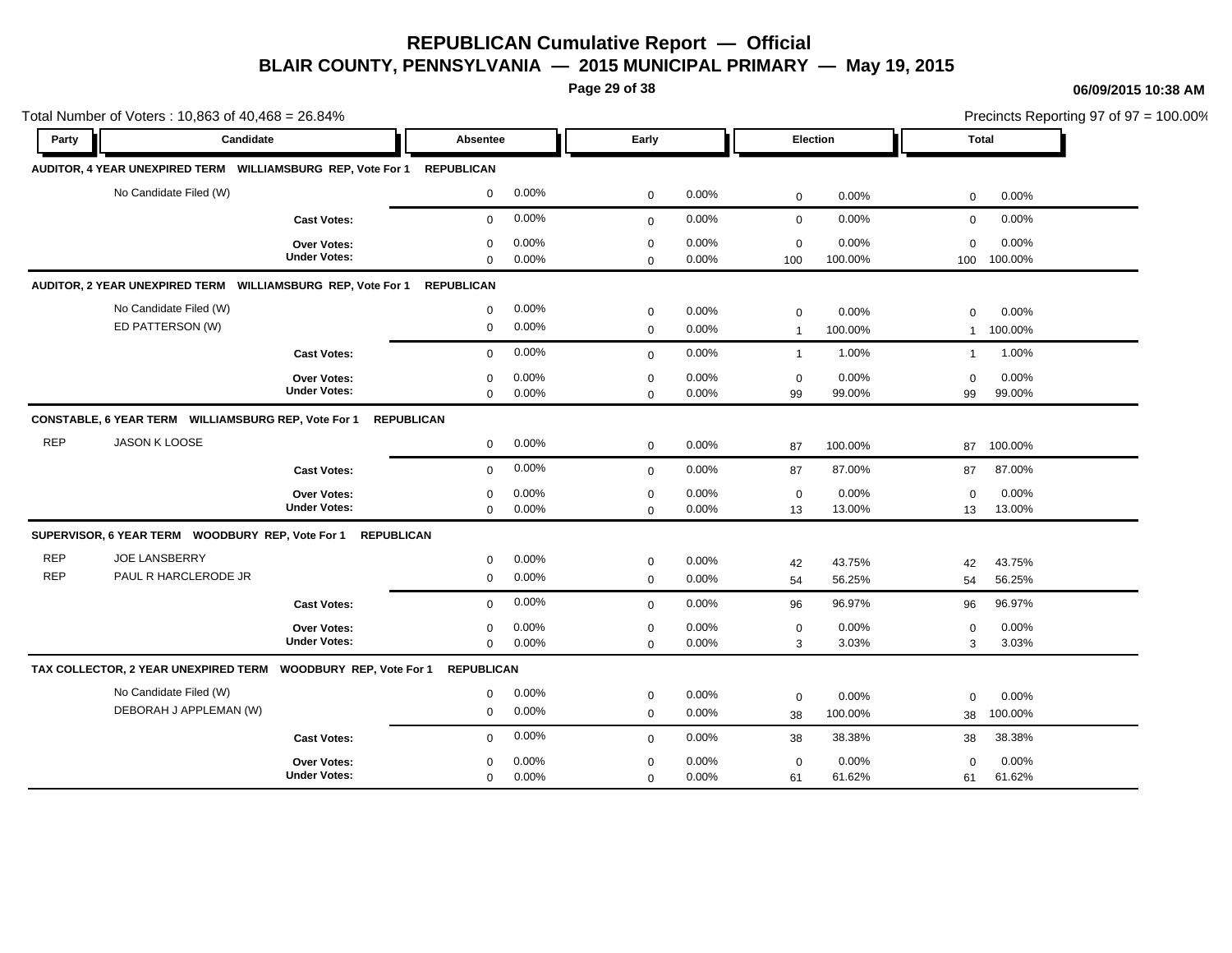# REPUBLICAN Cumulative Report — Official

## BLAIR COUNTY, PENNSYLVANIA — 2015 MUNICIPAL PRIMARY — May 19, 2015

06/09/2015 10:38 AM

Total Number of Voters : 10,863 of 40,468 = 26.84%

Precincts Reporting 97 of 97 = 100.00%

| Party | Candidate | Absentee | | Early | | Election | | Total | |
|---|---|---|---|---|---|---|---|---|---|
| **AUDITOR, 4 YEAR UNEXPIRED TERM WILLIAMSBURG REP, Vote For 1** | **REPUBLICAN** | | | | | | | | |
| | No Candidate Filed (W) | 0 | 0.00% | 0 | 0.00% | 0 | 0.00% | 0 | 0.00% |
| | **Cast Votes:** | 0 | 0.00% | 0 | 0.00% | 0 | 0.00% | 0 | 0.00% |
| | **Over Votes:** | 0 | 0.00% | 0 | 0.00% | 0 | 0.00% | 0 | 0.00% |
| | **Under Votes:** | 0 | 0.00% | 0 | 0.00% | 100 | 100.00% | 100 | 100.00% |
| **AUDITOR, 2 YEAR UNEXPIRED TERM WILLIAMSBURG REP, Vote For 1** | **REPUBLICAN** | | | | | | | | |
| | No Candidate Filed (W) | 0 | 0.00% | 0 | 0.00% | 0 | 0.00% | 0 | 0.00% |
| | ED PATTERSON (W) | 0 | 0.00% | 0 | 0.00% | 1 | 100.00% | 1 | 100.00% |
| | **Cast Votes:** | 0 | 0.00% | 0 | 0.00% | 1 | 1.00% | 1 | 1.00% |
| | **Over Votes:** | 0 | 0.00% | 0 | 0.00% | 0 | 0.00% | 0 | 0.00% |
| | **Under Votes:** | 0 | 0.00% | 0 | 0.00% | 99 | 99.00% | 99 | 99.00% |
| **CONSTABLE, 6 YEAR TERM WILLIAMSBURG REP, Vote For 1** | **REPUBLICAN** | | | | | | | | |
| REP | JASON K LOOSE | 0 | 0.00% | 0 | 0.00% | 87 | 100.00% | 87 | 100.00% |
| | **Cast Votes:** | 0 | 0.00% | 0 | 0.00% | 87 | 87.00% | 87 | 87.00% |
| | **Over Votes:** | 0 | 0.00% | 0 | 0.00% | 0 | 0.00% | 0 | 0.00% |
| | **Under Votes:** | 0 | 0.00% | 0 | 0.00% | 13 | 13.00% | 13 | 13.00% |
| **SUPERVISOR, 6 YEAR TERM WOODBURY REP, Vote For 1** | **REPUBLICAN** | | | | | | | | |
| REP | JOE LANSBERRY | 0 | 0.00% | 0 | 0.00% | 42 | 43.75% | 42 | 43.75% |
| REP | PAUL R HARCLERODE JR | 0 | 0.00% | 0 | 0.00% | 54 | 56.25% | 54 | 56.25% |
| | **Cast Votes:** | 0 | 0.00% | 0 | 0.00% | 96 | 96.97% | 96 | 96.97% |
| | **Over Votes:** | 0 | 0.00% | 0 | 0.00% | 0 | 0.00% | 0 | 0.00% |
| | **Under Votes:** | 0 | 0.00% | 0 | 0.00% | 3 | 3.03% | 3 | 3.03% |
| **TAX COLLECTOR, 2 YEAR UNEXPIRED TERM WOODBURY REP, Vote For 1** | **REPUBLICAN** | | | | | | | | |
| | No Candidate Filed (W) | 0 | 0.00% | 0 | 0.00% | 0 | 0.00% | 0 | 0.00% |
| | DEBORAH J APPLEMAN (W) | 0 | 0.00% | 0 | 0.00% | 38 | 100.00% | 38 | 100.00% |
| | **Cast Votes:** | 0 | 0.00% | 0 | 0.00% | 38 | 38.38% | 38 | 38.38% |
| | **Over Votes:** | 0 | 0.00% | 0 | 0.00% | 0 | 0.00% | 0 | 0.00% |
| | **Under Votes:** | 0 | 0.00% | 0 | 0.00% | 61 | 61.62% | 61 | 61.62% |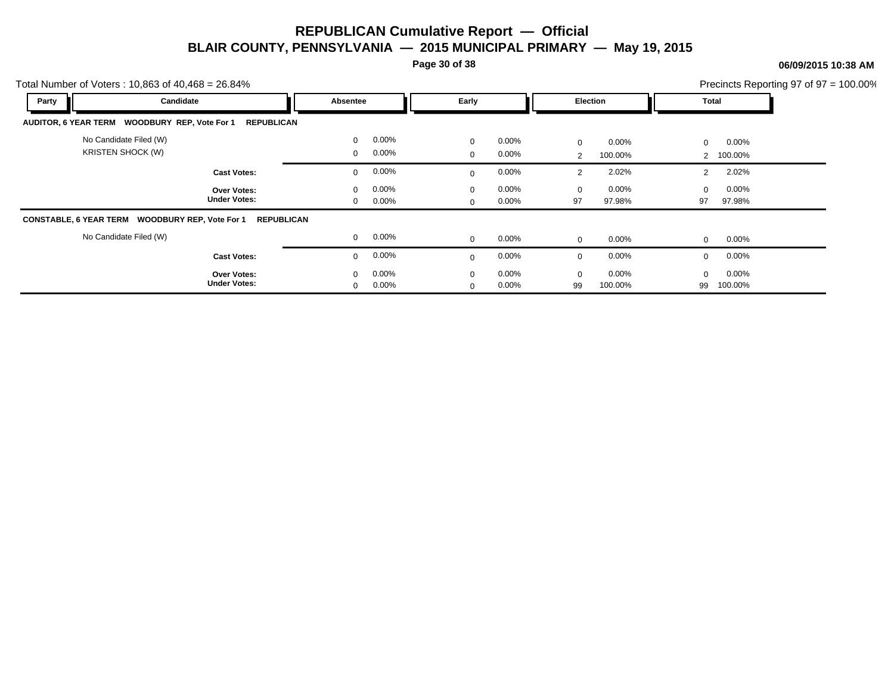# REPUBLICAN Cumulative Report — Official

## BLAIR COUNTY, PENNSYLVANIA — 2015 MUNICIPAL PRIMARY — May 19, 2015

06/09/2015 10:38 AM

Total Number of Voters : 10,863 of 40,468 = 26.84%

Precincts Reporting 97 of 97 = 100.00%

| Party | Candidate | Absentee | | Early | | Election | | Total | |
|---|---|---|---|---|---|---|---|---|---|
| **AUDITOR, 6 YEAR TERM WOODBURY REP, Vote For 1 REPUBLICAN** | | | | | | | | | |
| | No Candidate Filed (W) | 0 | 0.00% | 0 | 0.00% | 0 | 0.00% | 0 | 0.00% |
| | KRISTEN SHOCK (W) | 0 | 0.00% | 0 | 0.00% | 2 | 100.00% | 2 | 100.00% |
| | **Cast Votes:** | 0 | 0.00% | 0 | 0.00% | 2 | 2.02% | 2 | 2.02% |
| | **Over Votes:** | 0 | 0.00% | 0 | 0.00% | 0 | 0.00% | 0 | 0.00% |
| | **Under Votes:** | 0 | 0.00% | 0 | 0.00% | 97 | 97.98% | 97 | 97.98% |
| **CONSTABLE, 6 YEAR TERM WOODBURY REP, Vote For 1 REPUBLICAN** | | | | | | | | | |
| | No Candidate Filed (W) | 0 | 0.00% | 0 | 0.00% | 0 | 0.00% | 0 | 0.00% |
| | **Cast Votes:** | 0 | 0.00% | 0 | 0.00% | 0 | 0.00% | 0 | 0.00% |
| | **Over Votes:** | 0 | 0.00% | 0 | 0.00% | 0 | 0.00% | 0 | 0.00% |
| | **Under Votes:** | 0 | 0.00% | 0 | 0.00% | 99 | 100.00% | 99 | 100.00% |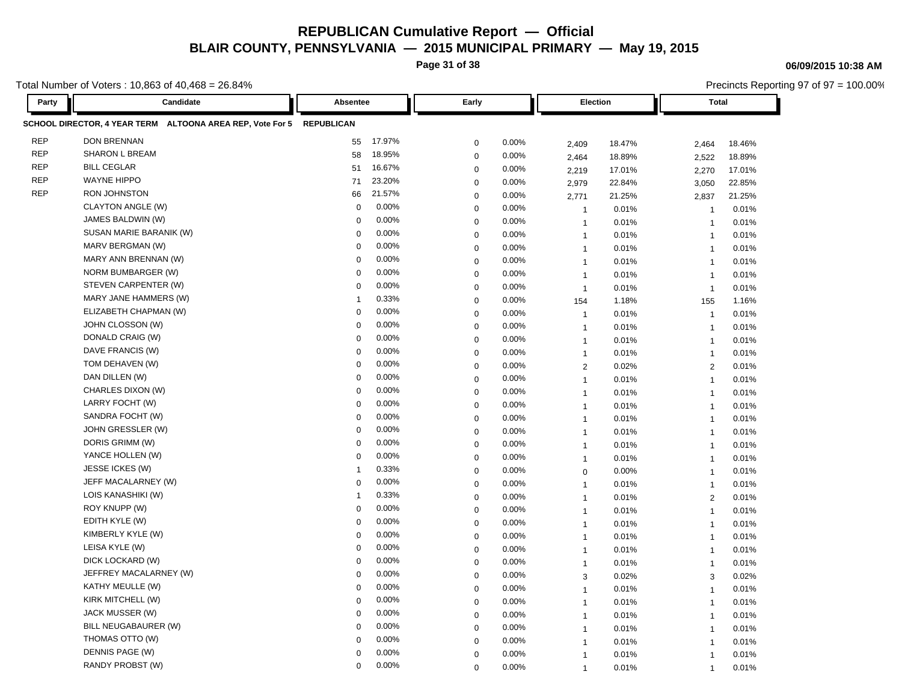# REPUBLICAN Cumulative Report — Official

## BLAIR COUNTY, PENNSYLVANIA — 2015 MUNICIPAL PRIMARY — May 19, 2015

06/09/2015 10:38 AM

Total Number of Voters : 10,863 of 40,468 = 26.84%

Precincts Reporting 97 of 97 = 100.00%

| Party | Candidate | Absentee | | Early | | Election | | Total | |
|---|---|---|---|---|---|---|---|---|---|
| **SCHOOL DIRECTOR, 4 YEAR TERM ALTOONA AREA REP, Vote For 5** | | **REPUBLICAN** | | | | | | | |
| REP | DON BRENNAN | 55 | 17.97% | 0 | 0.00% | 2,409 | 18.47% | 2,464 | 18.46% |
| REP | SHARON L BREAM | 58 | 18.95% | 0 | 0.00% | 2,464 | 18.89% | 2,522 | 18.89% |
| REP | BILL CEGLAR | 51 | 16.67% | 0 | 0.00% | 2,219 | 17.01% | 2,270 | 17.01% |
| REP | WAYNE HIPPO | 71 | 23.20% | 0 | 0.00% | 2,979 | 22.84% | 3,050 | 22.85% |
| REP | RON JOHNSTON | 66 | 21.57% | 0 | 0.00% | 2,771 | 21.25% | 2,837 | 21.25% |
| | CLAYTON ANGLE (W) | 0 | 0.00% | 0 | 0.00% | 1 | 0.01% | 1 | 0.01% |
| | JAMES BALDWIN (W) | 0 | 0.00% | 0 | 0.00% | 1 | 0.01% | 1 | 0.01% |
| | SUSAN MARIE BARANIK (W) | 0 | 0.00% | 0 | 0.00% | 1 | 0.01% | 1 | 0.01% |
| | MARV BERGMAN (W) | 0 | 0.00% | 0 | 0.00% | 1 | 0.01% | 1 | 0.01% |
| | MARY ANN BRENNAN (W) | 0 | 0.00% | 0 | 0.00% | 1 | 0.01% | 1 | 0.01% |
| | NORM BUMBARGER (W) | 0 | 0.00% | 0 | 0.00% | 1 | 0.01% | 1 | 0.01% |
| | STEVEN CARPENTER (W) | 0 | 0.00% | 0 | 0.00% | 1 | 0.01% | 1 | 0.01% |
| | MARY JANE HAMMERS (W) | 1 | 0.33% | 0 | 0.00% | 154 | 1.18% | 155 | 1.16% |
| | ELIZABETH CHAPMAN (W) | 0 | 0.00% | 0 | 0.00% | 1 | 0.01% | 1 | 0.01% |
| | JOHN CLOSSON (W) | 0 | 0.00% | 0 | 0.00% | 1 | 0.01% | 1 | 0.01% |
| | DONALD CRAIG (W) | 0 | 0.00% | 0 | 0.00% | 1 | 0.01% | 1 | 0.01% |
| | DAVE FRANCIS (W) | 0 | 0.00% | 0 | 0.00% | 1 | 0.01% | 1 | 0.01% |
| | TOM DEHAVEN (W) | 0 | 0.00% | 0 | 0.00% | 2 | 0.02% | 2 | 0.01% |
| | DAN DILLEN (W) | 0 | 0.00% | 0 | 0.00% | 1 | 0.01% | 1 | 0.01% |
| | CHARLES DIXON (W) | 0 | 0.00% | 0 | 0.00% | 1 | 0.01% | 1 | 0.01% |
| | LARRY FOCHT (W) | 0 | 0.00% | 0 | 0.00% | 1 | 0.01% | 1 | 0.01% |
| | SANDRA FOCHT (W) | 0 | 0.00% | 0 | 0.00% | 1 | 0.01% | 1 | 0.01% |
| | JOHN GRESSLER (W) | 0 | 0.00% | 0 | 0.00% | 1 | 0.01% | 1 | 0.01% |
| | DORIS GRIMM (W) | 0 | 0.00% | 0 | 0.00% | 1 | 0.01% | 1 | 0.01% |
| | YANCE HOLLEN (W) | 0 | 0.00% | 0 | 0.00% | 1 | 0.01% | 1 | 0.01% |
| | JESSE ICKES (W) | 1 | 0.33% | 0 | 0.00% | 0 | 0.00% | 1 | 0.01% |
| | JEFF MACALARNEY (W) | 0 | 0.00% | 0 | 0.00% | 1 | 0.01% | 1 | 0.01% |
| | LOIS KANASHIKI (W) | 1 | 0.33% | 0 | 0.00% | 1 | 0.01% | 2 | 0.01% |
| | ROY KNUPP (W) | 0 | 0.00% | 0 | 0.00% | 1 | 0.01% | 1 | 0.01% |
| | EDITH KYLE (W) | 0 | 0.00% | 0 | 0.00% | 1 | 0.01% | 1 | 0.01% |
| | KIMBERLY KYLE (W) | 0 | 0.00% | 0 | 0.00% | 1 | 0.01% | 1 | 0.01% |
| | LEISA KYLE (W) | 0 | 0.00% | 0 | 0.00% | 1 | 0.01% | 1 | 0.01% |
| | DICK LOCKARD (W) | 0 | 0.00% | 0 | 0.00% | 1 | 0.01% | 1 | 0.01% |
| | JEFFREY MACALARNEY (W) | 0 | 0.00% | 0 | 0.00% | 3 | 0.02% | 3 | 0.02% |
| | KATHY MEULLE (W) | 0 | 0.00% | 0 | 0.00% | 1 | 0.01% | 1 | 0.01% |
| | KIRK MITCHELL (W) | 0 | 0.00% | 0 | 0.00% | 1 | 0.01% | 1 | 0.01% |
| | JACK MUSSER (W) | 0 | 0.00% | 0 | 0.00% | 1 | 0.01% | 1 | 0.01% |
| | BILL NEUGABAURER (W) | 0 | 0.00% | 0 | 0.00% | 1 | 0.01% | 1 | 0.01% |
| | THOMAS OTTO (W) | 0 | 0.00% | 0 | 0.00% | 1 | 0.01% | 1 | 0.01% |
| | DENNIS PAGE (W) | 0 | 0.00% | 0 | 0.00% | 1 | 0.01% | 1 | 0.01% |
| | RANDY PROBST (W) | 0 | 0.00% | 0 | 0.00% | 1 | 0.01% | 1 | 0.01% |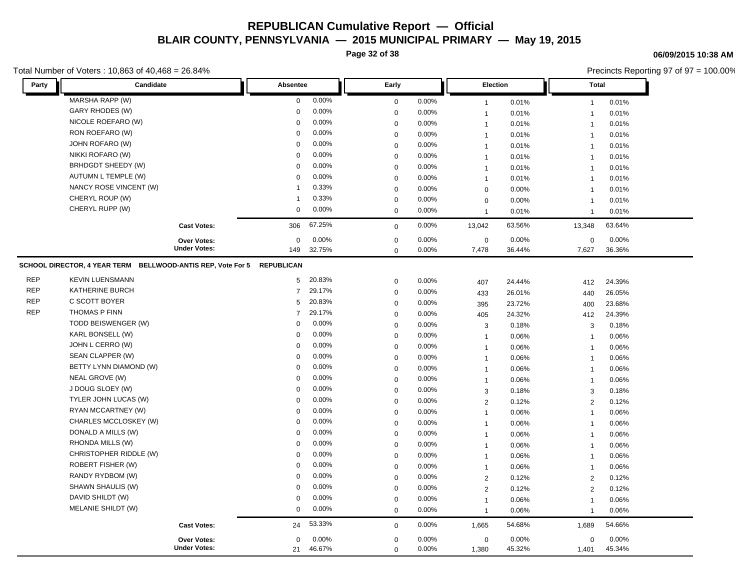# REPUBLICAN Cumulative Report — Official

## BLAIR COUNTY, PENNSYLVANIA — 2015 MUNICIPAL PRIMARY — May 19, 2015

06/09/2015 10:38 AM

Total Number of Voters : 10,863 of 40,468 = 26.84%

Precincts Reporting 97 of 97 = 100.00%

| Party | Candidate | Absentee | | Early | | Election | | Total | |
|---|---|---|---|---|---|---|---|---|---|
| | MARSHA RAPP (W) | 0 | 0.00% | 0 | 0.00% | 1 | 0.01% | 1 | 0.01% |
| | GARY RHODES (W) | 0 | 0.00% | 0 | 0.00% | 1 | 0.01% | 1 | 0.01% |
| | NICOLE ROEFARO (W) | 0 | 0.00% | 0 | 0.00% | 1 | 0.01% | 1 | 0.01% |
| | RON ROEFARO (W) | 0 | 0.00% | 0 | 0.00% | 1 | 0.01% | 1 | 0.01% |
| | JOHN ROFARO (W) | 0 | 0.00% | 0 | 0.00% | 1 | 0.01% | 1 | 0.01% |
| | NIKKI ROFARO (W) | 0 | 0.00% | 0 | 0.00% | 1 | 0.01% | 1 | 0.01% |
| | BRHDGDT SHEEDY (W) | 0 | 0.00% | 0 | 0.00% | 1 | 0.01% | 1 | 0.01% |
| | AUTUMN L TEMPLE (W) | 0 | 0.00% | 0 | 0.00% | 1 | 0.01% | 1 | 0.01% |
| | NANCY ROSE VINCENT (W) | 1 | 0.33% | 0 | 0.00% | 0 | 0.00% | 1 | 0.01% |
| | CHERYL ROUP (W) | 1 | 0.33% | 0 | 0.00% | 0 | 0.00% | 1 | 0.01% |
| | CHERYL RUPP (W) | 0 | 0.00% | 0 | 0.00% | 1 | 0.01% | 1 | 0.01% |
| | **Cast Votes:** | 306 | 67.25% | 0 | 0.00% | 13,042 | 63.56% | 13,348 | 63.64% |
| | **Over Votes:** | 0 | 0.00% | 0 | 0.00% | 0 | 0.00% | 0 | 0.00% |
| | **Under Votes:** | 149 | 32.75% | 0 | 0.00% | 7,478 | 36.44% | 7,627 | 36.36% |

**SCHOOL DIRECTOR, 4 YEAR TERM BELLWOOD-ANTIS REP, Vote For 5 REPUBLICAN**

| Party | Candidate | Absentee | | Early | | Election | | Total | |
|---|---|---|---|---|---|---|---|---|---|
| REP | KEVIN LUENSMANN | 5 | 20.83% | 0 | 0.00% | 407 | 24.44% | 412 | 24.39% |
| REP | KATHERINE BURCH | 7 | 29.17% | 0 | 0.00% | 433 | 26.01% | 440 | 26.05% |
| REP | C SCOTT BOYER | 5 | 20.83% | 0 | 0.00% | 395 | 23.72% | 400 | 23.68% |
| REP | THOMAS P FINN | 7 | 29.17% | 0 | 0.00% | 405 | 24.32% | 412 | 24.39% |
| | TODD BEISWENGER (W) | 0 | 0.00% | 0 | 0.00% | 3 | 0.18% | 3 | 0.18% |
| | KARL BONSELL (W) | 0 | 0.00% | 0 | 0.00% | 1 | 0.06% | 1 | 0.06% |
| | JOHN L CERRO (W) | 0 | 0.00% | 0 | 0.00% | 1 | 0.06% | 1 | 0.06% |
| | SEAN CLAPPER (W) | 0 | 0.00% | 0 | 0.00% | 1 | 0.06% | 1 | 0.06% |
| | BETTY LYNN DIAMOND (W) | 0 | 0.00% | 0 | 0.00% | 1 | 0.06% | 1 | 0.06% |
| | NEAL GROVE (W) | 0 | 0.00% | 0 | 0.00% | 1 | 0.06% | 1 | 0.06% |
| | J DOUG SLOEY (W) | 0 | 0.00% | 0 | 0.00% | 3 | 0.18% | 3 | 0.18% |
| | TYLER JOHN LUCAS (W) | 0 | 0.00% | 0 | 0.00% | 2 | 0.12% | 2 | 0.12% |
| | RYAN MCCARTNEY (W) | 0 | 0.00% | 0 | 0.00% | 1 | 0.06% | 1 | 0.06% |
| | CHARLES MCCLOSKEY (W) | 0 | 0.00% | 0 | 0.00% | 1 | 0.06% | 1 | 0.06% |
| | DONALD A MILLS (W) | 0 | 0.00% | 0 | 0.00% | 1 | 0.06% | 1 | 0.06% |
| | RHONDA MILLS (W) | 0 | 0.00% | 0 | 0.00% | 1 | 0.06% | 1 | 0.06% |
| | CHRISTOPHER RIDDLE (W) | 0 | 0.00% | 0 | 0.00% | 1 | 0.06% | 1 | 0.06% |
| | ROBERT FISHER (W) | 0 | 0.00% | 0 | 0.00% | 1 | 0.06% | 1 | 0.06% |
| | RANDY RYDBOM (W) | 0 | 0.00% | 0 | 0.00% | 2 | 0.12% | 2 | 0.12% |
| | SHAWN SHAULIS (W) | 0 | 0.00% | 0 | 0.00% | 2 | 0.12% | 2 | 0.12% |
| | DAVID SHILDT (W) | 0 | 0.00% | 0 | 0.00% | 1 | 0.06% | 1 | 0.06% |
| | MELANIE SHILDT (W) | 0 | 0.00% | 0 | 0.00% | 1 | 0.06% | 1 | 0.06% |
| | **Cast Votes:** | 24 | 53.33% | 0 | 0.00% | 1,665 | 54.68% | 1,689 | 54.66% |
| | **Over Votes:** | 0 | 0.00% | 0 | 0.00% | 0 | 0.00% | 0 | 0.00% |
| | **Under Votes:** | 21 | 46.67% | 0 | 0.00% | 1,380 | 45.32% | 1,401 | 45.34% |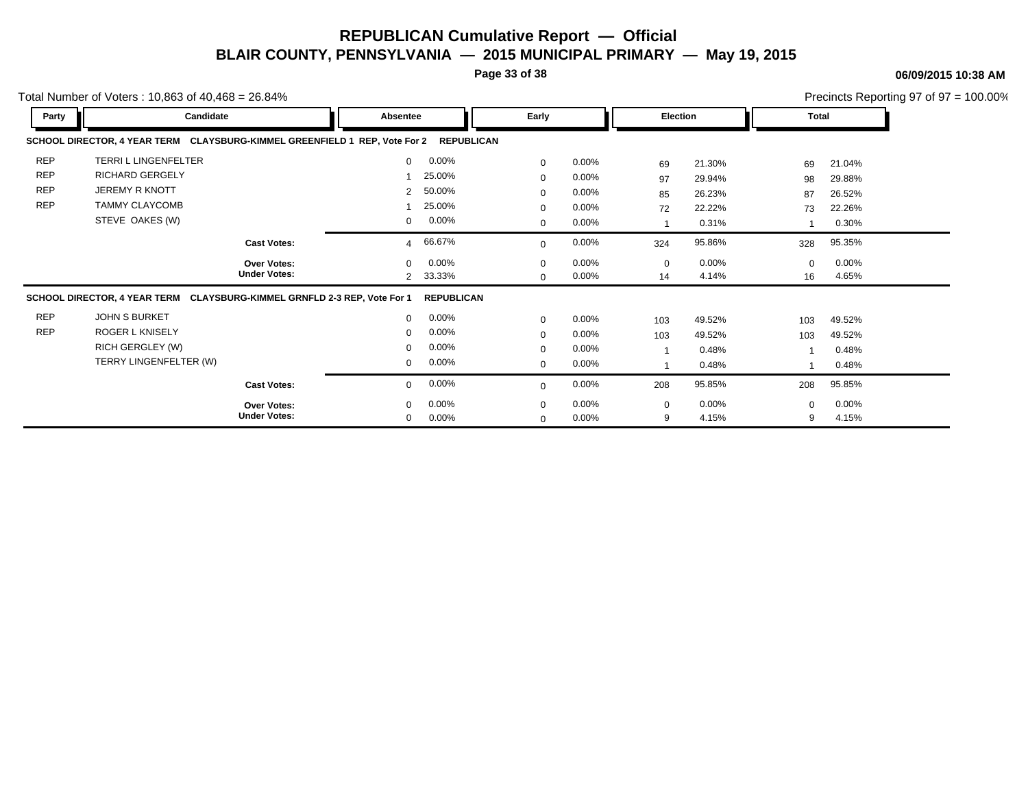# REPUBLICAN Cumulative Report — Official

## BLAIR COUNTY, PENNSYLVANIA — 2015 MUNICIPAL PRIMARY — May 19, 2015

06/09/2015 10:38 AM

Total Number of Voters : 10,863 of 40,468 = 26.84%

Precincts Reporting 97 of 97 = 100.00%

### SCHOOL DIRECTOR, 4 YEAR TERM CLAYSBURG-KIMMEL GREENFIELD 1 REP, Vote For 2 REPUBLICAN

| Party | Candidate | Absentee | | Early | | Election | | Total | |
|---|---|---|---|---|---|---|---|---|---|
| REP | TERRI L LINGENFELTER | 0 | 0.00% | 0 | 0.00% | 69 | 21.30% | 69 | 21.04% |
| REP | RICHARD GERGELY | 1 | 25.00% | 0 | 0.00% | 97 | 29.94% | 98 | 29.88% |
| REP | JEREMY R KNOTT | 2 | 50.00% | 0 | 0.00% | 85 | 26.23% | 87 | 26.52% |
| REP | TAMMY CLAYCOMB | 1 | 25.00% | 0 | 0.00% | 72 | 22.22% | 73 | 22.26% |
| | STEVE OAKES (W) | 0 | 0.00% | 0 | 0.00% | 1 | 0.31% | 1 | 0.30% |
| | **Cast Votes:** | 4 | 66.67% | 0 | 0.00% | 324 | 95.86% | 328 | 95.35% |
| | **Over Votes:** | 0 | 0.00% | 0 | 0.00% | 0 | 0.00% | 0 | 0.00% |
| | **Under Votes:** | 2 | 33.33% | 0 | 0.00% | 14 | 4.14% | 16 | 4.65% |

### SCHOOL DIRECTOR, 4 YEAR TERM CLAYSBURG-KIMMEL GRNFLD 2-3 REP, Vote For 1 REPUBLICAN

| Party | Candidate | Absentee | | Early | | Election | | Total | |
|---|---|---|---|---|---|---|---|---|---|
| REP | JOHN S BURKET | 0 | 0.00% | 0 | 0.00% | 103 | 49.52% | 103 | 49.52% |
| REP | ROGER L KNISELY | 0 | 0.00% | 0 | 0.00% | 103 | 49.52% | 103 | 49.52% |
| | RICH GERGLEY (W) | 0 | 0.00% | 0 | 0.00% | 1 | 0.48% | 1 | 0.48% |
| | TERRY LINGENFELTER (W) | 0 | 0.00% | 0 | 0.00% | 1 | 0.48% | 1 | 0.48% |
| | **Cast Votes:** | 0 | 0.00% | 0 | 0.00% | 208 | 95.85% | 208 | 95.85% |
| | **Over Votes:** | 0 | 0.00% | 0 | 0.00% | 0 | 0.00% | 0 | 0.00% |
| | **Under Votes:** | 0 | 0.00% | 0 | 0.00% | 9 | 4.15% | 9 | 4.15% |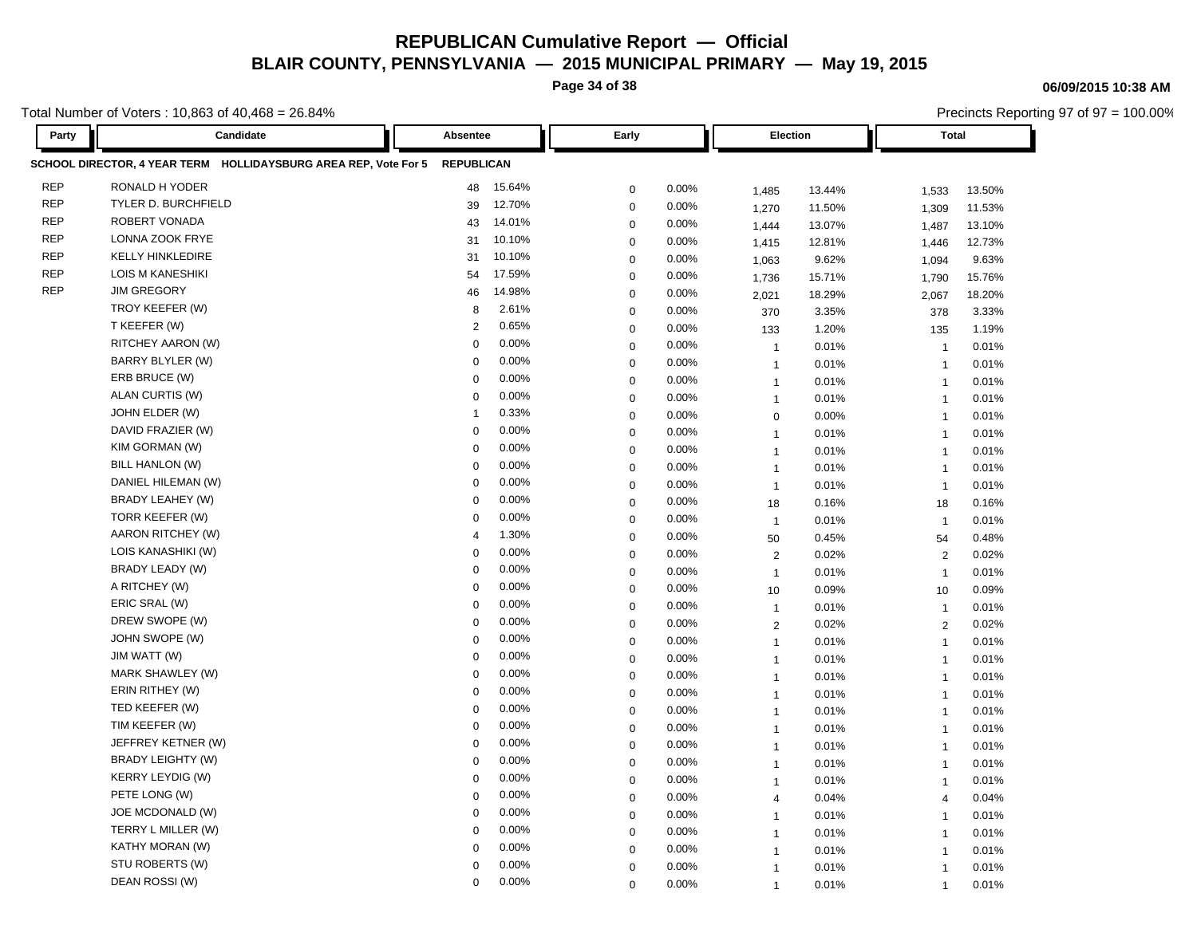# REPUBLICAN Cumulative Report — Official

## BLAIR COUNTY, PENNSYLVANIA — 2015 MUNICIPAL PRIMARY — May 19, 2015

06/09/2015 10:38 AM

Total Number of Voters : 10,863 of 40,468 = 26.84%

Precincts Reporting 97 of 97 = 100.00%

| Party | Candidate | Absentee | | Early | | Election | | Total | |
|---|---|---|---|---|---|---|---|---|---|
| **SCHOOL DIRECTOR, 4 YEAR TERM HOLLIDAYSBURG AREA REP, Vote For 5** | | **REPUBLICAN** | | | | | | | |
| REP | RONALD H YODER | 48 | 15.64% | 0 | 0.00% | 1,485 | 13.44% | 1,533 | 13.50% |
| REP | TYLER D. BURCHFIELD | 39 | 12.70% | 0 | 0.00% | 1,270 | 11.50% | 1,309 | 11.53% |
| REP | ROBERT VONADA | 43 | 14.01% | 0 | 0.00% | 1,444 | 13.07% | 1,487 | 13.10% |
| REP | LONNA ZOOK FRYE | 31 | 10.10% | 0 | 0.00% | 1,415 | 12.81% | 1,446 | 12.73% |
| REP | KELLY HINKLEDIRE | 31 | 10.10% | 0 | 0.00% | 1,063 | 9.62% | 1,094 | 9.63% |
| REP | LOIS M KANESHIKI | 54 | 17.59% | 0 | 0.00% | 1,736 | 15.71% | 1,790 | 15.76% |
| REP | JIM GREGORY | 46 | 14.98% | 0 | 0.00% | 2,021 | 18.29% | 2,067 | 18.20% |
| | TROY KEEFER (W) | 8 | 2.61% | 0 | 0.00% | 370 | 3.35% | 378 | 3.33% |
| | T KEEFER (W) | 2 | 0.65% | 0 | 0.00% | 133 | 1.20% | 135 | 1.19% |
| | RITCHEY AARON (W) | 0 | 0.00% | 0 | 0.00% | 1 | 0.01% | 1 | 0.01% |
| | BARRY BLYLER (W) | 0 | 0.00% | 0 | 0.00% | 1 | 0.01% | 1 | 0.01% |
| | ERB BRUCE (W) | 0 | 0.00% | 0 | 0.00% | 1 | 0.01% | 1 | 0.01% |
| | ALAN CURTIS (W) | 0 | 0.00% | 0 | 0.00% | 1 | 0.01% | 1 | 0.01% |
| | JOHN ELDER (W) | 1 | 0.33% | 0 | 0.00% | 0 | 0.00% | 1 | 0.01% |
| | DAVID FRAZIER (W) | 0 | 0.00% | 0 | 0.00% | 1 | 0.01% | 1 | 0.01% |
| | KIM GORMAN (W) | 0 | 0.00% | 0 | 0.00% | 1 | 0.01% | 1 | 0.01% |
| | BILL HANLON (W) | 0 | 0.00% | 0 | 0.00% | 1 | 0.01% | 1 | 0.01% |
| | DANIEL HILEMAN (W) | 0 | 0.00% | 0 | 0.00% | 1 | 0.01% | 1 | 0.01% |
| | BRADY LEAHEY (W) | 0 | 0.00% | 0 | 0.00% | 18 | 0.16% | 18 | 0.16% |
| | TORR KEEFER (W) | 0 | 0.00% | 0 | 0.00% | 1 | 0.01% | 1 | 0.01% |
| | AARON RITCHEY (W) | 4 | 1.30% | 0 | 0.00% | 50 | 0.45% | 54 | 0.48% |
| | LOIS KANASHIKI (W) | 0 | 0.00% | 0 | 0.00% | 2 | 0.02% | 2 | 0.02% |
| | BRADY LEADY (W) | 0 | 0.00% | 0 | 0.00% | 1 | 0.01% | 1 | 0.01% |
| | A RITCHEY (W) | 0 | 0.00% | 0 | 0.00% | 10 | 0.09% | 10 | 0.09% |
| | ERIC SRAL (W) | 0 | 0.00% | 0 | 0.00% | 1 | 0.01% | 1 | 0.01% |
| | DREW SWOPE (W) | 0 | 0.00% | 0 | 0.00% | 2 | 0.02% | 2 | 0.02% |
| | JOHN SWOPE (W) | 0 | 0.00% | 0 | 0.00% | 1 | 0.01% | 1 | 0.01% |
| | JIM WATT (W) | 0 | 0.00% | 0 | 0.00% | 1 | 0.01% | 1 | 0.01% |
| | MARK SHAWLEY (W) | 0 | 0.00% | 0 | 0.00% | 1 | 0.01% | 1 | 0.01% |
| | ERIN RITHEY (W) | 0 | 0.00% | 0 | 0.00% | 1 | 0.01% | 1 | 0.01% |
| | TED KEEFER (W) | 0 | 0.00% | 0 | 0.00% | 1 | 0.01% | 1 | 0.01% |
| | TIM KEEFER (W) | 0 | 0.00% | 0 | 0.00% | 1 | 0.01% | 1 | 0.01% |
| | JEFFREY KETNER (W) | 0 | 0.00% | 0 | 0.00% | 1 | 0.01% | 1 | 0.01% |
| | BRADY LEIGHTY (W) | 0 | 0.00% | 0 | 0.00% | 1 | 0.01% | 1 | 0.01% |
| | KERRY LEYDIG (W) | 0 | 0.00% | 0 | 0.00% | 1 | 0.01% | 1 | 0.01% |
| | PETE LONG (W) | 0 | 0.00% | 0 | 0.00% | 4 | 0.04% | 4 | 0.04% |
| | JOE MCDONALD (W) | 0 | 0.00% | 0 | 0.00% | 1 | 0.01% | 1 | 0.01% |
| | TERRY L MILLER (W) | 0 | 0.00% | 0 | 0.00% | 1 | 0.01% | 1 | 0.01% |
| | KATHY MORAN (W) | 0 | 0.00% | 0 | 0.00% | 1 | 0.01% | 1 | 0.01% |
| | STU ROBERTS (W) | 0 | 0.00% | 0 | 0.00% | 1 | 0.01% | 1 | 0.01% |
| | DEAN ROSSI (W) | 0 | 0.00% | 0 | 0.00% | 1 | 0.01% | 1 | 0.01% |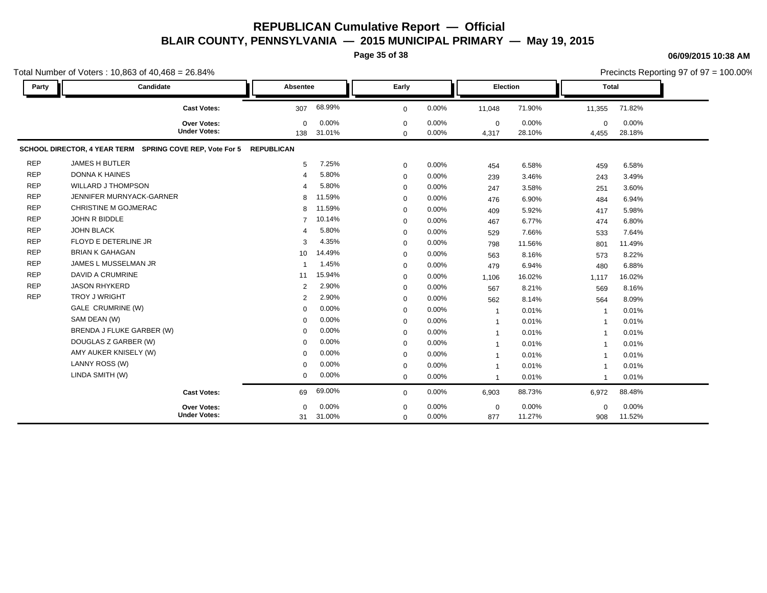# REPUBLICAN Cumulative Report — Official

## BLAIR COUNTY, PENNSYLVANIA — 2015 MUNICIPAL PRIMARY — May 19, 2015

06/09/2015 10:38 AM

Total Number of Voters : 10,863 of 40,468 = 26.84%

Precincts Reporting 97 of 97 = 100.00%

| Party | Candidate | Absentee | | Early | | Election | | Total | |
|---|---|---|---|---|---|---|---|---|---|
| | **Cast Votes:** | 307 | 68.99% | 0 | 0.00% | 11,048 | 71.90% | 11,355 | 71.82% |
| | **Over Votes:** | 0 | 0.00% | 0 | 0.00% | 0 | 0.00% | 0 | 0.00% |
| | **Under Votes:** | 138 | 31.01% | 0 | 0.00% | 4,317 | 28.10% | 4,455 | 28.18% |

**SCHOOL DIRECTOR, 4 YEAR TERM SPRING COVE REP, Vote For 5 REPUBLICAN**

| Party | Candidate | Absentee | | Early | | Election | | Total | |
|---|---|---|---|---|---|---|---|---|---|
| REP | JAMES H BUTLER | 5 | 7.25% | 0 | 0.00% | 454 | 6.58% | 459 | 6.58% |
| REP | DONNA K HAINES | 4 | 5.80% | 0 | 0.00% | 239 | 3.46% | 243 | 3.49% |
| REP | WILLARD J THOMPSON | 4 | 5.80% | 0 | 0.00% | 247 | 3.58% | 251 | 3.60% |
| REP | JENNIFER MURNYACK-GARNER | 8 | 11.59% | 0 | 0.00% | 476 | 6.90% | 484 | 6.94% |
| REP | CHRISTINE M GOJMERAC | 8 | 11.59% | 0 | 0.00% | 409 | 5.92% | 417 | 5.98% |
| REP | JOHN R BIDDLE | 7 | 10.14% | 0 | 0.00% | 467 | 6.77% | 474 | 6.80% |
| REP | JOHN BLACK | 4 | 5.80% | 0 | 0.00% | 529 | 7.66% | 533 | 7.64% |
| REP | FLOYD E DETERLINE JR | 3 | 4.35% | 0 | 0.00% | 798 | 11.56% | 801 | 11.49% |
| REP | BRIAN K GAHAGAN | 10 | 14.49% | 0 | 0.00% | 563 | 8.16% | 573 | 8.22% |
| REP | JAMES L MUSSELMAN JR | 1 | 1.45% | 0 | 0.00% | 479 | 6.94% | 480 | 6.88% |
| REP | DAVID A CRUMRINE | 11 | 15.94% | 0 | 0.00% | 1,106 | 16.02% | 1,117 | 16.02% |
| REP | JASON RHYKERD | 2 | 2.90% | 0 | 0.00% | 567 | 8.21% | 569 | 8.16% |
| REP | TROY J WRIGHT | 2 | 2.90% | 0 | 0.00% | 562 | 8.14% | 564 | 8.09% |
| | GALE CRUMRINE (W) | 0 | 0.00% | 0 | 0.00% | 1 | 0.01% | 1 | 0.01% |
| | SAM DEAN (W) | 0 | 0.00% | 0 | 0.00% | 1 | 0.01% | 1 | 0.01% |
| | BRENDA J FLUKE GARBER (W) | 0 | 0.00% | 0 | 0.00% | 1 | 0.01% | 1 | 0.01% |
| | DOUGLAS Z GARBER (W) | 0 | 0.00% | 0 | 0.00% | 1 | 0.01% | 1 | 0.01% |
| | AMY AUKER KNISELY (W) | 0 | 0.00% | 0 | 0.00% | 1 | 0.01% | 1 | 0.01% |
| | LANNY ROSS (W) | 0 | 0.00% | 0 | 0.00% | 1 | 0.01% | 1 | 0.01% |
| | LINDA SMITH (W) | 0 | 0.00% | 0 | 0.00% | 1 | 0.01% | 1 | 0.01% |
| | **Cast Votes:** | 69 | 69.00% | 0 | 0.00% | 6,903 | 88.73% | 6,972 | 88.48% |
| | **Over Votes:** | 0 | 0.00% | 0 | 0.00% | 0 | 0.00% | 0 | 0.00% |
| | **Under Votes:** | 31 | 31.00% | 0 | 0.00% | 877 | 11.27% | 908 | 11.52% |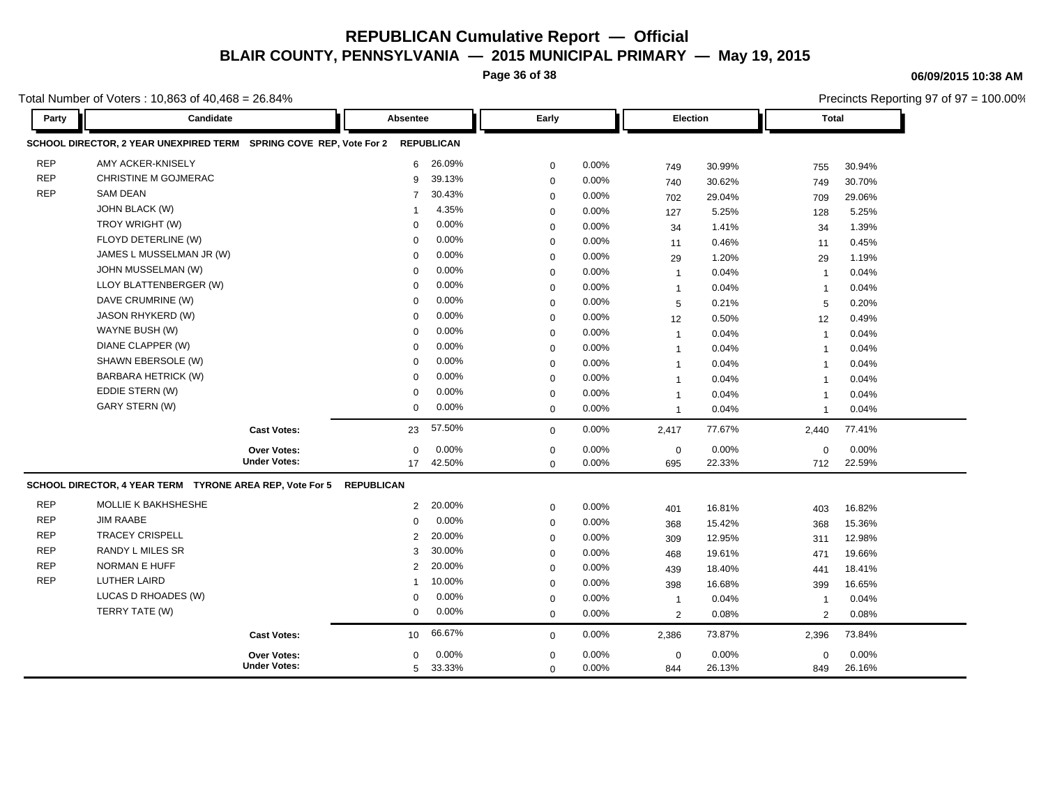# REPUBLICAN Cumulative Report — Official

## BLAIR COUNTY, PENNSYLVANIA — 2015 MUNICIPAL PRIMARY — May 19, 2015

06/09/2015 10:38 AM

Total Number of Voters : 10,863 of 40,468 = 26.84%

Precincts Reporting 97 of 97 = 100.00%

### SCHOOL DIRECTOR, 2 YEAR UNEXPIRED TERM SPRING COVE REP, Vote For 2 REPUBLICAN

| Party | Candidate | Absentee | | Early | | Election | | Total | |
|---|---|---|---|---|---|---|---|---|---|
| REP | AMY ACKER-KNISELY | 6 | 26.09% | 0 | 0.00% | 749 | 30.99% | 755 | 30.94% |
| REP | CHRISTINE M GOJMERAC | 9 | 39.13% | 0 | 0.00% | 740 | 30.62% | 749 | 30.70% |
| REP | SAM DEAN | 7 | 30.43% | 0 | 0.00% | 702 | 29.04% | 709 | 29.06% |
| | JOHN BLACK (W) | 1 | 4.35% | 0 | 0.00% | 127 | 5.25% | 128 | 5.25% |
| | TROY WRIGHT (W) | 0 | 0.00% | 0 | 0.00% | 34 | 1.41% | 34 | 1.39% |
| | FLOYD DETERLINE (W) | 0 | 0.00% | 0 | 0.00% | 11 | 0.46% | 11 | 0.45% |
| | JAMES L MUSSELMAN JR (W) | 0 | 0.00% | 0 | 0.00% | 29 | 1.20% | 29 | 1.19% |
| | JOHN MUSSELMAN (W) | 0 | 0.00% | 0 | 0.00% | 1 | 0.04% | 1 | 0.04% |
| | LLOY BLATTENBERGER (W) | 0 | 0.00% | 0 | 0.00% | 1 | 0.04% | 1 | 0.04% |
| | DAVE CRUMRINE (W) | 0 | 0.00% | 0 | 0.00% | 5 | 0.21% | 5 | 0.20% |
| | JASON RHYKERD (W) | 0 | 0.00% | 0 | 0.00% | 12 | 0.50% | 12 | 0.49% |
| | WAYNE BUSH (W) | 0 | 0.00% | 0 | 0.00% | 1 | 0.04% | 1 | 0.04% |
| | DIANE CLAPPER (W) | 0 | 0.00% | 0 | 0.00% | 1 | 0.04% | 1 | 0.04% |
| | SHAWN EBERSOLE (W) | 0 | 0.00% | 0 | 0.00% | 1 | 0.04% | 1 | 0.04% |
| | BARBARA HETRICK (W) | 0 | 0.00% | 0 | 0.00% | 1 | 0.04% | 1 | 0.04% |
| | EDDIE STERN (W) | 0 | 0.00% | 0 | 0.00% | 1 | 0.04% | 1 | 0.04% |
| | GARY STERN (W) | 0 | 0.00% | 0 | 0.00% | 1 | 0.04% | 1 | 0.04% |
| | **Cast Votes:** | 23 | 57.50% | 0 | 0.00% | 2,417 | 77.67% | 2,440 | 77.41% |
| | **Over Votes:** | 0 | 0.00% | 0 | 0.00% | 0 | 0.00% | 0 | 0.00% |
| | **Under Votes:** | 17 | 42.50% | 0 | 0.00% | 695 | 22.33% | 712 | 22.59% |

### SCHOOL DIRECTOR, 4 YEAR TERM TYRONE AREA REP, Vote For 5 REPUBLICAN

| Party | Candidate | Absentee | | Early | | Election | | Total | |
|---|---|---|---|---|---|---|---|---|---|
| REP | MOLLIE K BAKHSHESHE | 2 | 20.00% | 0 | 0.00% | 401 | 16.81% | 403 | 16.82% |
| REP | JIM RAABE | 0 | 0.00% | 0 | 0.00% | 368 | 15.42% | 368 | 15.36% |
| REP | TRACEY CRISPELL | 2 | 20.00% | 0 | 0.00% | 309 | 12.95% | 311 | 12.98% |
| REP | RANDY L MILES SR | 3 | 30.00% | 0 | 0.00% | 468 | 19.61% | 471 | 19.66% |
| REP | NORMAN E HUFF | 2 | 20.00% | 0 | 0.00% | 439 | 18.40% | 441 | 18.41% |
| REP | LUTHER LAIRD | 1 | 10.00% | 0 | 0.00% | 398 | 16.68% | 399 | 16.65% |
| | LUCAS D RHOADES (W) | 0 | 0.00% | 0 | 0.00% | 1 | 0.04% | 1 | 0.04% |
| | TERRY TATE (W) | 0 | 0.00% | 0 | 0.00% | 2 | 0.08% | 2 | 0.08% |
| | **Cast Votes:** | 10 | 66.67% | 0 | 0.00% | 2,386 | 73.87% | 2,396 | 73.84% |
| | **Over Votes:** | 0 | 0.00% | 0 | 0.00% | 0 | 0.00% | 0 | 0.00% |
| | **Under Votes:** | 5 | 33.33% | 0 | 0.00% | 844 | 26.13% | 849 | 26.16% |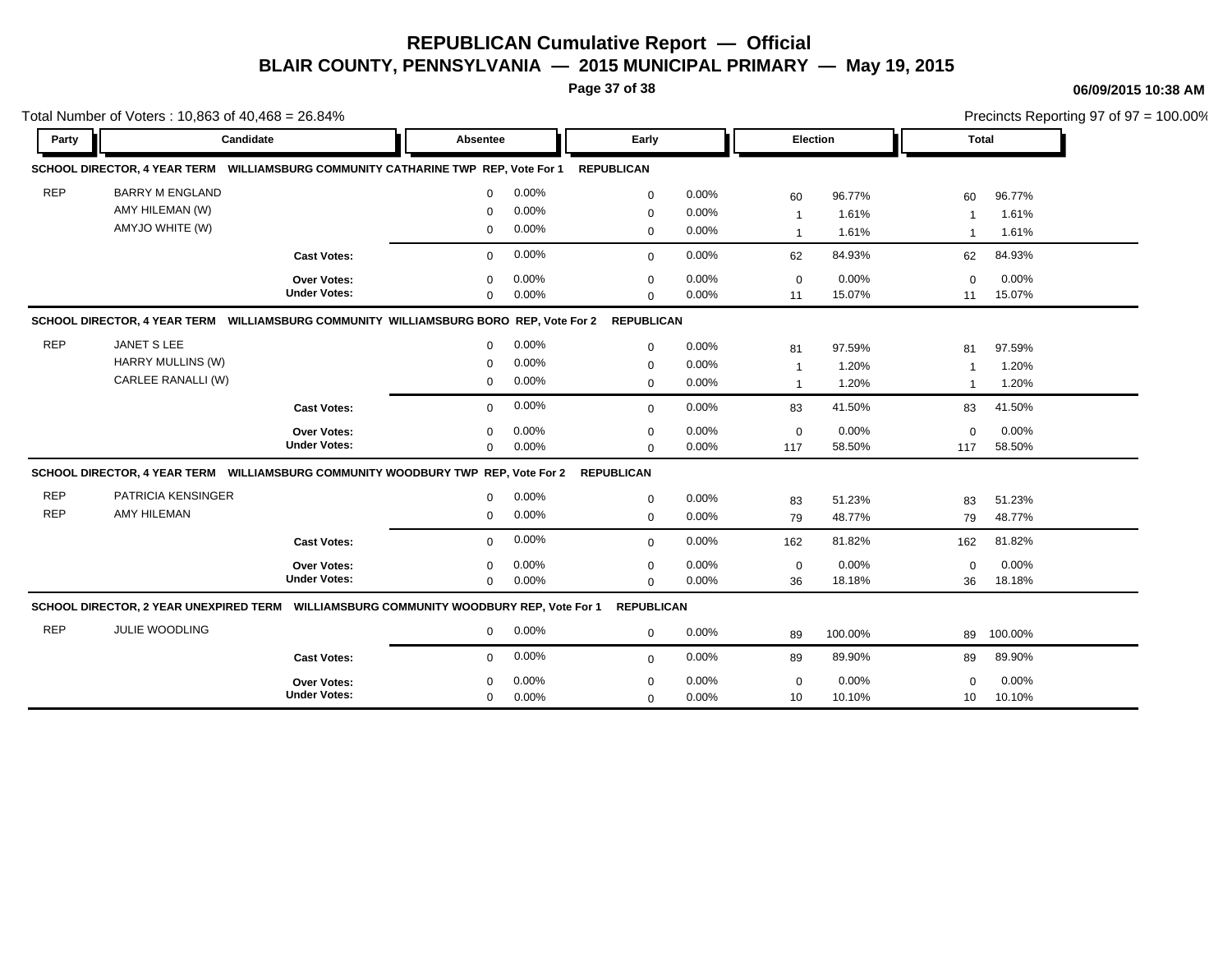# REPUBLICAN Cumulative Report — Official

## BLAIR COUNTY, PENNSYLVANIA — 2015 MUNICIPAL PRIMARY — May 19, 2015

06/09/2015 10:38 AM

Total Number of Voters : 10,863 of 40,468 = 26.84%

Precincts Reporting 97 of 97 = 100.00%

### SCHOOL DIRECTOR, 4 YEAR TERM WILLIAMSBURG COMMUNITY CATHARINE TWP REP, Vote For 1 REPUBLICAN

| Party | Candidate | Absentee | | Early | | Election | | Total | |
|---|---|---|---|---|---|---|---|---|---|
| REP | BARRY M ENGLAND | 0 | 0.00% | 0 | 0.00% | 60 | 96.77% | 60 | 96.77% |
| | AMY HILEMAN (W) | 0 | 0.00% | 0 | 0.00% | 1 | 1.61% | 1 | 1.61% |
| | AMYJO WHITE (W) | 0 | 0.00% | 0 | 0.00% | 1 | 1.61% | 1 | 1.61% |
| | **Cast Votes:** | 0 | 0.00% | 0 | 0.00% | 62 | 84.93% | 62 | 84.93% |
| | **Over Votes:** | 0 | 0.00% | 0 | 0.00% | 0 | 0.00% | 0 | 0.00% |
| | **Under Votes:** | 0 | 0.00% | 0 | 0.00% | 11 | 15.07% | 11 | 15.07% |

### SCHOOL DIRECTOR, 4 YEAR TERM WILLIAMSBURG COMMUNITY WILLIAMSBURG BORO REP, Vote For 2 REPUBLICAN

| Party | Candidate | Absentee | | Early | | Election | | Total | |
|---|---|---|---|---|---|---|---|---|---|
| REP | JANET S LEE | 0 | 0.00% | 0 | 0.00% | 81 | 97.59% | 81 | 97.59% |
| | HARRY MULLINS (W) | 0 | 0.00% | 0 | 0.00% | 1 | 1.20% | 1 | 1.20% |
| | CARLEE RANALLI (W) | 0 | 0.00% | 0 | 0.00% | 1 | 1.20% | 1 | 1.20% |
| | **Cast Votes:** | 0 | 0.00% | 0 | 0.00% | 83 | 41.50% | 83 | 41.50% |
| | **Over Votes:** | 0 | 0.00% | 0 | 0.00% | 0 | 0.00% | 0 | 0.00% |
| | **Under Votes:** | 0 | 0.00% | 0 | 0.00% | 117 | 58.50% | 117 | 58.50% |

### SCHOOL DIRECTOR, 4 YEAR TERM WILLIAMSBURG COMMUNITY WOODBURY TWP REP, Vote For 2 REPUBLICAN

| Party | Candidate | Absentee | | Early | | Election | | Total | |
|---|---|---|---|---|---|---|---|---|---|
| REP | PATRICIA KENSINGER | 0 | 0.00% | 0 | 0.00% | 83 | 51.23% | 83 | 51.23% |
| REP | AMY HILEMAN | 0 | 0.00% | 0 | 0.00% | 79 | 48.77% | 79 | 48.77% |
| | **Cast Votes:** | 0 | 0.00% | 0 | 0.00% | 162 | 81.82% | 162 | 81.82% |
| | **Over Votes:** | 0 | 0.00% | 0 | 0.00% | 0 | 0.00% | 0 | 0.00% |
| | **Under Votes:** | 0 | 0.00% | 0 | 0.00% | 36 | 18.18% | 36 | 18.18% |

### SCHOOL DIRECTOR, 2 YEAR UNEXPIRED TERM WILLIAMSBURG COMMUNITY WOODBURY REP, Vote For 1 REPUBLICAN

| Party | Candidate | Absentee | | Early | | Election | | Total | |
|---|---|---|---|---|---|---|---|---|---|
| REP | JULIE WOODLING | 0 | 0.00% | 0 | 0.00% | 89 | 100.00% | 89 | 100.00% |
| | **Cast Votes:** | 0 | 0.00% | 0 | 0.00% | 89 | 89.90% | 89 | 89.90% |
| | **Over Votes:** | 0 | 0.00% | 0 | 0.00% | 0 | 0.00% | 0 | 0.00% |
| | **Under Votes:** | 0 | 0.00% | 0 | 0.00% | 10 | 10.10% | 10 | 10.10% |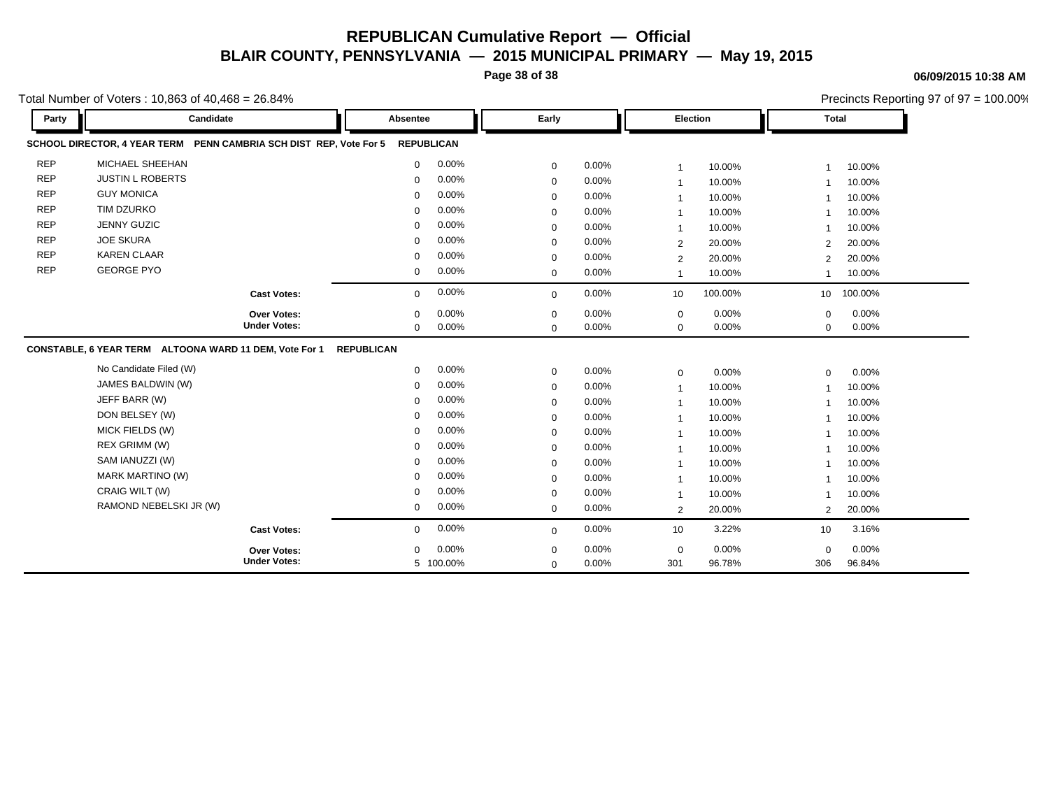# REPUBLICAN Cumulative Report — Official

## BLAIR COUNTY, PENNSYLVANIA — 2015 MUNICIPAL PRIMARY — May 19, 2015

06/09/2015 10:38 AM

Total Number of Voters : 10,863 of 40,468 = 26.84%

Precincts Reporting 97 of 97 = 100.00%

**SCHOOL DIRECTOR, 4 YEAR TERM PENN CAMBRIA SCH DIST REP, Vote For 5 REPUBLICAN**

| Party | Candidate | Absentee | | Early | | Election | | Total | |
|---|---|---|---|---|---|---|---|---|---|
| REP | MICHAEL SHEEHAN | 0 | 0.00% | 0 | 0.00% | 1 | 10.00% | 1 | 10.00% |
| REP | JUSTIN L ROBERTS | 0 | 0.00% | 0 | 0.00% | 1 | 10.00% | 1 | 10.00% |
| REP | GUY MONICA | 0 | 0.00% | 0 | 0.00% | 1 | 10.00% | 1 | 10.00% |
| REP | TIM DZURKO | 0 | 0.00% | 0 | 0.00% | 1 | 10.00% | 1 | 10.00% |
| REP | JENNY GUZIC | 0 | 0.00% | 0 | 0.00% | 1 | 10.00% | 1 | 10.00% |
| REP | JOE SKURA | 0 | 0.00% | 0 | 0.00% | 2 | 20.00% | 2 | 20.00% |
| REP | KAREN CLAAR | 0 | 0.00% | 0 | 0.00% | 2 | 20.00% | 2 | 20.00% |
| REP | GEORGE PYO | 0 | 0.00% | 0 | 0.00% | 1 | 10.00% | 1 | 10.00% |
| | **Cast Votes:** | 0 | 0.00% | 0 | 0.00% | 10 | 100.00% | 10 | 100.00% |
| | **Over Votes:** | 0 | 0.00% | 0 | 0.00% | 0 | 0.00% | 0 | 0.00% |
| | **Under Votes:** | 0 | 0.00% | 0 | 0.00% | 0 | 0.00% | 0 | 0.00% |

**CONSTABLE, 6 YEAR TERM ALTOONA WARD 11 DEM, Vote For 1 REPUBLICAN**

| Party | Candidate | Absentee | | Early | | Election | | Total | |
|---|---|---|---|---|---|---|---|---|---|
| | No Candidate Filed (W) | 0 | 0.00% | 0 | 0.00% | 0 | 0.00% | 0 | 0.00% |
| | JAMES BALDWIN (W) | 0 | 0.00% | 0 | 0.00% | 1 | 10.00% | 1 | 10.00% |
| | JEFF BARR (W) | 0 | 0.00% | 0 | 0.00% | 1 | 10.00% | 1 | 10.00% |
| | DON BELSEY (W) | 0 | 0.00% | 0 | 0.00% | 1 | 10.00% | 1 | 10.00% |
| | MICK FIELDS (W) | 0 | 0.00% | 0 | 0.00% | 1 | 10.00% | 1 | 10.00% |
| | REX GRIMM (W) | 0 | 0.00% | 0 | 0.00% | 1 | 10.00% | 1 | 10.00% |
| | SAM IANUZZI (W) | 0 | 0.00% | 0 | 0.00% | 1 | 10.00% | 1 | 10.00% |
| | MARK MARTINO (W) | 0 | 0.00% | 0 | 0.00% | 1 | 10.00% | 1 | 10.00% |
| | CRAIG WILT (W) | 0 | 0.00% | 0 | 0.00% | 1 | 10.00% | 1 | 10.00% |
| | RAMOND NEBELSKI JR (W) | 0 | 0.00% | 0 | 0.00% | 2 | 20.00% | 2 | 20.00% |
| | **Cast Votes:** | 0 | 0.00% | 0 | 0.00% | 10 | 3.22% | 10 | 3.16% |
| | **Over Votes:** | 0 | 0.00% | 0 | 0.00% | 0 | 0.00% | 0 | 0.00% |
| | **Under Votes:** | 5 | 100.00% | 0 | 0.00% | 301 | 96.78% | 306 | 96.84% |